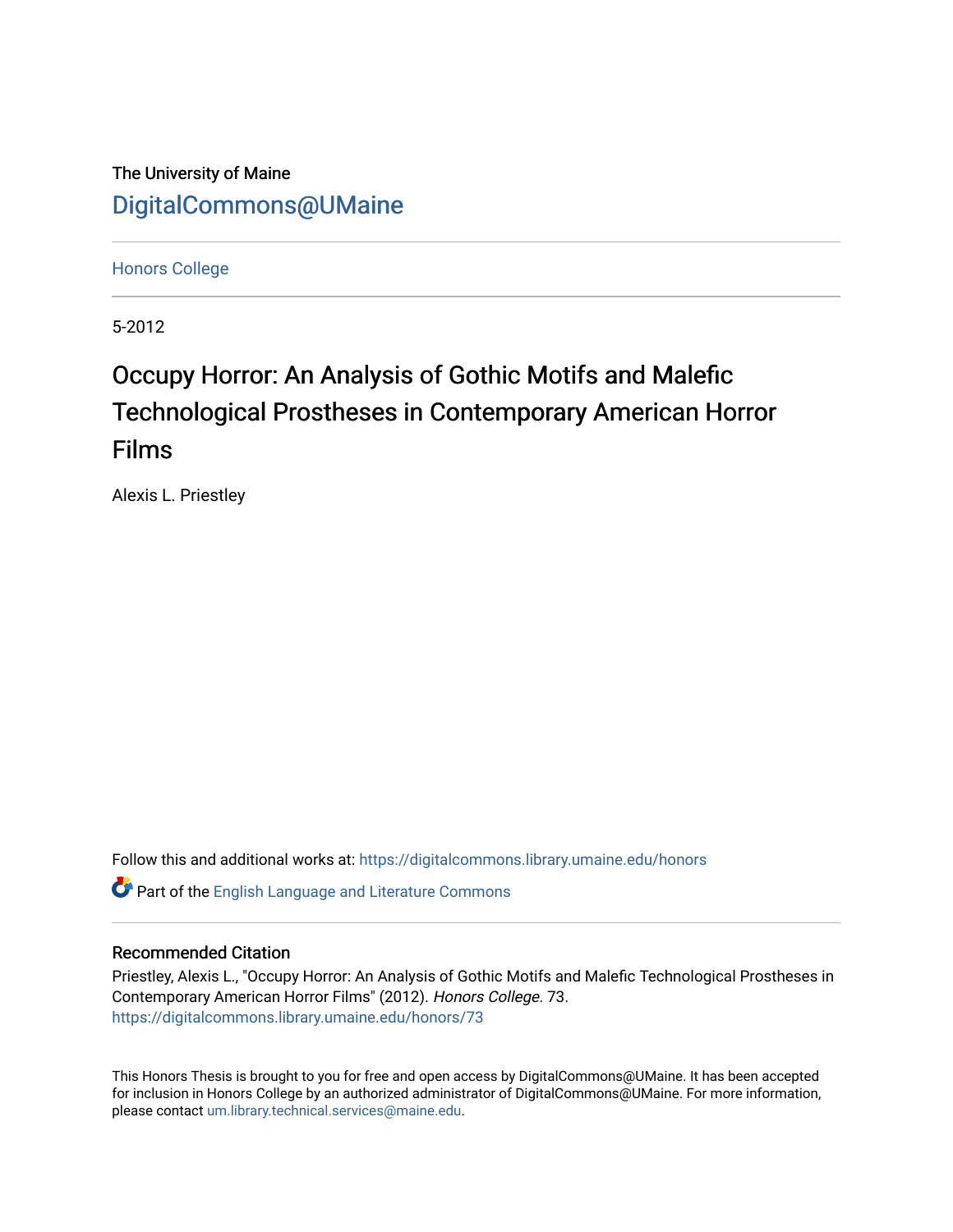The University of Maine

DigitalCommons@UMaine

Honors College

5-2012

# Occupy Horror: An Analysis of Gothic Motifs and Malefic Technological Prostheses in Contemporary American Horror Films

Alexis L. Priestley

Follow this and additional works at: https://digitalcommons.library.umaine.edu/honors

Part of the English Language and Literature Commons

## Recommended Citation

Priestley, Alexis L., "Occupy Horror: An Analysis of Gothic Motifs and Malefic Technological Prostheses in Contemporary American Horror Films" (2012). *Honors College*. 73.
https://digitalcommons.library.umaine.edu/honors/73

This Honors Thesis is brought to you for free and open access by DigitalCommons@UMaine. It has been accepted for inclusion in Honors College by an authorized administrator of DigitalCommons@UMaine. For more information, please contact um.library.technical.services@maine.edu.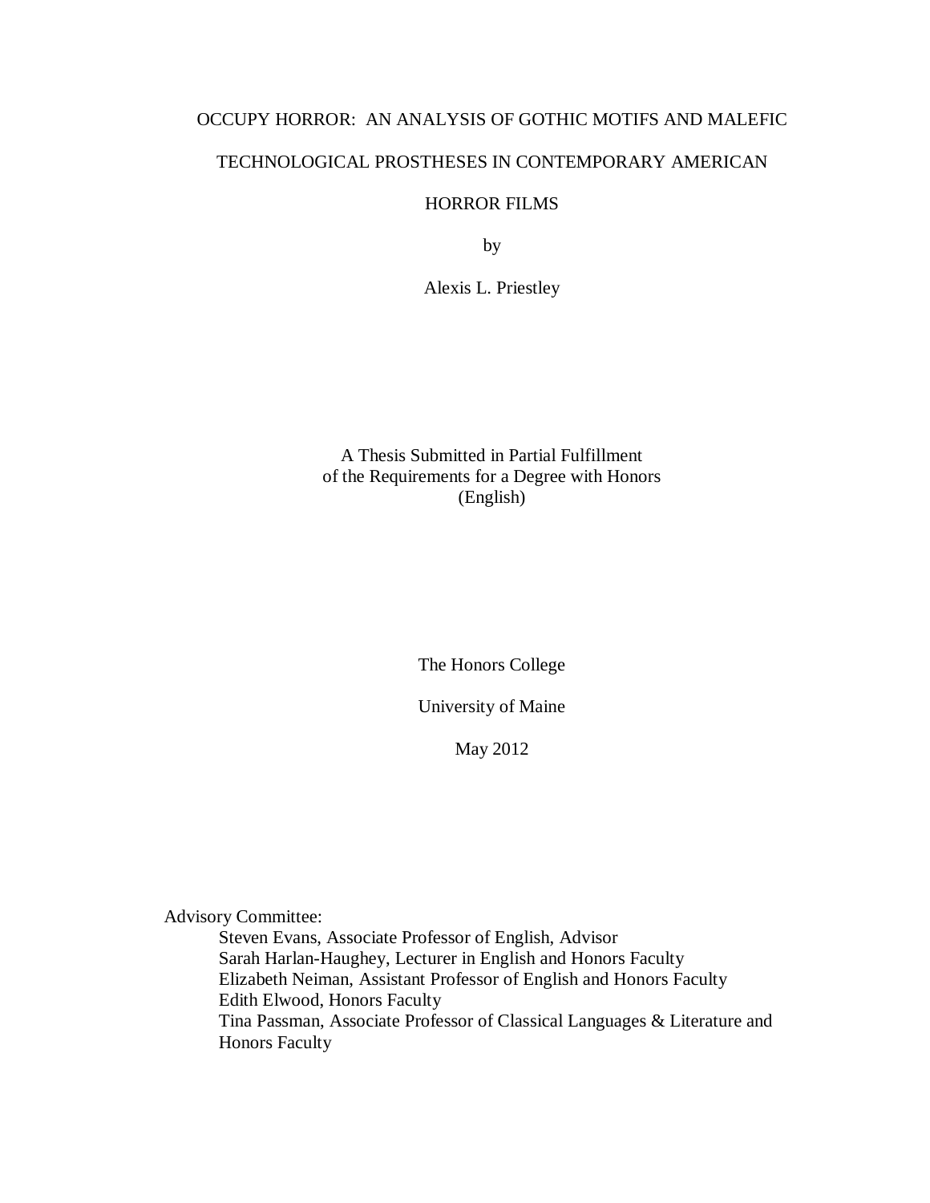# OCCUPY HORROR: AN ANALYSIS OF GOTHIC MOTIFS AND MALEFIC TECHNOLOGICAL PROSTHESES IN CONTEMPORARY AMERICAN HORROR FILMS

by

Alexis L. Priestley

A Thesis Submitted in Partial Fulfillment
of the Requirements for a Degree with Honors
(English)

The Honors College

University of Maine

May 2012

Advisory Committee:

Steven Evans, Associate Professor of English, Advisor
Sarah Harlan-Haughey, Lecturer in English and Honors Faculty
Elizabeth Neiman, Assistant Professor of English and Honors Faculty
Edith Elwood, Honors Faculty
Tina Passman, Associate Professor of Classical Languages & Literature and Honors Faculty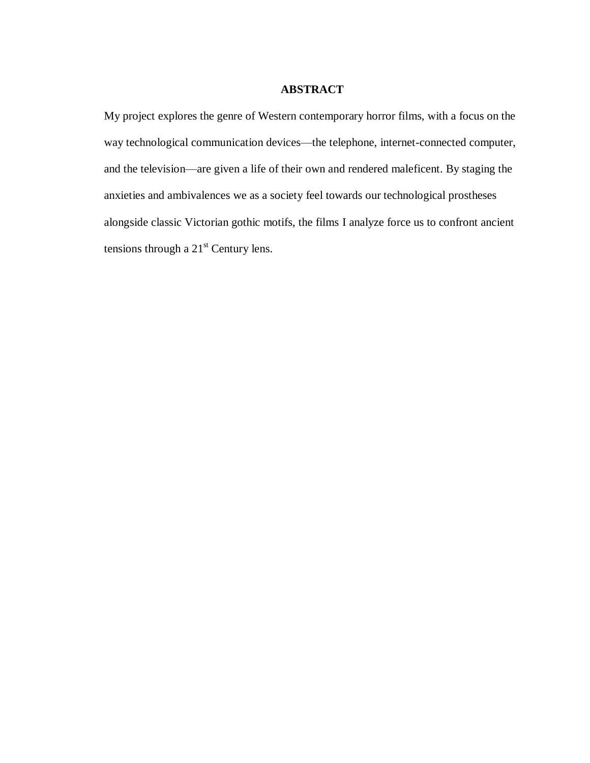# ABSTRACT

My project explores the genre of Western contemporary horror films, with a focus on the way technological communication devices—the telephone, internet-connected computer, and the television—are given a life of their own and rendered maleficent. By staging the anxieties and ambivalences we as a society feel towards our technological prostheses alongside classic Victorian gothic motifs, the films I analyze force us to confront ancient tensions through a 21st Century lens.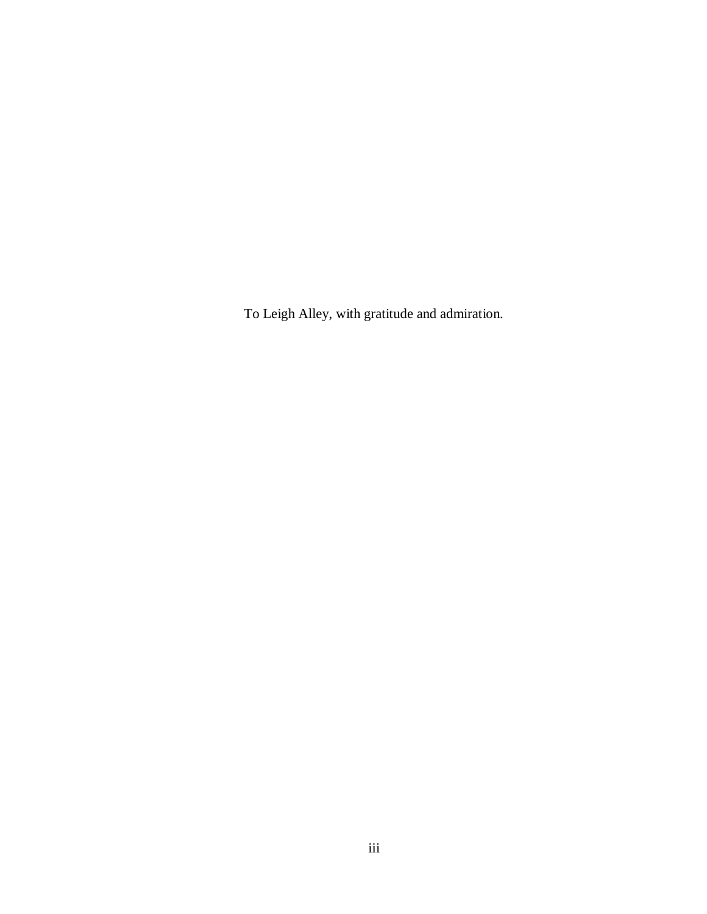To Leigh Alley, with gratitude and admiration.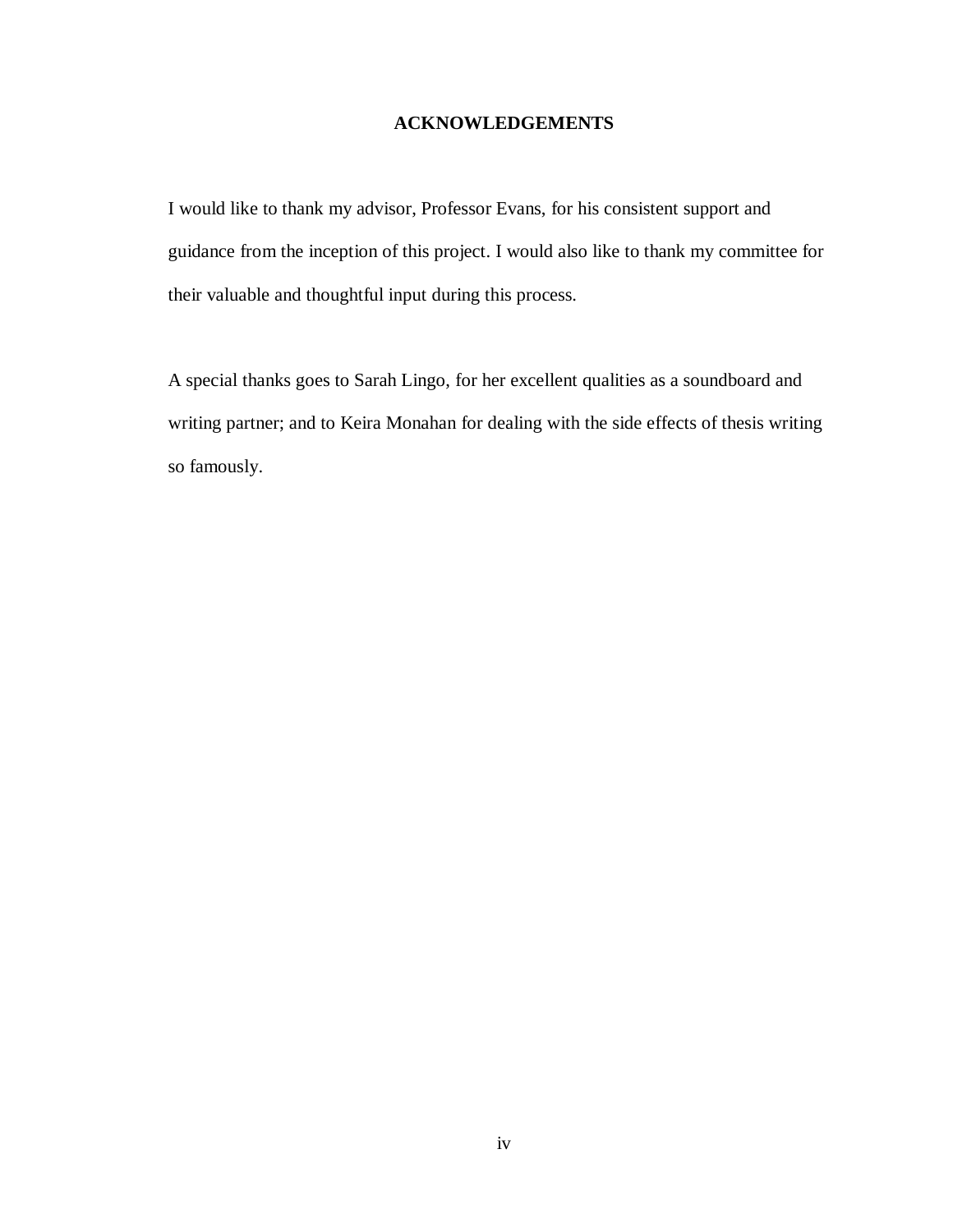# ACKNOWLEDGEMENTS

I would like to thank my advisor, Professor Evans, for his consistent support and guidance from the inception of this project. I would also like to thank my committee for their valuable and thoughtful input during this process.

A special thanks goes to Sarah Lingo, for her excellent qualities as a soundboard and writing partner; and to Keira Monahan for dealing with the side effects of thesis writing so famously.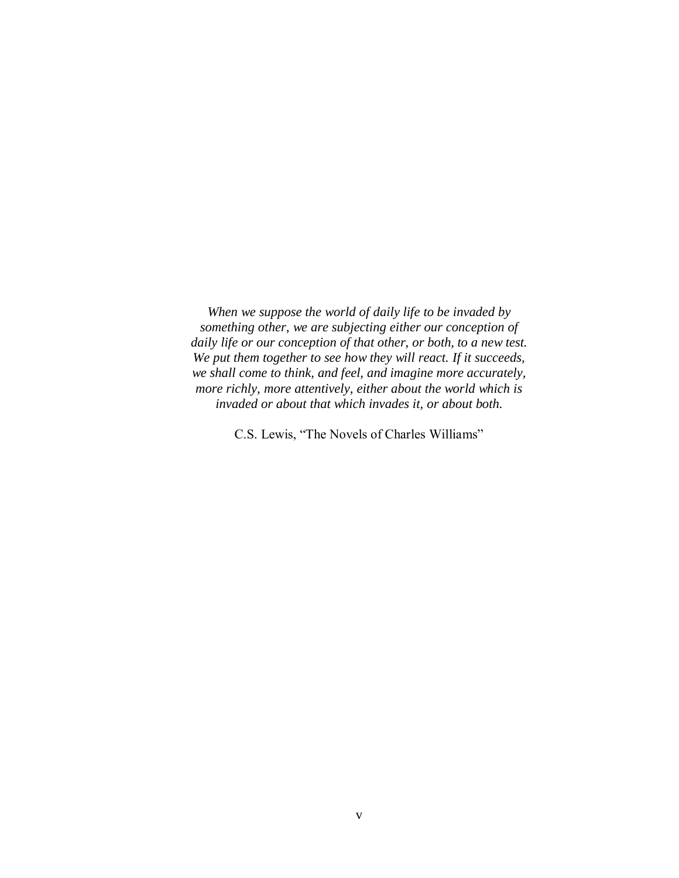*When we suppose the world of daily life to be invaded by something other, we are subjecting either our conception of daily life or our conception of that other, or both, to a new test. We put them together to see how they will react. If it succeeds, we shall come to think, and feel, and imagine more accurately, more richly, more attentively, either about the world which is invaded or about that which invades it, or about both.*

C.S. Lewis, "The Novels of Charles Williams"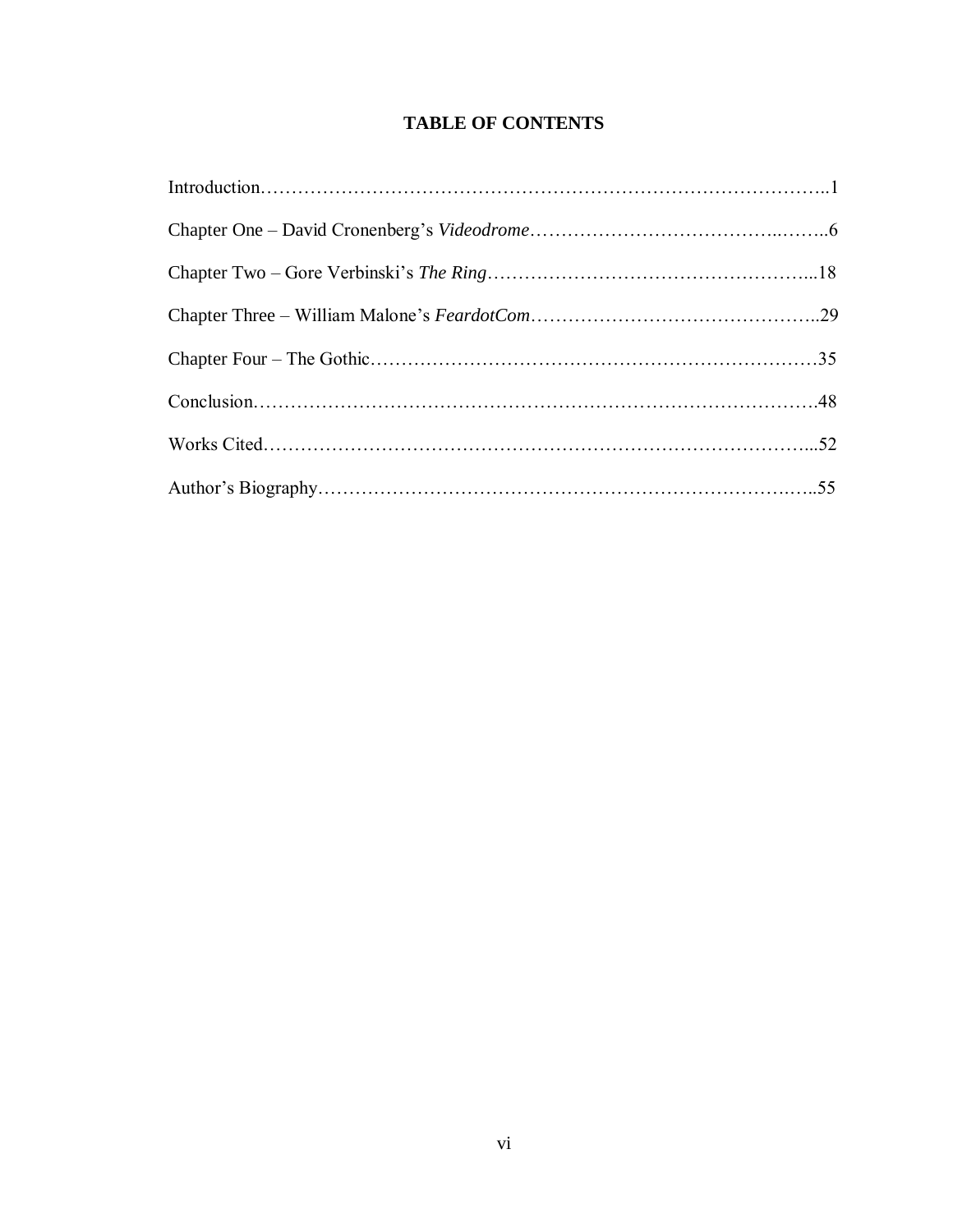# TABLE OF CONTENTS

Introduction……………………………………………………………………………..1

Chapter One – David Cronenberg's *Videodrome*……………………………….……..6

Chapter Two – Gore Verbinski's *The Ring*…………………………………………...18

Chapter Three – William Malone's *FeardotCom*……………………………………..29

Chapter Four – The Gothic……………………………………………………………35

Conclusion…………………………………………………………………………….48

Works Cited…………………………………………………………………………...52

Author's Biography…………………………………………………………………...55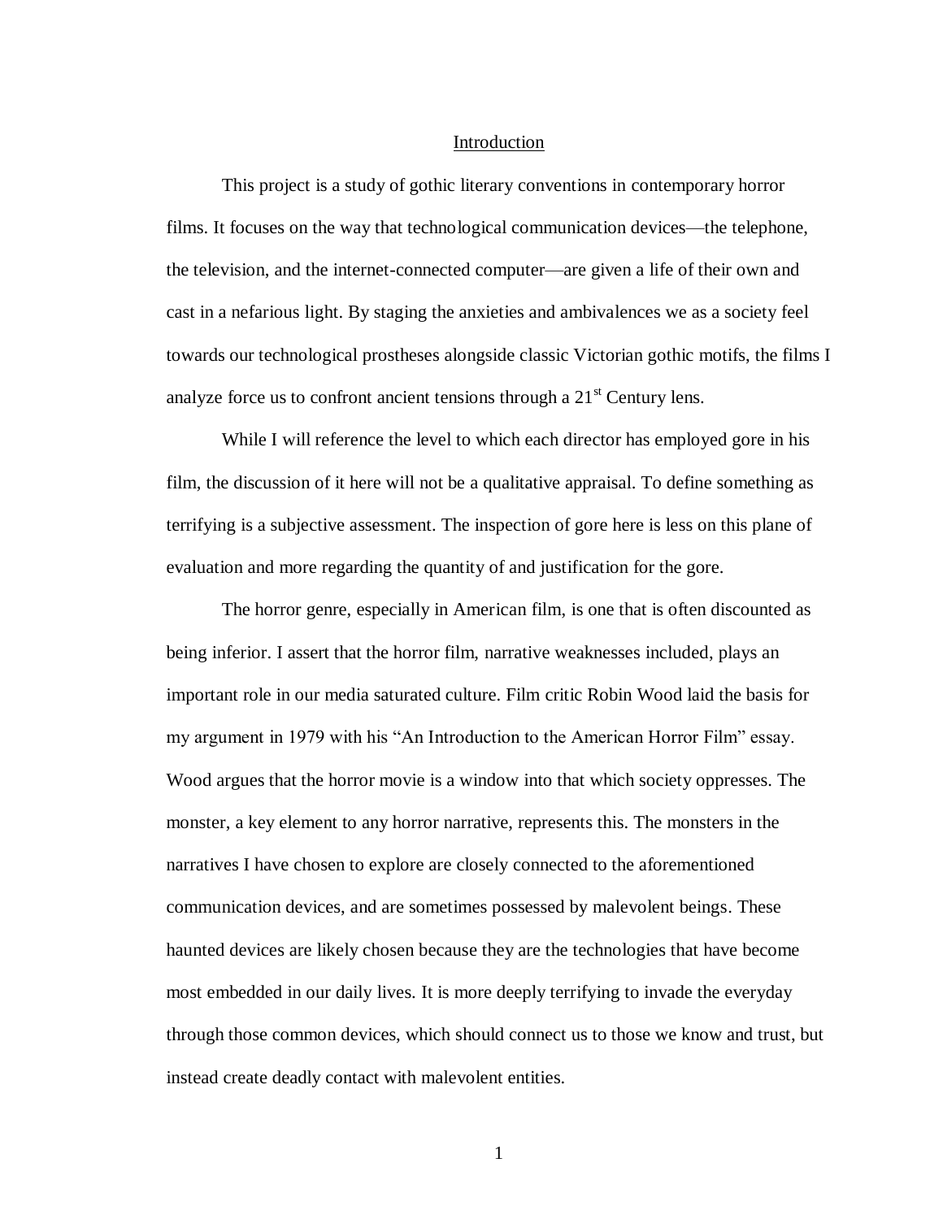## Introduction

This project is a study of gothic literary conventions in contemporary horror films. It focuses on the way that technological communication devices—the telephone, the television, and the internet-connected computer—are given a life of their own and cast in a nefarious light. By staging the anxieties and ambivalences we as a society feel towards our technological prostheses alongside classic Victorian gothic motifs, the films I analyze force us to confront ancient tensions through a 21st Century lens.

While I will reference the level to which each director has employed gore in his film, the discussion of it here will not be a qualitative appraisal. To define something as terrifying is a subjective assessment. The inspection of gore here is less on this plane of evaluation and more regarding the quantity of and justification for the gore.

The horror genre, especially in American film, is one that is often discounted as being inferior. I assert that the horror film, narrative weaknesses included, plays an important role in our media saturated culture. Film critic Robin Wood laid the basis for my argument in 1979 with his "An Introduction to the American Horror Film" essay. Wood argues that the horror movie is a window into that which society oppresses. The monster, a key element to any horror narrative, represents this. The monsters in the narratives I have chosen to explore are closely connected to the aforementioned communication devices, and are sometimes possessed by malevolent beings. These haunted devices are likely chosen because they are the technologies that have become most embedded in our daily lives. It is more deeply terrifying to invade the everyday through those common devices, which should connect us to those we know and trust, but instead create deadly contact with malevolent entities.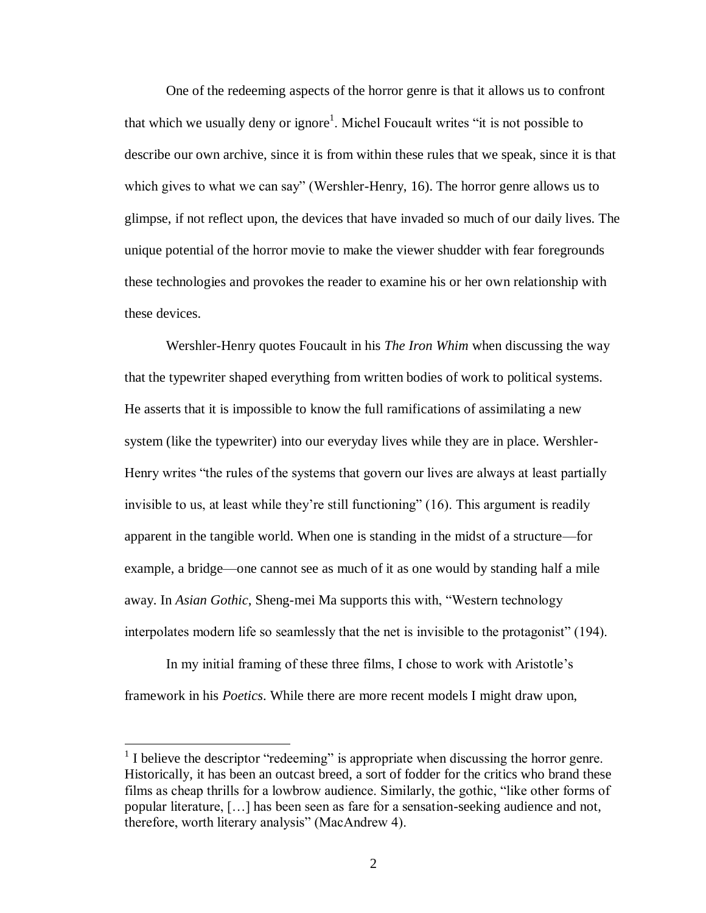One of the redeeming aspects of the horror genre is that it allows us to confront that which we usually deny or ignore[1]. Michel Foucault writes "it is not possible to describe our own archive, since it is from within these rules that we speak, since it is that which gives to what we can say" (Wershler-Henry, 16). The horror genre allows us to glimpse, if not reflect upon, the devices that have invaded so much of our daily lives. The unique potential of the horror movie to make the viewer shudder with fear foregrounds these technologies and provokes the reader to examine his or her own relationship with these devices.

Wershler-Henry quotes Foucault in his *The Iron Whim* when discussing the way that the typewriter shaped everything from written bodies of work to political systems. He asserts that it is impossible to know the full ramifications of assimilating a new system (like the typewriter) into our everyday lives while they are in place. Wershler-Henry writes "the rules of the systems that govern our lives are always at least partially invisible to us, at least while they're still functioning" (16). This argument is readily apparent in the tangible world. When one is standing in the midst of a structure—for example, a bridge—one cannot see as much of it as one would by standing half a mile away. In *Asian Gothic*, Sheng-mei Ma supports this with, "Western technology interpolates modern life so seamlessly that the net is invisible to the protagonist" (194).

In my initial framing of these three films, I chose to work with Aristotle's framework in his *Poetics*. While there are more recent models I might draw upon,

---

[1] I believe the descriptor "redeeming" is appropriate when discussing the horror genre. Historically, it has been an outcast breed, a sort of fodder for the critics who brand these films as cheap thrills for a lowbrow audience. Similarly, the gothic, "like other forms of popular literature, […] has been seen as fare for a sensation-seeking audience and not, therefore, worth literary analysis" (MacAndrew 4).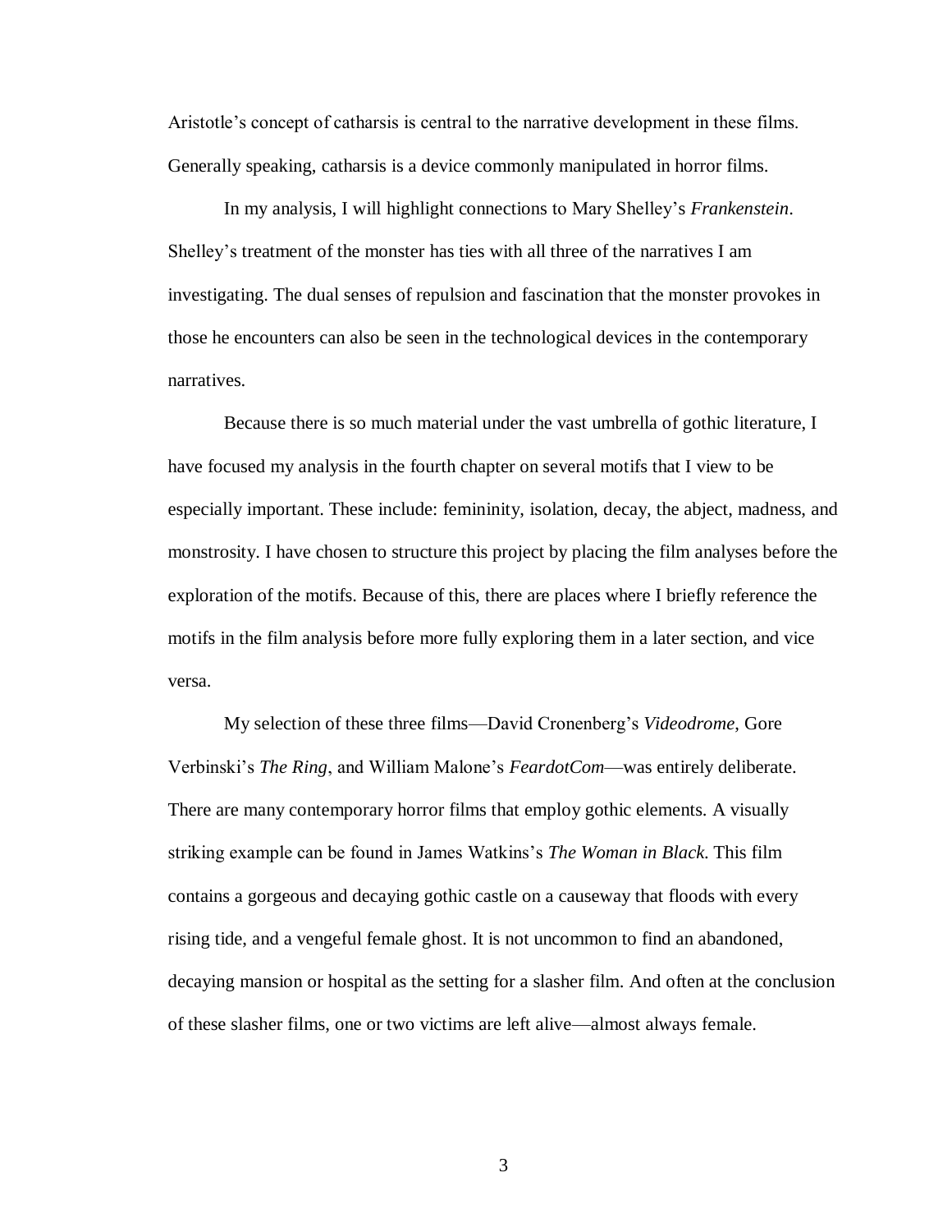Aristotle's concept of catharsis is central to the narrative development in these films. Generally speaking, catharsis is a device commonly manipulated in horror films.

In my analysis, I will highlight connections to Mary Shelley's *Frankenstein*. Shelley's treatment of the monster has ties with all three of the narratives I am investigating. The dual senses of repulsion and fascination that the monster provokes in those he encounters can also be seen in the technological devices in the contemporary narratives.

Because there is so much material under the vast umbrella of gothic literature, I have focused my analysis in the fourth chapter on several motifs that I view to be especially important. These include: femininity, isolation, decay, the abject, madness, and monstrosity. I have chosen to structure this project by placing the film analyses before the exploration of the motifs. Because of this, there are places where I briefly reference the motifs in the film analysis before more fully exploring them in a later section, and vice versa.

My selection of these three films—David Cronenberg's *Videodrome*, Gore Verbinski's *The Ring*, and William Malone's *FeardotCom*—was entirely deliberate. There are many contemporary horror films that employ gothic elements. A visually striking example can be found in James Watkins's *The Woman in Black*. This film contains a gorgeous and decaying gothic castle on a causeway that floods with every rising tide, and a vengeful female ghost. It is not uncommon to find an abandoned, decaying mansion or hospital as the setting for a slasher film. And often at the conclusion of these slasher films, one or two victims are left alive—almost always female.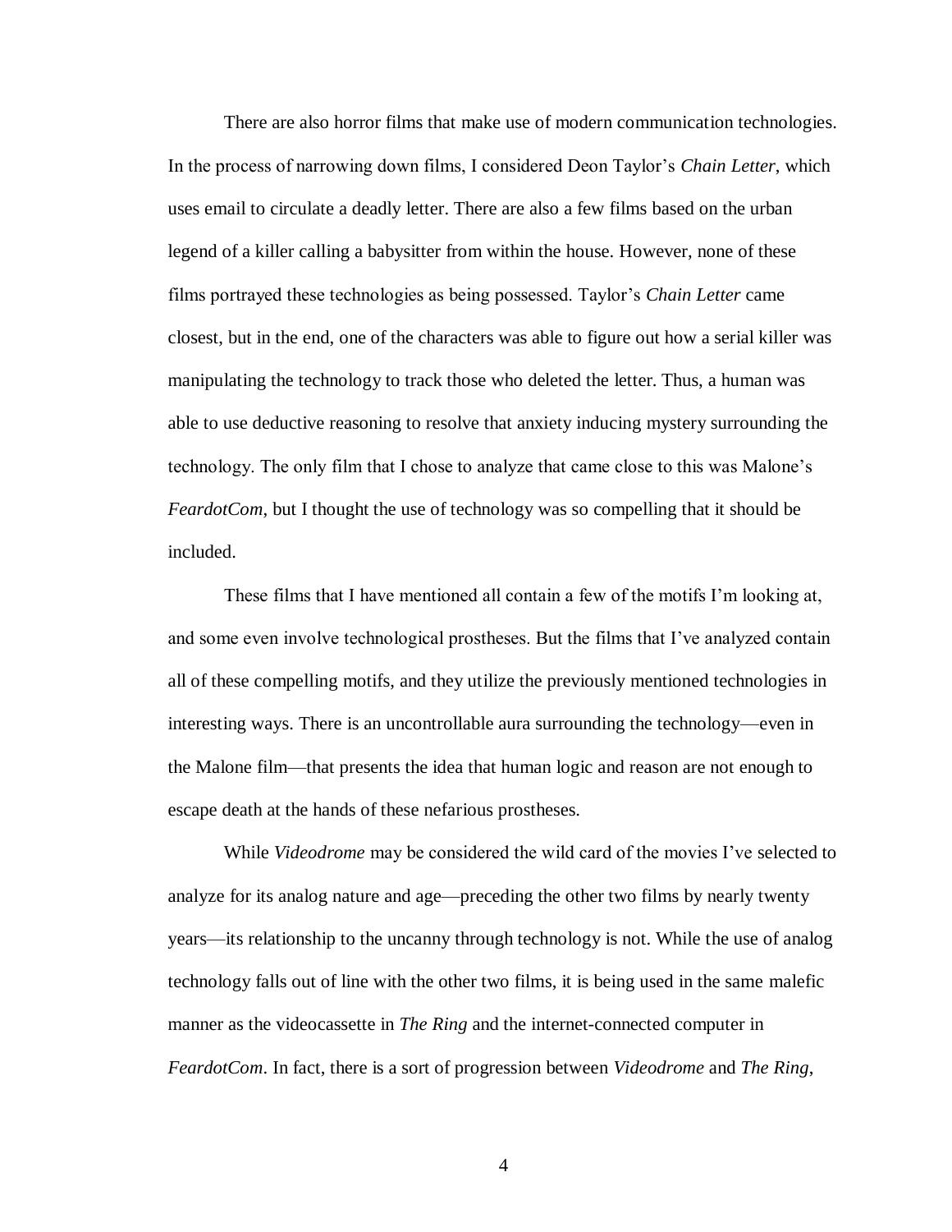There are also horror films that make use of modern communication technologies. In the process of narrowing down films, I considered Deon Taylor's *Chain Letter*, which uses email to circulate a deadly letter. There are also a few films based on the urban legend of a killer calling a babysitter from within the house. However, none of these films portrayed these technologies as being possessed. Taylor's *Chain Letter* came closest, but in the end, one of the characters was able to figure out how a serial killer was manipulating the technology to track those who deleted the letter. Thus, a human was able to use deductive reasoning to resolve that anxiety inducing mystery surrounding the technology. The only film that I chose to analyze that came close to this was Malone's *FeardotCom*, but I thought the use of technology was so compelling that it should be included.

These films that I have mentioned all contain a few of the motifs I'm looking at, and some even involve technological prostheses. But the films that I've analyzed contain all of these compelling motifs, and they utilize the previously mentioned technologies in interesting ways. There is an uncontrollable aura surrounding the technology—even in the Malone film—that presents the idea that human logic and reason are not enough to escape death at the hands of these nefarious prostheses.

While *Videodrome* may be considered the wild card of the movies I've selected to analyze for its analog nature and age—preceding the other two films by nearly twenty years—its relationship to the uncanny through technology is not. While the use of analog technology falls out of line with the other two films, it is being used in the same malefic manner as the videocassette in *The Ring* and the internet-connected computer in *FeardotCom*. In fact, there is a sort of progression between *Videodrome* and *The Ring*,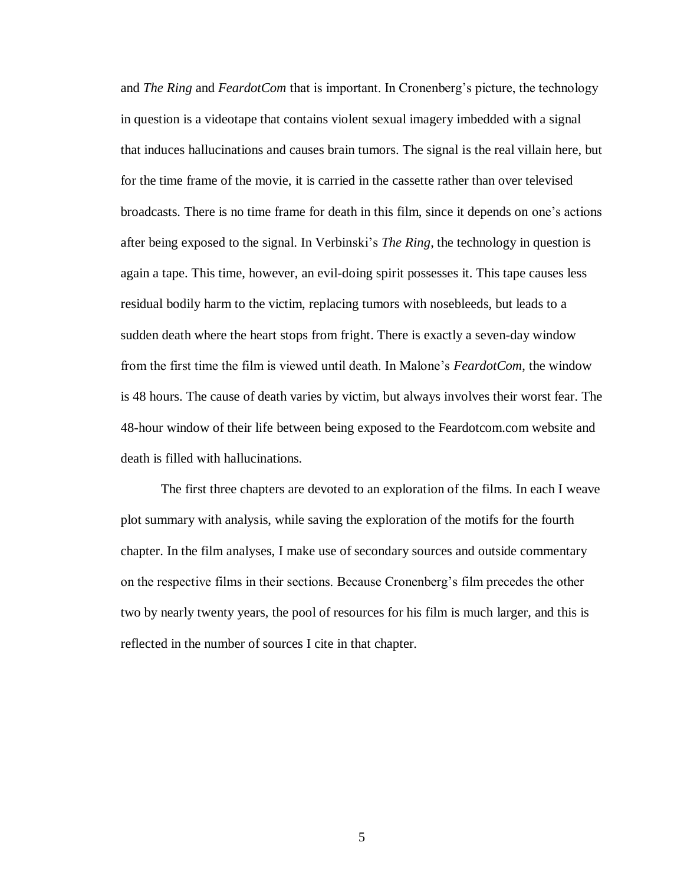and *The Ring* and *FeardotCom* that is important. In Cronenberg's picture, the technology in question is a videotape that contains violent sexual imagery imbedded with a signal that induces hallucinations and causes brain tumors. The signal is the real villain here, but for the time frame of the movie, it is carried in the cassette rather than over televised broadcasts. There is no time frame for death in this film, since it depends on one's actions after being exposed to the signal. In Verbinski's *The Ring*, the technology in question is again a tape. This time, however, an evil-doing spirit possesses it. This tape causes less residual bodily harm to the victim, replacing tumors with nosebleeds, but leads to a sudden death where the heart stops from fright. There is exactly a seven-day window from the first time the film is viewed until death. In Malone's *FeardotCom*, the window is 48 hours. The cause of death varies by victim, but always involves their worst fear. The 48-hour window of their life between being exposed to the Feardotcom.com website and death is filled with hallucinations.

The first three chapters are devoted to an exploration of the films. In each I weave plot summary with analysis, while saving the exploration of the motifs for the fourth chapter. In the film analyses, I make use of secondary sources and outside commentary on the respective films in their sections. Because Cronenberg's film precedes the other two by nearly twenty years, the pool of resources for his film is much larger, and this is reflected in the number of sources I cite in that chapter.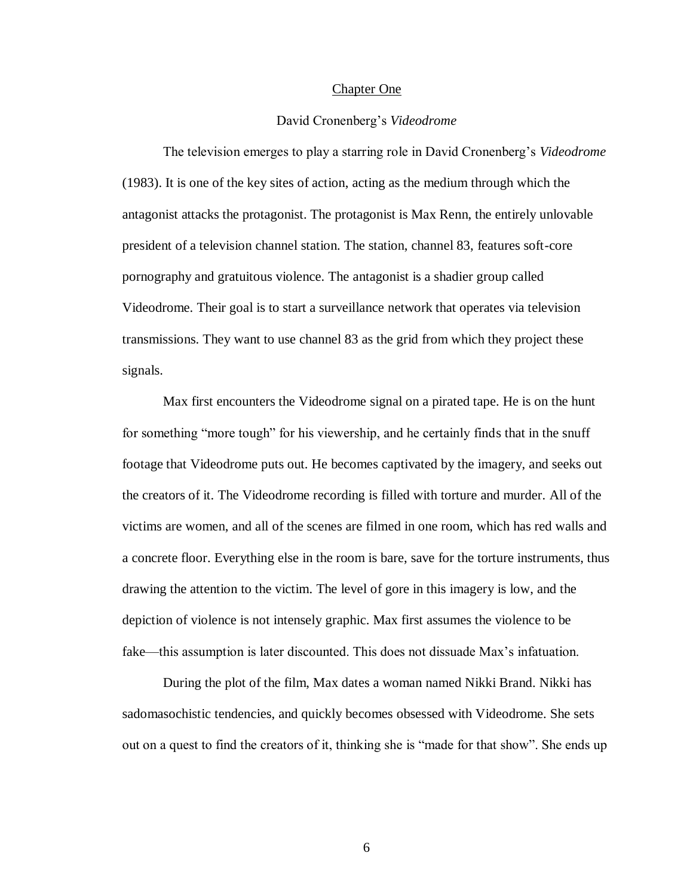## Chapter One

### David Cronenberg's *Videodrome*

The television emerges to play a starring role in David Cronenberg's *Videodrome* (1983). It is one of the key sites of action, acting as the medium through which the antagonist attacks the protagonist. The protagonist is Max Renn, the entirely unlovable president of a television channel station. The station, channel 83, features soft-core pornography and gratuitous violence. The antagonist is a shadier group called Videodrome. Their goal is to start a surveillance network that operates via television transmissions. They want to use channel 83 as the grid from which they project these signals.

Max first encounters the Videodrome signal on a pirated tape. He is on the hunt for something "more tough" for his viewership, and he certainly finds that in the snuff footage that Videodrome puts out. He becomes captivated by the imagery, and seeks out the creators of it. The Videodrome recording is filled with torture and murder. All of the victims are women, and all of the scenes are filmed in one room, which has red walls and a concrete floor. Everything else in the room is bare, save for the torture instruments, thus drawing the attention to the victim. The level of gore in this imagery is low, and the depiction of violence is not intensely graphic. Max first assumes the violence to be fake—this assumption is later discounted. This does not dissuade Max's infatuation.

During the plot of the film, Max dates a woman named Nikki Brand. Nikki has sadomasochistic tendencies, and quickly becomes obsessed with Videodrome. She sets out on a quest to find the creators of it, thinking she is "made for that show". She ends up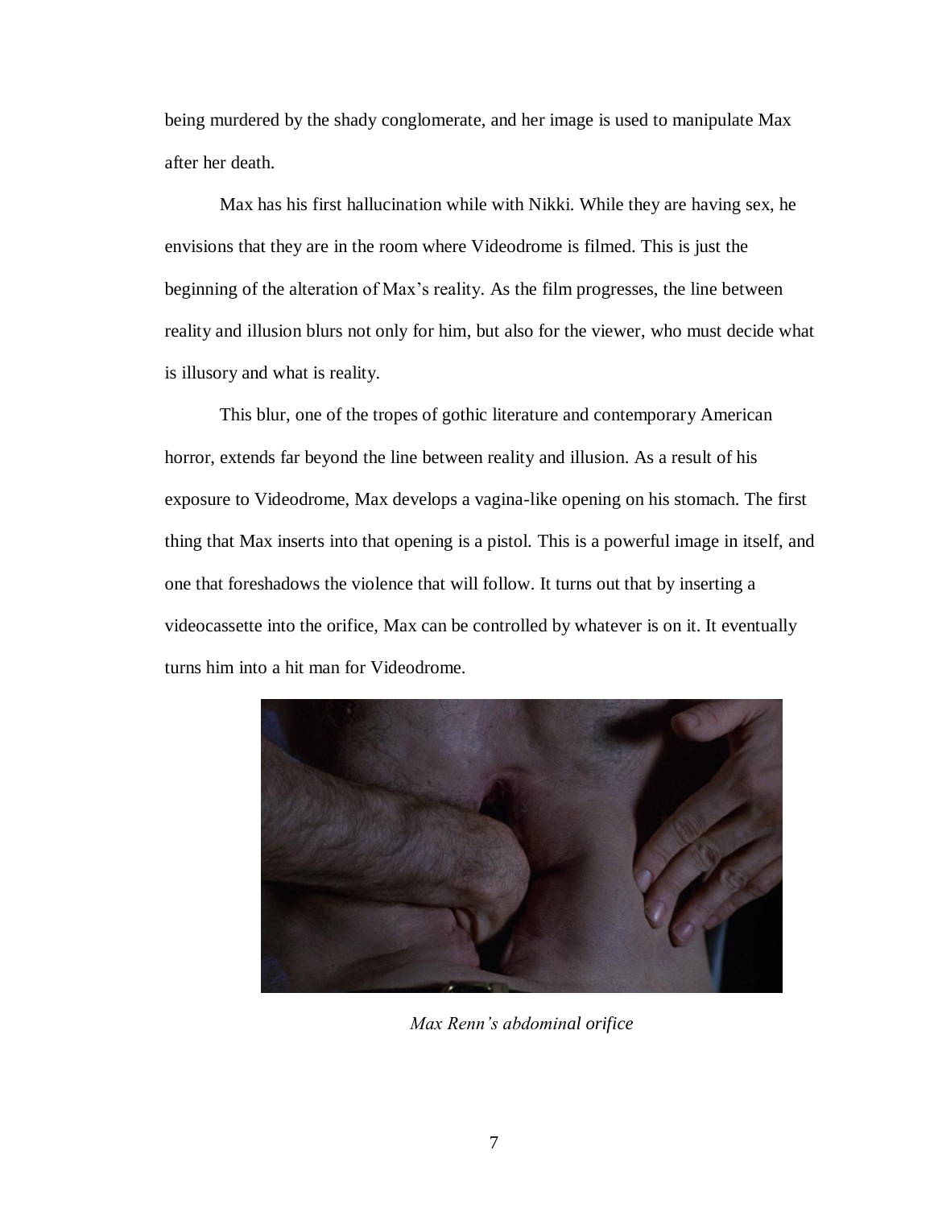being murdered by the shady conglomerate, and her image is used to manipulate Max after her death.

Max has his first hallucination while with Nikki. While they are having sex, he envisions that they are in the room where Videodrome is filmed. This is just the beginning of the alteration of Max's reality. As the film progresses, the line between reality and illusion blurs not only for him, but also for the viewer, who must decide what is illusory and what is reality.

This blur, one of the tropes of gothic literature and contemporary American horror, extends far beyond the line between reality and illusion. As a result of his exposure to Videodrome, Max develops a vagina-like opening on his stomach. The first thing that Max inserts into that opening is a pistol. This is a powerful image in itself, and one that foreshadows the violence that will follow. It turns out that by inserting a videocassette into the orifice, Max can be controlled by whatever is on it. It eventually turns him into a hit man for Videodrome.

*Max Renn's abdominal orifice*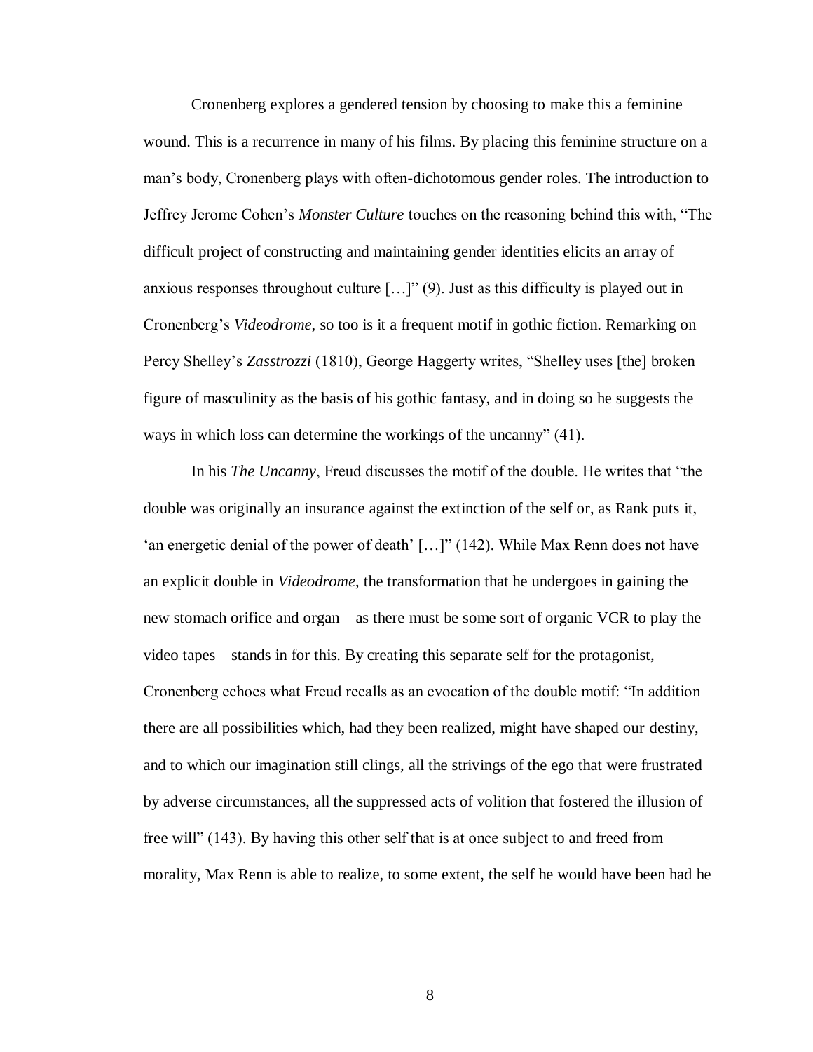Cronenberg explores a gendered tension by choosing to make this a feminine wound. This is a recurrence in many of his films. By placing this feminine structure on a man's body, Cronenberg plays with often-dichotomous gender roles. The introduction to Jeffrey Jerome Cohen's *Monster Culture* touches on the reasoning behind this with, "The difficult project of constructing and maintaining gender identities elicits an array of anxious responses throughout culture […]" (9). Just as this difficulty is played out in Cronenberg's *Videodrome*, so too is it a frequent motif in gothic fiction. Remarking on Percy Shelley's *Zasstrozzi* (1810), George Haggerty writes, "Shelley uses [the] broken figure of masculinity as the basis of his gothic fantasy, and in doing so he suggests the ways in which loss can determine the workings of the uncanny" (41).

In his *The Uncanny*, Freud discusses the motif of the double. He writes that "the double was originally an insurance against the extinction of the self or, as Rank puts it, 'an energetic denial of the power of death' […]" (142). While Max Renn does not have an explicit double in *Videodrome*, the transformation that he undergoes in gaining the new stomach orifice and organ—as there must be some sort of organic VCR to play the video tapes—stands in for this. By creating this separate self for the protagonist, Cronenberg echoes what Freud recalls as an evocation of the double motif: "In addition there are all possibilities which, had they been realized, might have shaped our destiny, and to which our imagination still clings, all the strivings of the ego that were frustrated by adverse circumstances, all the suppressed acts of volition that fostered the illusion of free will" (143). By having this other self that is at once subject to and freed from morality, Max Renn is able to realize, to some extent, the self he would have been had he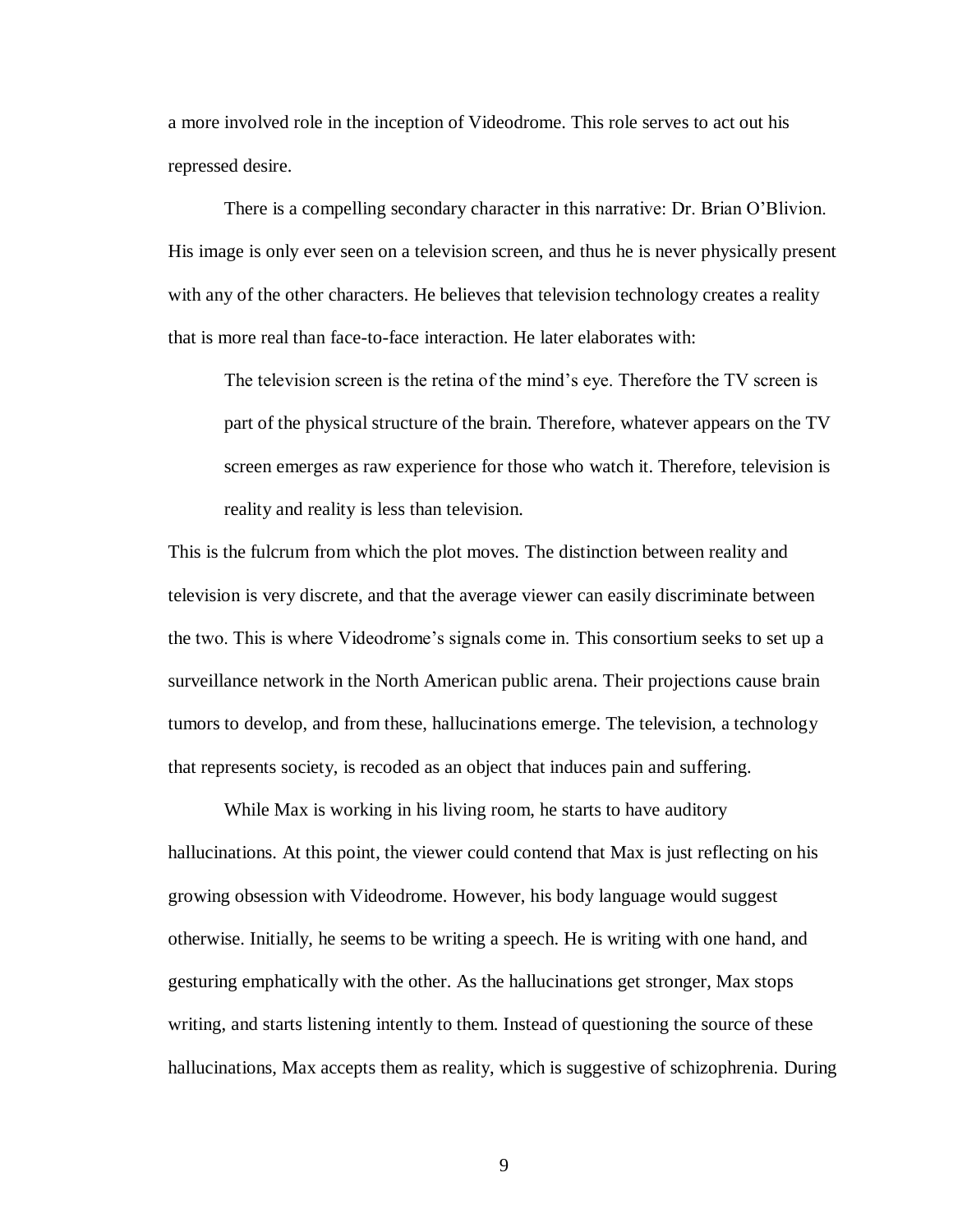a more involved role in the inception of Videodrome. This role serves to act out his repressed desire.

There is a compelling secondary character in this narrative: Dr. Brian O'Blivion. His image is only ever seen on a television screen, and thus he is never physically present with any of the other characters. He believes that television technology creates a reality that is more real than face-to-face interaction. He later elaborates with:

> The television screen is the retina of the mind's eye. Therefore the TV screen is part of the physical structure of the brain. Therefore, whatever appears on the TV screen emerges as raw experience for those who watch it. Therefore, television is reality and reality is less than television.

This is the fulcrum from which the plot moves. The distinction between reality and television is very discrete, and that the average viewer can easily discriminate between the two. This is where Videodrome's signals come in. This consortium seeks to set up a surveillance network in the North American public arena. Their projections cause brain tumors to develop, and from these, hallucinations emerge. The television, a technology that represents society, is recoded as an object that induces pain and suffering.

While Max is working in his living room, he starts to have auditory hallucinations. At this point, the viewer could contend that Max is just reflecting on his growing obsession with Videodrome. However, his body language would suggest otherwise. Initially, he seems to be writing a speech. He is writing with one hand, and gesturing emphatically with the other. As the hallucinations get stronger, Max stops writing, and starts listening intently to them. Instead of questioning the source of these hallucinations, Max accepts them as reality, which is suggestive of schizophrenia. During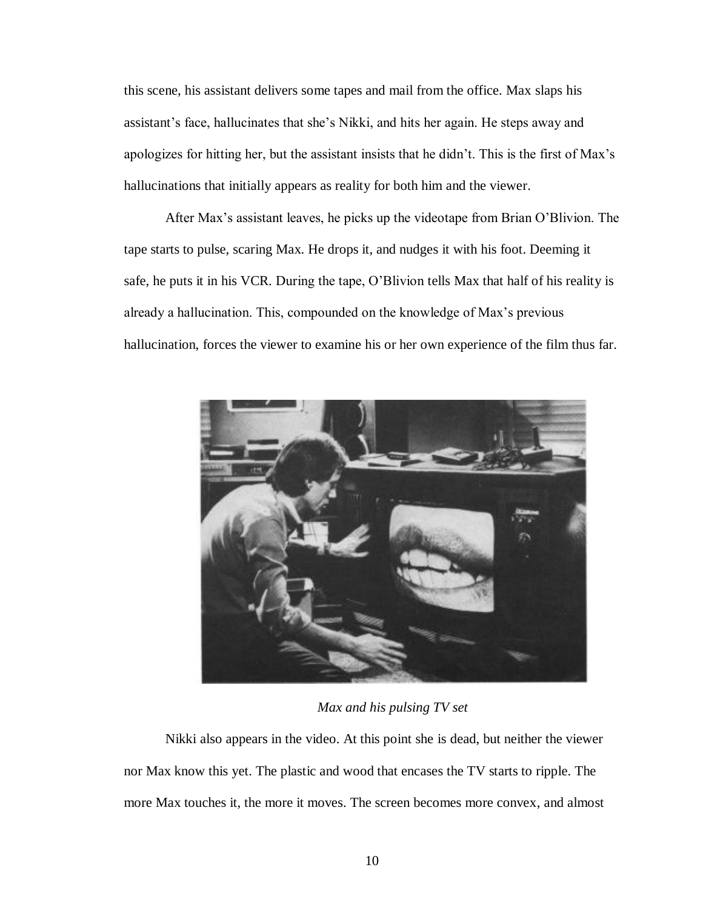this scene, his assistant delivers some tapes and mail from the office. Max slaps his assistant's face, hallucinates that she's Nikki, and hits her again. He steps away and apologizes for hitting her, but the assistant insists that he didn't. This is the first of Max's hallucinations that initially appears as reality for both him and the viewer.

After Max's assistant leaves, he picks up the videotape from Brian O'Blivion. The tape starts to pulse, scaring Max. He drops it, and nudges it with his foot. Deeming it safe, he puts it in his VCR. During the tape, O'Blivion tells Max that half of his reality is already a hallucination. This, compounded on the knowledge of Max's previous hallucination, forces the viewer to examine his or her own experience of the film thus far.

*Max and his pulsing TV set*

Nikki also appears in the video. At this point she is dead, but neither the viewer nor Max know this yet. The plastic and wood that encases the TV starts to ripple. The more Max touches it, the more it moves. The screen becomes more convex, and almost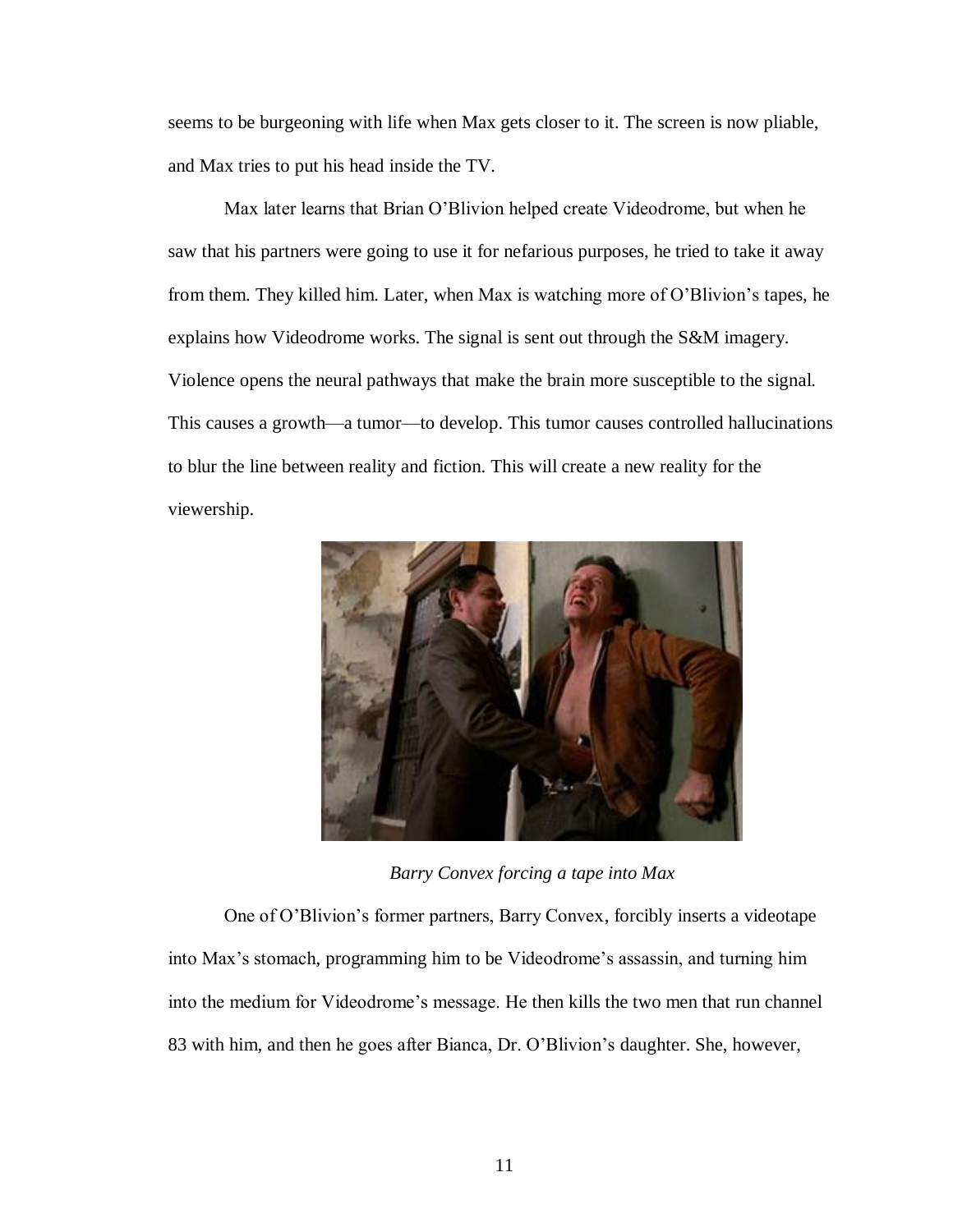seems to be burgeoning with life when Max gets closer to it. The screen is now pliable, and Max tries to put his head inside the TV.

Max later learns that Brian O'Blivion helped create Videodrome, but when he saw that his partners were going to use it for nefarious purposes, he tried to take it away from them. They killed him. Later, when Max is watching more of O'Blivion's tapes, he explains how Videodrome works. The signal is sent out through the S&M imagery. Violence opens the neural pathways that make the brain more susceptible to the signal. This causes a growth—a tumor—to develop. This tumor causes controlled hallucinations to blur the line between reality and fiction. This will create a new reality for the viewership.

*Barry Convex forcing a tape into Max*

One of O'Blivion's former partners, Barry Convex, forcibly inserts a videotape into Max's stomach, programming him to be Videodrome's assassin, and turning him into the medium for Videodrome's message. He then kills the two men that run channel 83 with him, and then he goes after Bianca, Dr. O'Blivion's daughter. She, however,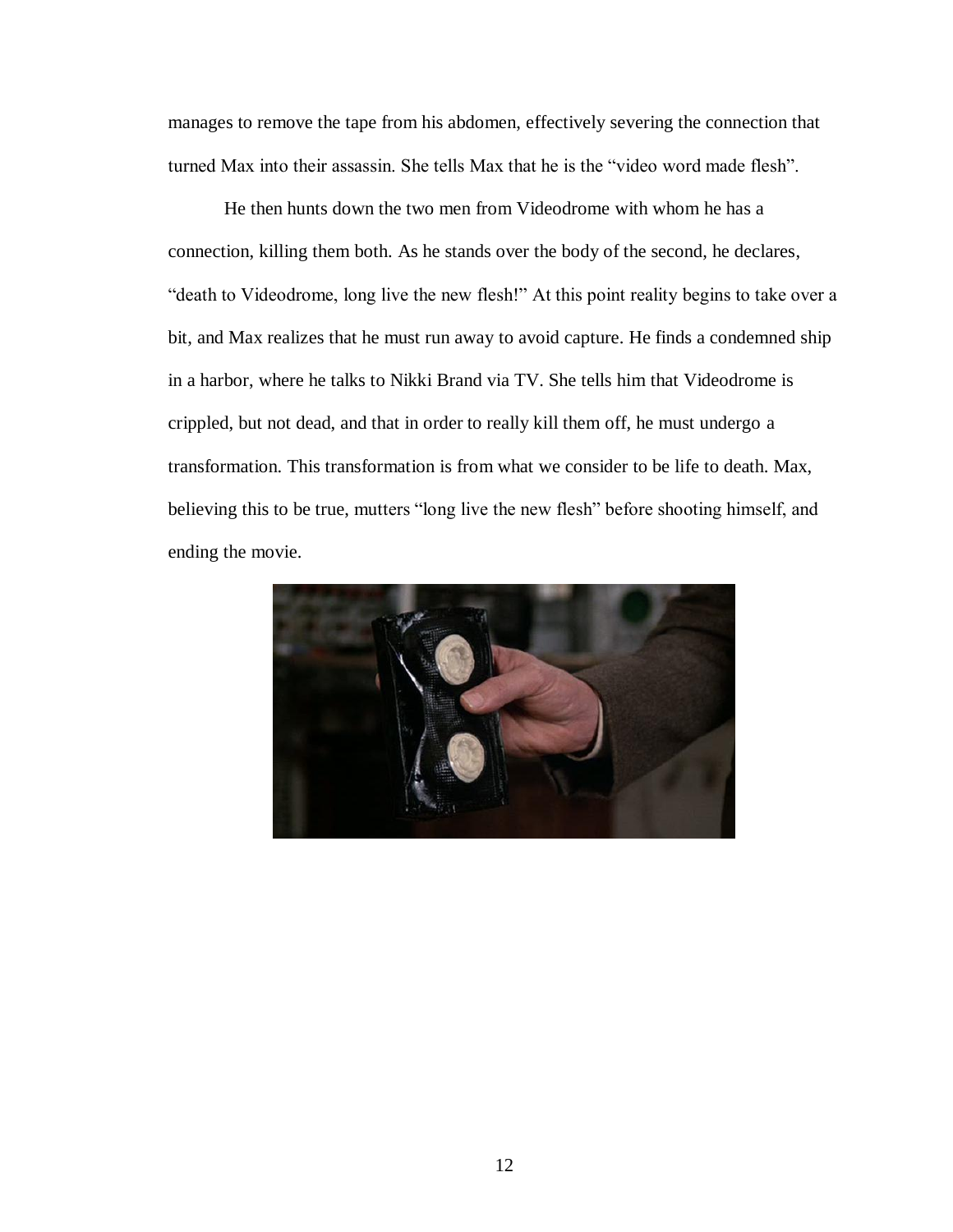manages to remove the tape from his abdomen, effectively severing the connection that turned Max into their assassin. She tells Max that he is the "video word made flesh".

He then hunts down the two men from Videodrome with whom he has a connection, killing them both. As he stands over the body of the second, he declares, "death to Videodrome, long live the new flesh!" At this point reality begins to take over a bit, and Max realizes that he must run away to avoid capture. He finds a condemned ship in a harbor, where he talks to Nikki Brand via TV. She tells him that Videodrome is crippled, but not dead, and that in order to really kill them off, he must undergo a transformation. This transformation is from what we consider to be life to death. Max, believing this to be true, mutters "long live the new flesh" before shooting himself, and ending the movie.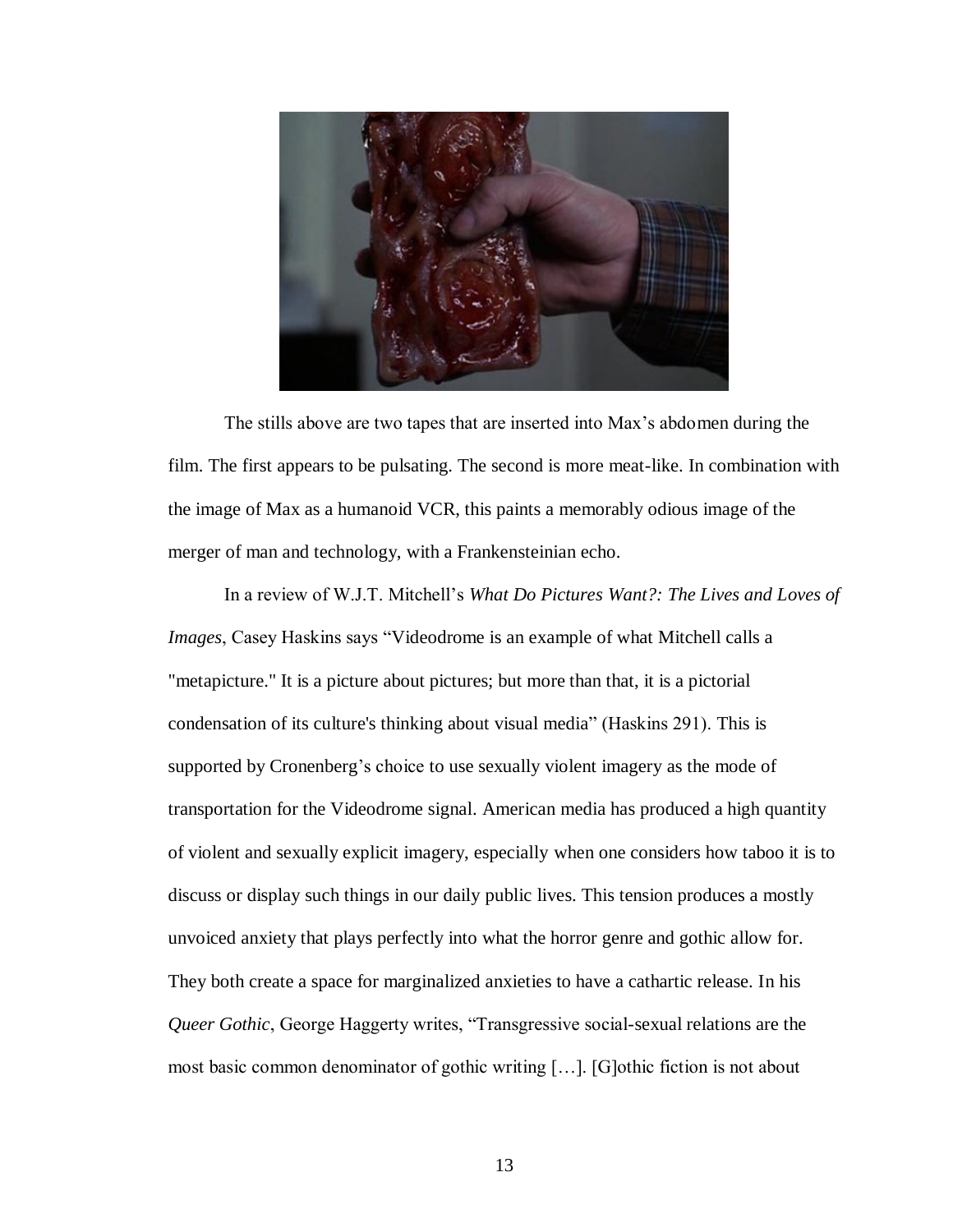The stills above are two tapes that are inserted into Max's abdomen during the film. The first appears to be pulsating. The second is more meat-like. In combination with the image of Max as a humanoid VCR, this paints a memorably odious image of the merger of man and technology, with a Frankensteinian echo.

In a review of W.J.T. Mitchell's *What Do Pictures Want?: The Lives and Loves of Images*, Casey Haskins says "Videodrome is an example of what Mitchell calls a "metapicture." It is a picture about pictures; but more than that, it is a pictorial condensation of its culture's thinking about visual media" (Haskins 291). This is supported by Cronenberg's choice to use sexually violent imagery as the mode of transportation for the Videodrome signal. American media has produced a high quantity of violent and sexually explicit imagery, especially when one considers how taboo it is to discuss or display such things in our daily public lives. This tension produces a mostly unvoiced anxiety that plays perfectly into what the horror genre and gothic allow for. They both create a space for marginalized anxieties to have a cathartic release. In his *Queer Gothic*, George Haggerty writes, "Transgressive social-sexual relations are the most basic common denominator of gothic writing […]. [G]othic fiction is not about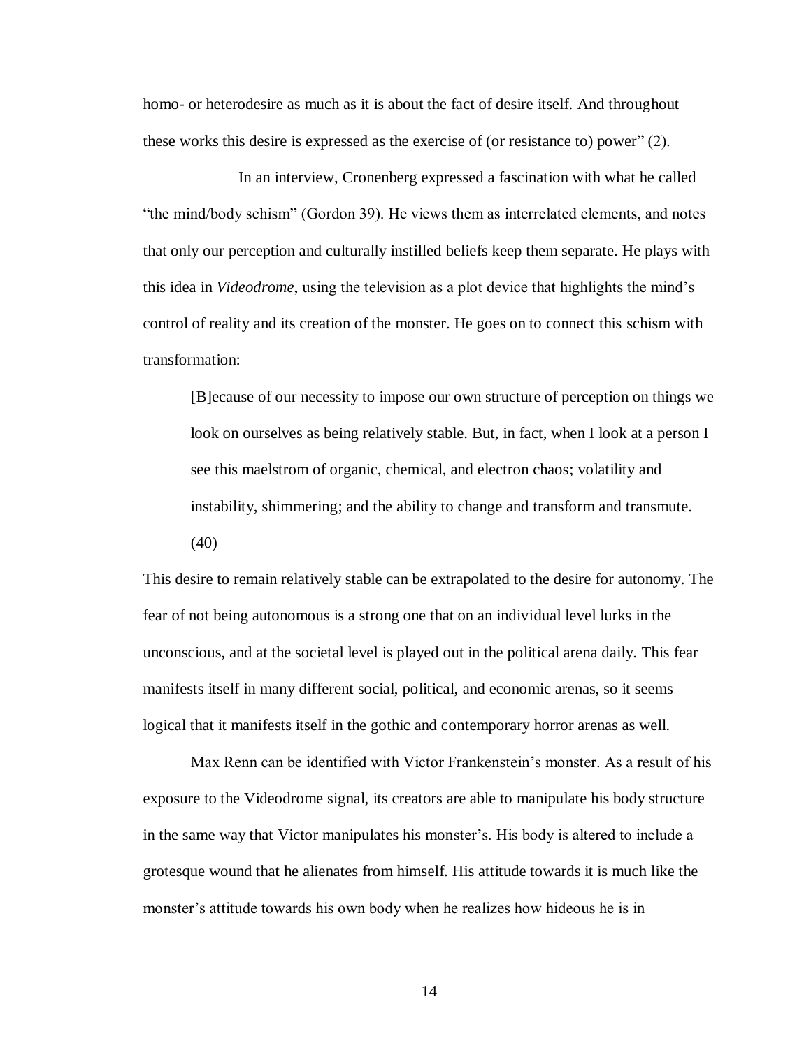homo- or heterodesire as much as it is about the fact of desire itself. And throughout these works this desire is expressed as the exercise of (or resistance to) power" (2).

In an interview, Cronenberg expressed a fascination with what he called "the mind/body schism" (Gordon 39). He views them as interrelated elements, and notes that only our perception and culturally instilled beliefs keep them separate. He plays with this idea in *Videodrome*, using the television as a plot device that highlights the mind's control of reality and its creation of the monster. He goes on to connect this schism with transformation:

> [B]ecause of our necessity to impose our own structure of perception on things we look on ourselves as being relatively stable. But, in fact, when I look at a person I see this maelstrom of organic, chemical, and electron chaos; volatility and instability, shimmering; and the ability to change and transform and transmute. (40)

This desire to remain relatively stable can be extrapolated to the desire for autonomy. The fear of not being autonomous is a strong one that on an individual level lurks in the unconscious, and at the societal level is played out in the political arena daily. This fear manifests itself in many different social, political, and economic arenas, so it seems logical that it manifests itself in the gothic and contemporary horror arenas as well.

Max Renn can be identified with Victor Frankenstein's monster. As a result of his exposure to the Videodrome signal, its creators are able to manipulate his body structure in the same way that Victor manipulates his monster's. His body is altered to include a grotesque wound that he alienates from himself. His attitude towards it is much like the monster's attitude towards his own body when he realizes how hideous he is in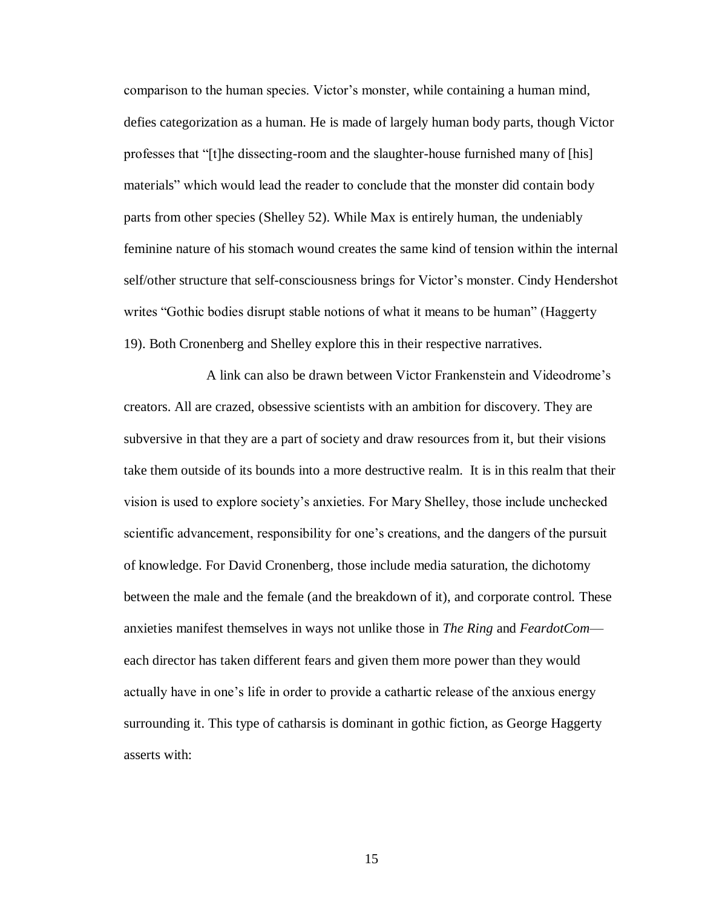comparison to the human species. Victor's monster, while containing a human mind, defies categorization as a human. He is made of largely human body parts, though Victor professes that "[t]he dissecting-room and the slaughter-house furnished many of [his] materials" which would lead the reader to conclude that the monster did contain body parts from other species (Shelley 52). While Max is entirely human, the undeniably feminine nature of his stomach wound creates the same kind of tension within the internal self/other structure that self-consciousness brings for Victor's monster. Cindy Hendershot writes "Gothic bodies disrupt stable notions of what it means to be human" (Haggerty 19). Both Cronenberg and Shelley explore this in their respective narratives.

A link can also be drawn between Victor Frankenstein and Videodrome's creators. All are crazed, obsessive scientists with an ambition for discovery. They are subversive in that they are a part of society and draw resources from it, but their visions take them outside of its bounds into a more destructive realm. It is in this realm that their vision is used to explore society's anxieties. For Mary Shelley, those include unchecked scientific advancement, responsibility for one's creations, and the dangers of the pursuit of knowledge. For David Cronenberg, those include media saturation, the dichotomy between the male and the female (and the breakdown of it), and corporate control. These anxieties manifest themselves in ways not unlike those in *The Ring* and *FeardotCom*—each director has taken different fears and given them more power than they would actually have in one's life in order to provide a cathartic release of the anxious energy surrounding it. This type of catharsis is dominant in gothic fiction, as George Haggerty asserts with: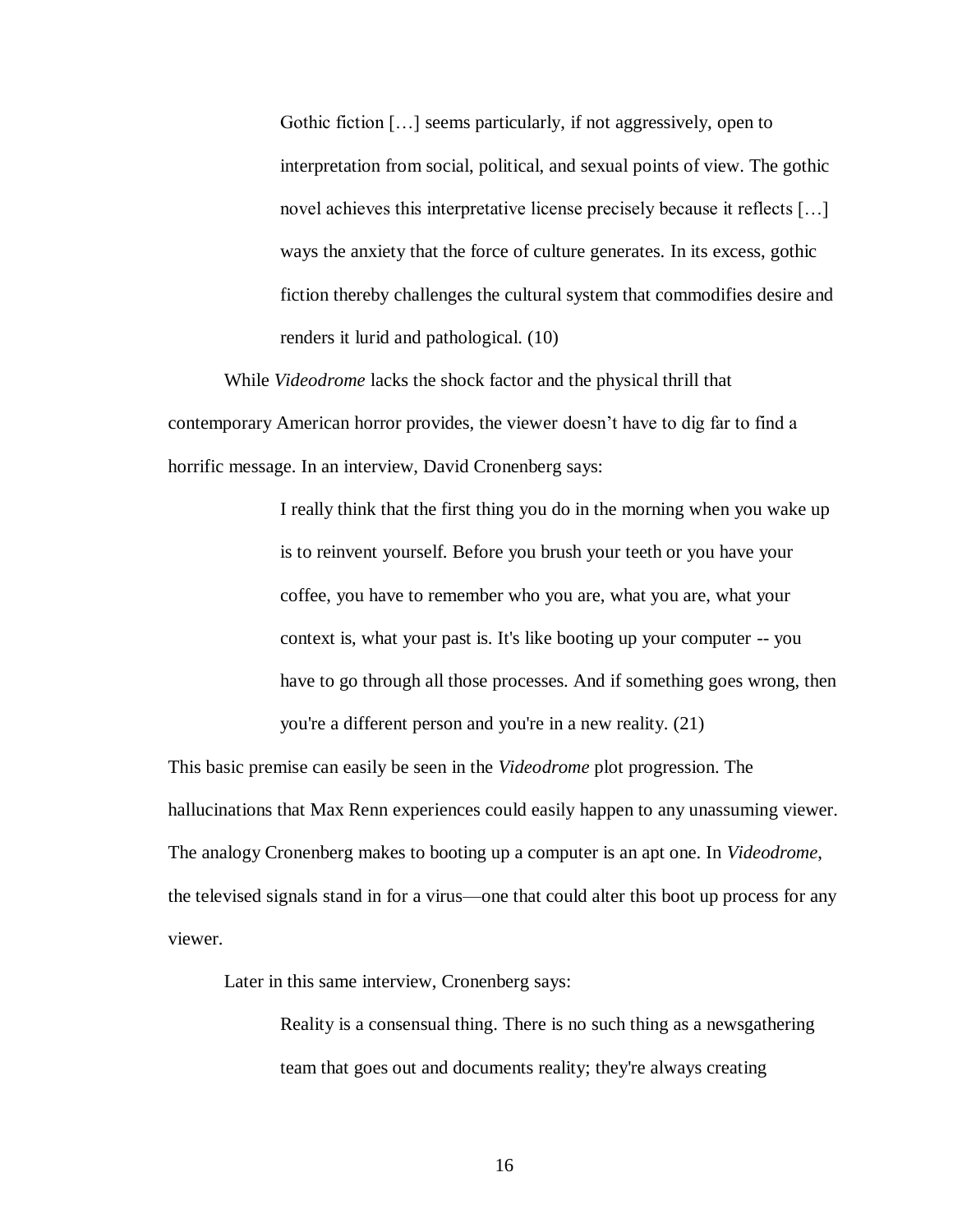> Gothic fiction […] seems particularly, if not aggressively, open to interpretation from social, political, and sexual points of view. The gothic novel achieves this interpretative license precisely because it reflects […] ways the anxiety that the force of culture generates. In its excess, gothic fiction thereby challenges the cultural system that commodifies desire and renders it lurid and pathological. (10)

While *Videodrome* lacks the shock factor and the physical thrill that contemporary American horror provides, the viewer doesn't have to dig far to find a horrific message. In an interview, David Cronenberg says:

> I really think that the first thing you do in the morning when you wake up is to reinvent yourself. Before you brush your teeth or you have your coffee, you have to remember who you are, what you are, what your context is, what your past is. It's like booting up your computer -- you have to go through all those processes. And if something goes wrong, then you're a different person and you're in a new reality. (21)

This basic premise can easily be seen in the *Videodrome* plot progression. The hallucinations that Max Renn experiences could easily happen to any unassuming viewer. The analogy Cronenberg makes to booting up a computer is an apt one. In *Videodrome*, the televised signals stand in for a virus—one that could alter this boot up process for any viewer.

Later in this same interview, Cronenberg says:

> Reality is a consensual thing. There is no such thing as a newsgathering team that goes out and documents reality; they're always creating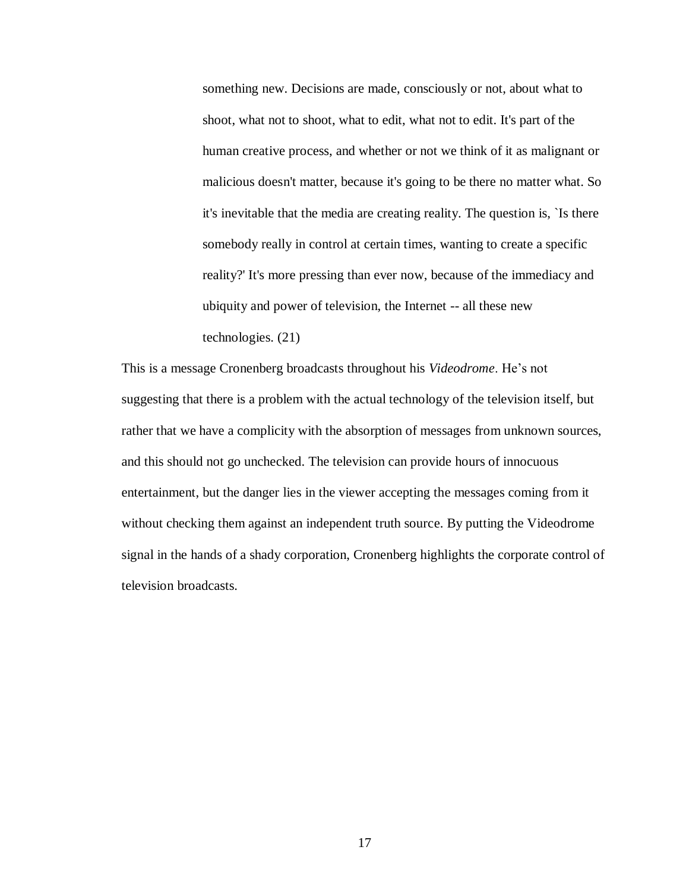> something new. Decisions are made, consciously or not, about what to shoot, what not to shoot, what to edit, what not to edit. It's part of the human creative process, and whether or not we think of it as malignant or malicious doesn't matter, because it's going to be there no matter what. So it's inevitable that the media are creating reality. The question is, `Is there somebody really in control at certain times, wanting to create a specific reality?' It's more pressing than ever now, because of the immediacy and ubiquity and power of television, the Internet -- all these new technologies. (21)

This is a message Cronenberg broadcasts throughout his *Videodrome*. He's not suggesting that there is a problem with the actual technology of the television itself, but rather that we have a complicity with the absorption of messages from unknown sources, and this should not go unchecked. The television can provide hours of innocuous entertainment, but the danger lies in the viewer accepting the messages coming from it without checking them against an independent truth source. By putting the Videodrome signal in the hands of a shady corporation, Cronenberg highlights the corporate control of television broadcasts.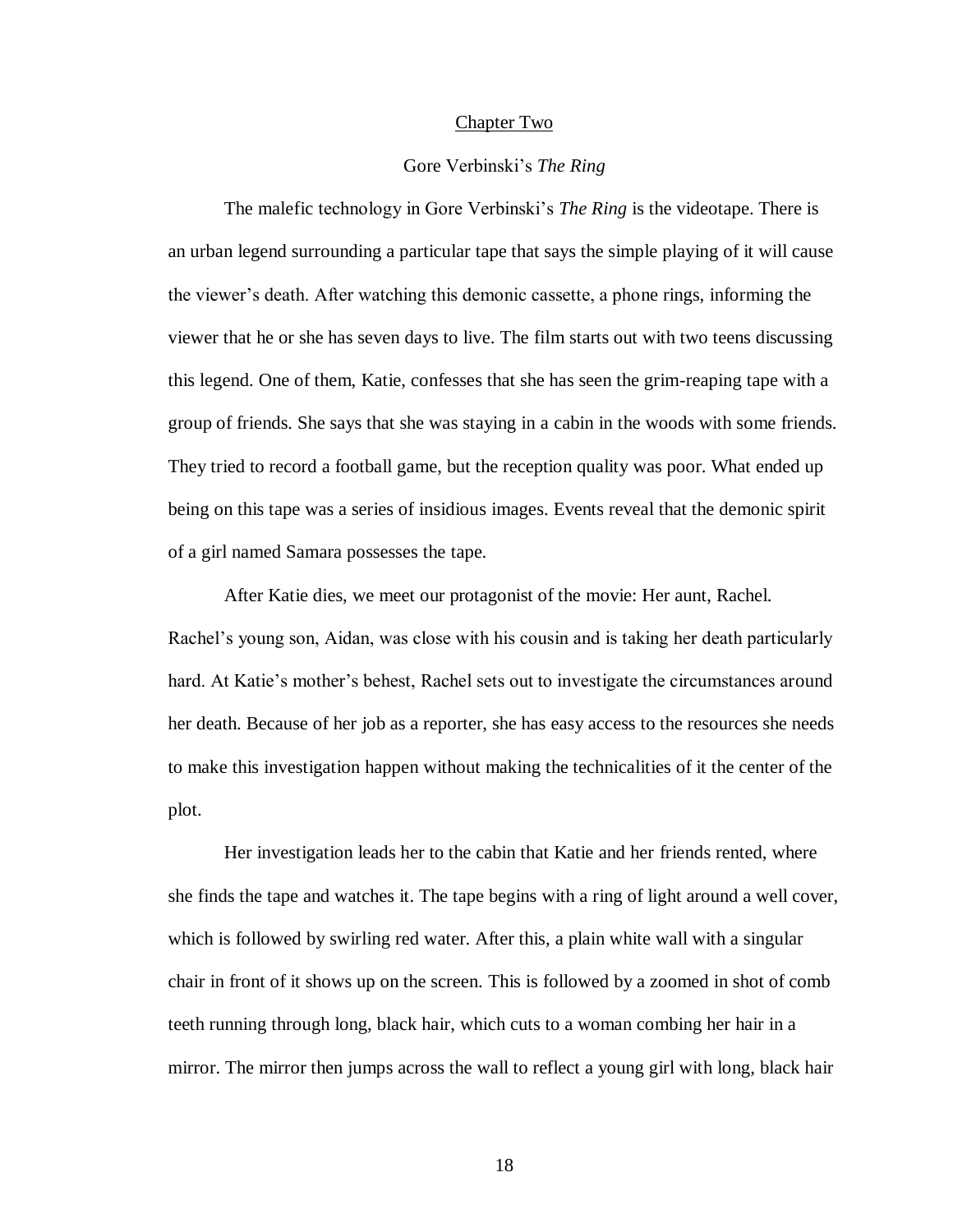## Chapter Two

### Gore Verbinski's *The Ring*

The malefic technology in Gore Verbinski's *The Ring* is the videotape. There is an urban legend surrounding a particular tape that says the simple playing of it will cause the viewer's death. After watching this demonic cassette, a phone rings, informing the viewer that he or she has seven days to live. The film starts out with two teens discussing this legend. One of them, Katie, confesses that she has seen the grim-reaping tape with a group of friends. She says that she was staying in a cabin in the woods with some friends. They tried to record a football game, but the reception quality was poor. What ended up being on this tape was a series of insidious images. Events reveal that the demonic spirit of a girl named Samara possesses the tape.

After Katie dies, we meet our protagonist of the movie: Her aunt, Rachel. Rachel's young son, Aidan, was close with his cousin and is taking her death particularly hard. At Katie's mother's behest, Rachel sets out to investigate the circumstances around her death. Because of her job as a reporter, she has easy access to the resources she needs to make this investigation happen without making the technicalities of it the center of the plot.

Her investigation leads her to the cabin that Katie and her friends rented, where she finds the tape and watches it. The tape begins with a ring of light around a well cover, which is followed by swirling red water. After this, a plain white wall with a singular chair in front of it shows up on the screen. This is followed by a zoomed in shot of comb teeth running through long, black hair, which cuts to a woman combing her hair in a mirror. The mirror then jumps across the wall to reflect a young girl with long, black hair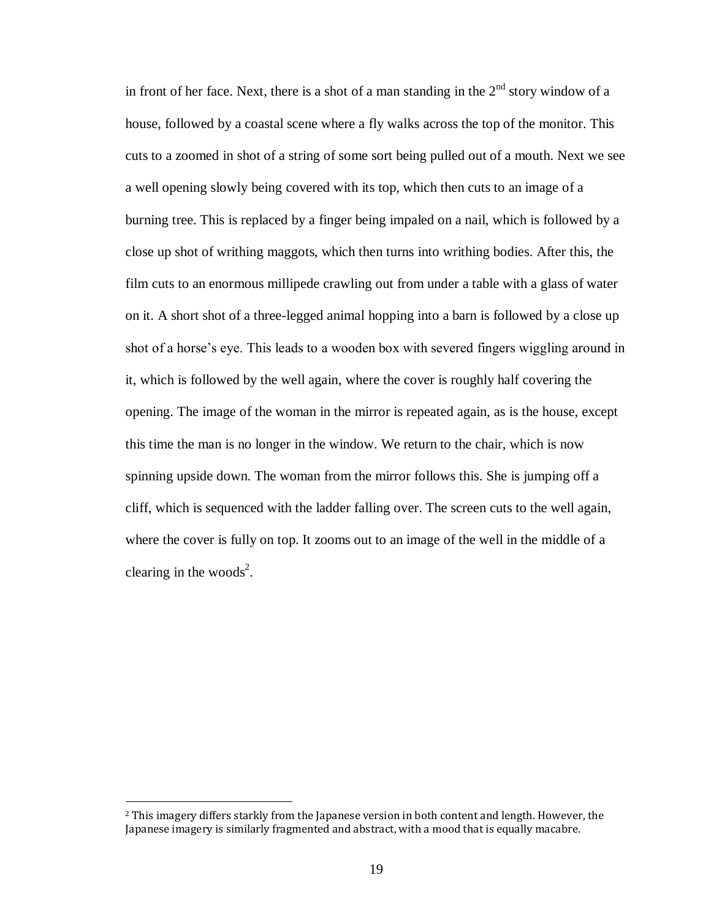in front of her face. Next, there is a shot of a man standing in the 2nd story window of a house, followed by a coastal scene where a fly walks across the top of the monitor. This cuts to a zoomed in shot of a string of some sort being pulled out of a mouth. Next we see a well opening slowly being covered with its top, which then cuts to an image of a burning tree. This is replaced by a finger being impaled on a nail, which is followed by a close up shot of writhing maggots, which then turns into writhing bodies. After this, the film cuts to an enormous millipede crawling out from under a table with a glass of water on it. A short shot of a three-legged animal hopping into a barn is followed by a close up shot of a horse's eye. This leads to a wooden box with severed fingers wiggling around in it, which is followed by the well again, where the cover is roughly half covering the opening. The image of the woman in the mirror is repeated again, as is the house, except this time the man is no longer in the window. We return to the chair, which is now spinning upside down. The woman from the mirror follows this. She is jumping off a cliff, which is sequenced with the ladder falling over. The screen cuts to the well again, where the cover is fully on top. It zooms out to an image of the well in the middle of a clearing in the woods[2].

---

[2] This imagery differs starkly from the Japanese version in both content and length. However, the Japanese imagery is similarly fragmented and abstract, with a mood that is equally macabre.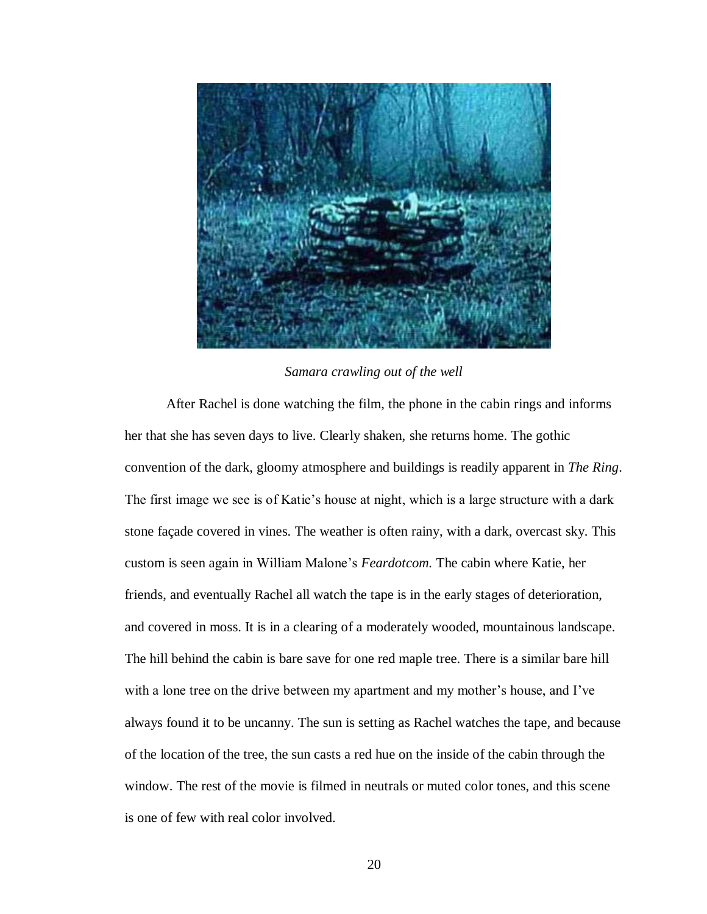*Samara crawling out of the well*

After Rachel is done watching the film, the phone in the cabin rings and informs her that she has seven days to live. Clearly shaken, she returns home. The gothic convention of the dark, gloomy atmosphere and buildings is readily apparent in *The Ring*. The first image we see is of Katie's house at night, which is a large structure with a dark stone façade covered in vines. The weather is often rainy, with a dark, overcast sky. This custom is seen again in William Malone's *Feardotcom.* The cabin where Katie, her friends, and eventually Rachel all watch the tape is in the early stages of deterioration, and covered in moss. It is in a clearing of a moderately wooded, mountainous landscape. The hill behind the cabin is bare save for one red maple tree. There is a similar bare hill with a lone tree on the drive between my apartment and my mother's house, and I've always found it to be uncanny. The sun is setting as Rachel watches the tape, and because of the location of the tree, the sun casts a red hue on the inside of the cabin through the window. The rest of the movie is filmed in neutrals or muted color tones, and this scene is one of few with real color involved.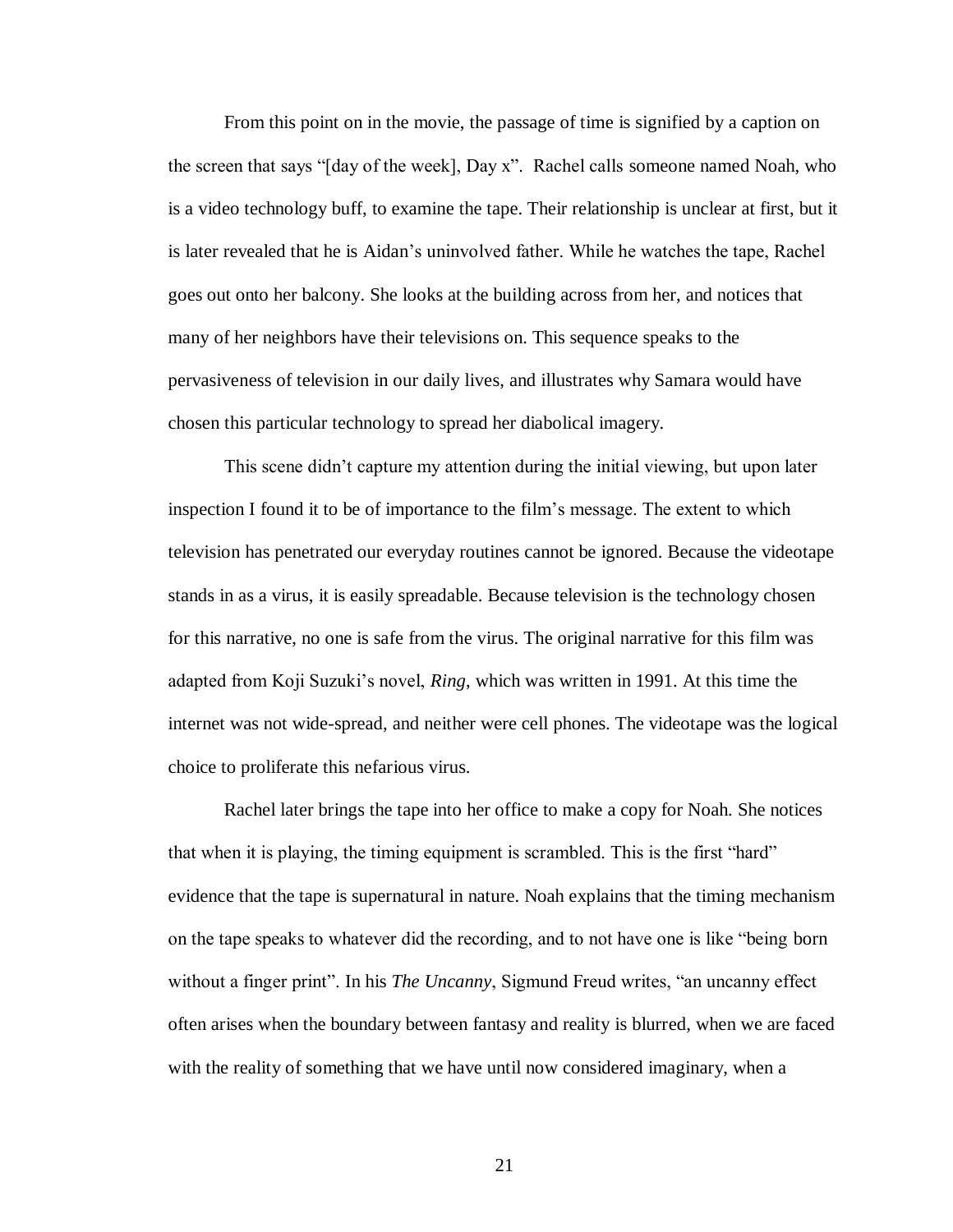From this point on in the movie, the passage of time is signified by a caption on the screen that says "[day of the week], Day x". Rachel calls someone named Noah, who is a video technology buff, to examine the tape. Their relationship is unclear at first, but it is later revealed that he is Aidan's uninvolved father. While he watches the tape, Rachel goes out onto her balcony. She looks at the building across from her, and notices that many of her neighbors have their televisions on. This sequence speaks to the pervasiveness of television in our daily lives, and illustrates why Samara would have chosen this particular technology to spread her diabolical imagery.

This scene didn't capture my attention during the initial viewing, but upon later inspection I found it to be of importance to the film's message. The extent to which television has penetrated our everyday routines cannot be ignored. Because the videotape stands in as a virus, it is easily spreadable. Because television is the technology chosen for this narrative, no one is safe from the virus. The original narrative for this film was adapted from Koji Suzuki's novel, *Ring*, which was written in 1991. At this time the internet was not wide-spread, and neither were cell phones. The videotape was the logical choice to proliferate this nefarious virus.

Rachel later brings the tape into her office to make a copy for Noah. She notices that when it is playing, the timing equipment is scrambled. This is the first "hard" evidence that the tape is supernatural in nature. Noah explains that the timing mechanism on the tape speaks to whatever did the recording, and to not have one is like "being born without a finger print". In his *The Uncanny*, Sigmund Freud writes, "an uncanny effect often arises when the boundary between fantasy and reality is blurred, when we are faced with the reality of something that we have until now considered imaginary, when a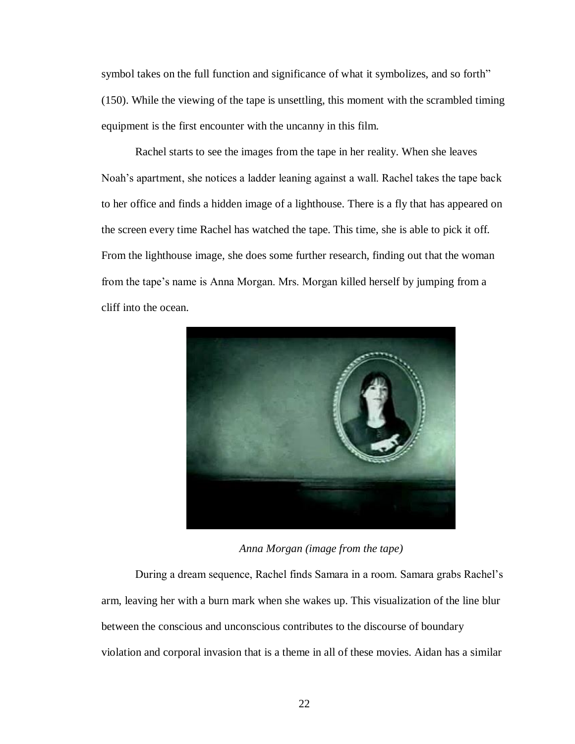symbol takes on the full function and significance of what it symbolizes, and so forth" (150). While the viewing of the tape is unsettling, this moment with the scrambled timing equipment is the first encounter with the uncanny in this film.

Rachel starts to see the images from the tape in her reality. When she leaves Noah's apartment, she notices a ladder leaning against a wall. Rachel takes the tape back to her office and finds a hidden image of a lighthouse. There is a fly that has appeared on the screen every time Rachel has watched the tape. This time, she is able to pick it off. From the lighthouse image, she does some further research, finding out that the woman from the tape's name is Anna Morgan. Mrs. Morgan killed herself by jumping from a cliff into the ocean.

*Anna Morgan (image from the tape)*

During a dream sequence, Rachel finds Samara in a room. Samara grabs Rachel's arm, leaving her with a burn mark when she wakes up. This visualization of the line blur between the conscious and unconscious contributes to the discourse of boundary violation and corporal invasion that is a theme in all of these movies. Aidan has a similar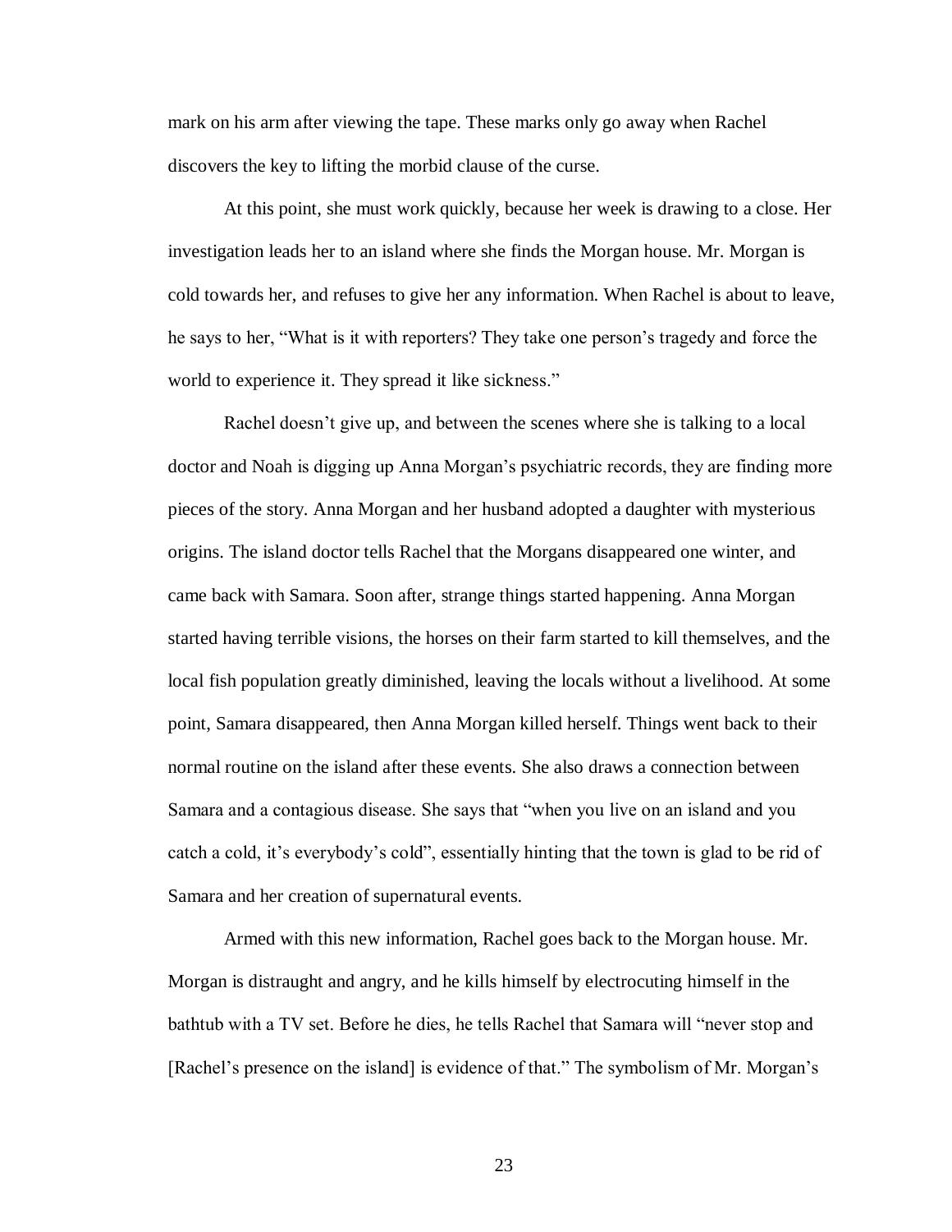mark on his arm after viewing the tape. These marks only go away when Rachel discovers the key to lifting the morbid clause of the curse.

At this point, she must work quickly, because her week is drawing to a close. Her investigation leads her to an island where she finds the Morgan house. Mr. Morgan is cold towards her, and refuses to give her any information. When Rachel is about to leave, he says to her, “What is it with reporters? They take one person’s tragedy and force the world to experience it. They spread it like sickness.”

Rachel doesn’t give up, and between the scenes where she is talking to a local doctor and Noah is digging up Anna Morgan’s psychiatric records, they are finding more pieces of the story. Anna Morgan and her husband adopted a daughter with mysterious origins. The island doctor tells Rachel that the Morgans disappeared one winter, and came back with Samara. Soon after, strange things started happening. Anna Morgan started having terrible visions, the horses on their farm started to kill themselves, and the local fish population greatly diminished, leaving the locals without a livelihood. At some point, Samara disappeared, then Anna Morgan killed herself. Things went back to their normal routine on the island after these events. She also draws a connection between Samara and a contagious disease. She says that “when you live on an island and you catch a cold, it’s everybody’s cold”, essentially hinting that the town is glad to be rid of Samara and her creation of supernatural events.

Armed with this new information, Rachel goes back to the Morgan house. Mr. Morgan is distraught and angry, and he kills himself by electrocuting himself in the bathtub with a TV set. Before he dies, he tells Rachel that Samara will “never stop and [Rachel’s presence on the island] is evidence of that.” The symbolism of Mr. Morgan’s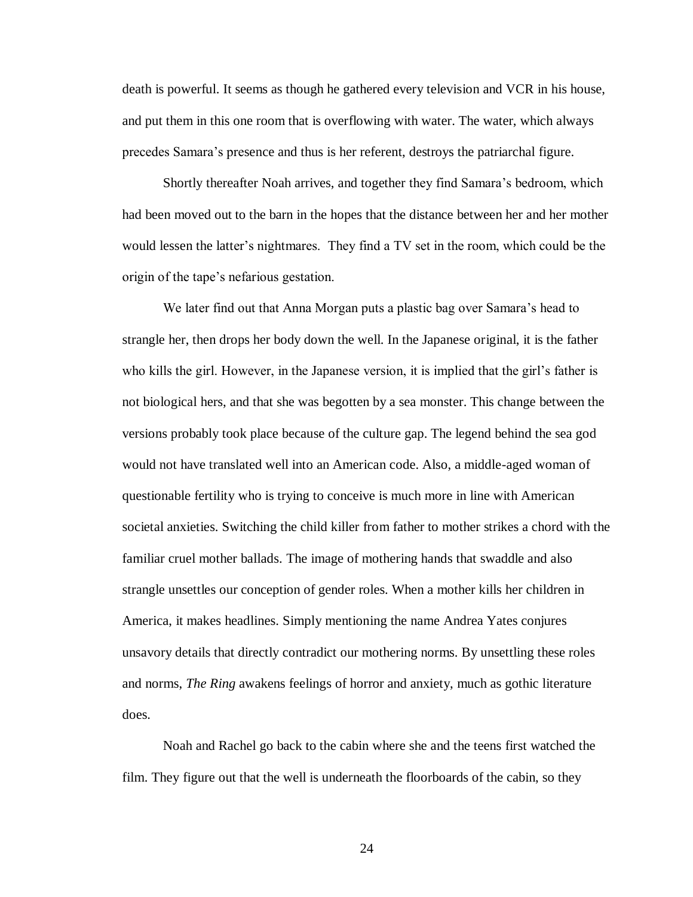death is powerful. It seems as though he gathered every television and VCR in his house, and put them in this one room that is overflowing with water. The water, which always precedes Samara's presence and thus is her referent, destroys the patriarchal figure.

Shortly thereafter Noah arrives, and together they find Samara's bedroom, which had been moved out to the barn in the hopes that the distance between her and her mother would lessen the latter's nightmares. They find a TV set in the room, which could be the origin of the tape's nefarious gestation.

We later find out that Anna Morgan puts a plastic bag over Samara's head to strangle her, then drops her body down the well. In the Japanese original, it is the father who kills the girl. However, in the Japanese version, it is implied that the girl's father is not biological hers, and that she was begotten by a sea monster. This change between the versions probably took place because of the culture gap. The legend behind the sea god would not have translated well into an American code. Also, a middle-aged woman of questionable fertility who is trying to conceive is much more in line with American societal anxieties. Switching the child killer from father to mother strikes a chord with the familiar cruel mother ballads. The image of mothering hands that swaddle and also strangle unsettles our conception of gender roles. When a mother kills her children in America, it makes headlines. Simply mentioning the name Andrea Yates conjures unsavory details that directly contradict our mothering norms. By unsettling these roles and norms, *The Ring* awakens feelings of horror and anxiety, much as gothic literature does.

Noah and Rachel go back to the cabin where she and the teens first watched the film. They figure out that the well is underneath the floorboards of the cabin, so they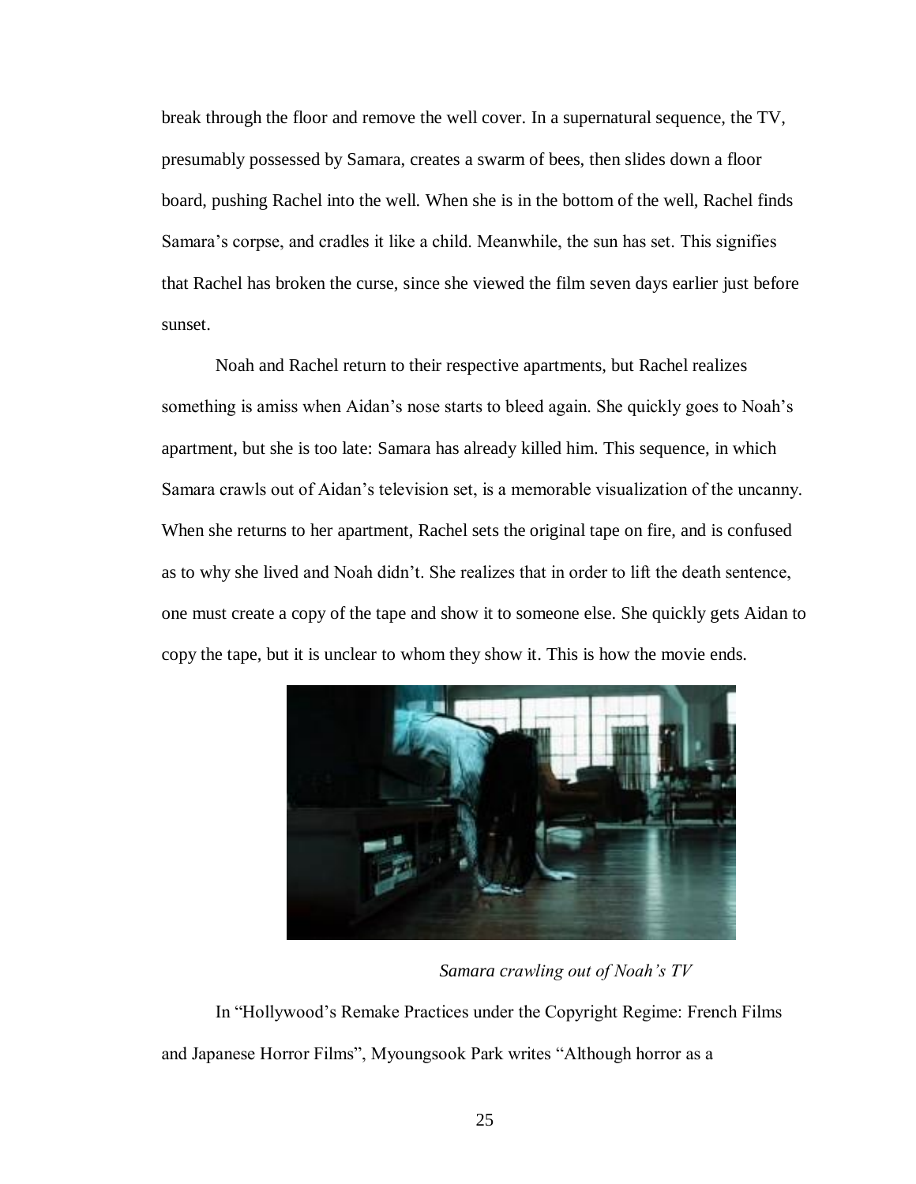break through the floor and remove the well cover. In a supernatural sequence, the TV, presumably possessed by Samara, creates a swarm of bees, then slides down a floor board, pushing Rachel into the well. When she is in the bottom of the well, Rachel finds Samara's corpse, and cradles it like a child. Meanwhile, the sun has set. This signifies that Rachel has broken the curse, since she viewed the film seven days earlier just before sunset.

Noah and Rachel return to their respective apartments, but Rachel realizes something is amiss when Aidan's nose starts to bleed again. She quickly goes to Noah's apartment, but she is too late: Samara has already killed him. This sequence, in which Samara crawls out of Aidan's television set, is a memorable visualization of the uncanny. When she returns to her apartment, Rachel sets the original tape on fire, and is confused as to why she lived and Noah didn't. She realizes that in order to lift the death sentence, one must create a copy of the tape and show it to someone else. She quickly gets Aidan to copy the tape, but it is unclear to whom they show it. This is how the movie ends.

*Samara crawling out of Noah's TV*

In "Hollywood's Remake Practices under the Copyright Regime: French Films and Japanese Horror Films", Myoungsook Park writes "Although horror as a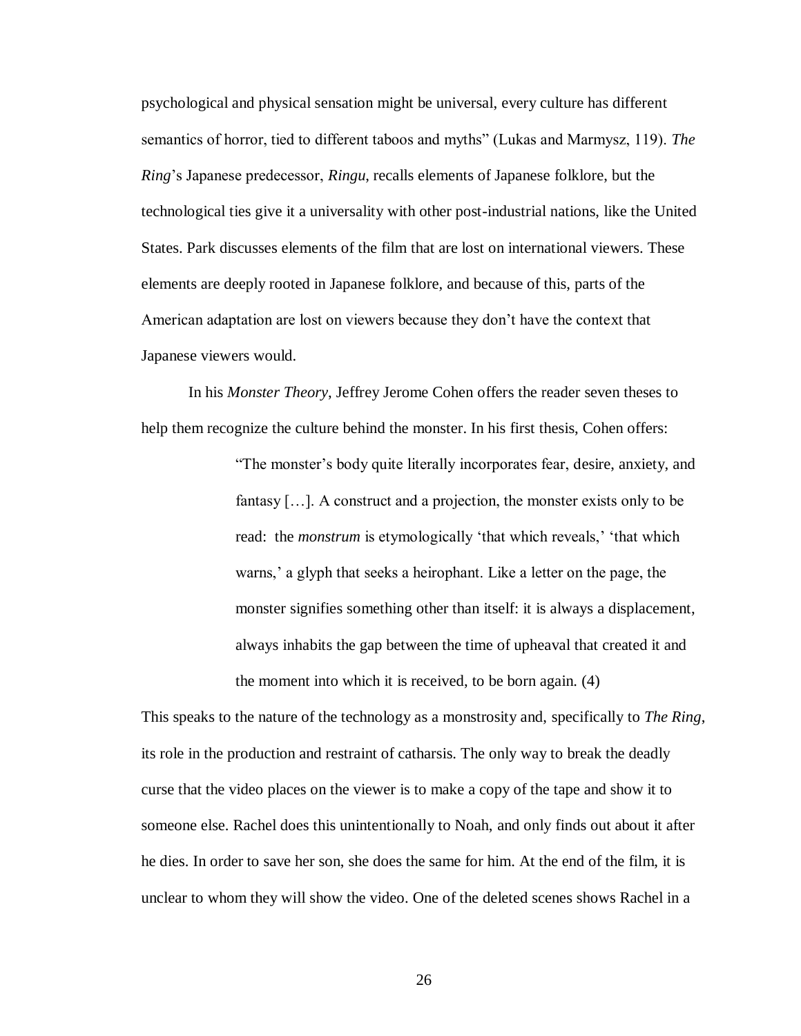psychological and physical sensation might be universal, every culture has different semantics of horror, tied to different taboos and myths" (Lukas and Marmysz, 119). *The Ring*'s Japanese predecessor, *Ringu*, recalls elements of Japanese folklore, but the technological ties give it a universality with other post-industrial nations, like the United States. Park discusses elements of the film that are lost on international viewers. These elements are deeply rooted in Japanese folklore, and because of this, parts of the American adaptation are lost on viewers because they don't have the context that Japanese viewers would.

In his *Monster Theory*, Jeffrey Jerome Cohen offers the reader seven theses to help them recognize the culture behind the monster. In his first thesis, Cohen offers:

> "The monster's body quite literally incorporates fear, desire, anxiety, and fantasy […]. A construct and a projection, the monster exists only to be read: the *monstrum* is etymologically 'that which reveals,' 'that which warns,' a glyph that seeks a heirophant. Like a letter on the page, the monster signifies something other than itself: it is always a displacement, always inhabits the gap between the time of upheaval that created it and the moment into which it is received, to be born again. (4)

This speaks to the nature of the technology as a monstrosity and, specifically to *The Ring*, its role in the production and restraint of catharsis. The only way to break the deadly curse that the video places on the viewer is to make a copy of the tape and show it to someone else. Rachel does this unintentionally to Noah, and only finds out about it after he dies. In order to save her son, she does the same for him. At the end of the film, it is unclear to whom they will show the video. One of the deleted scenes shows Rachel in a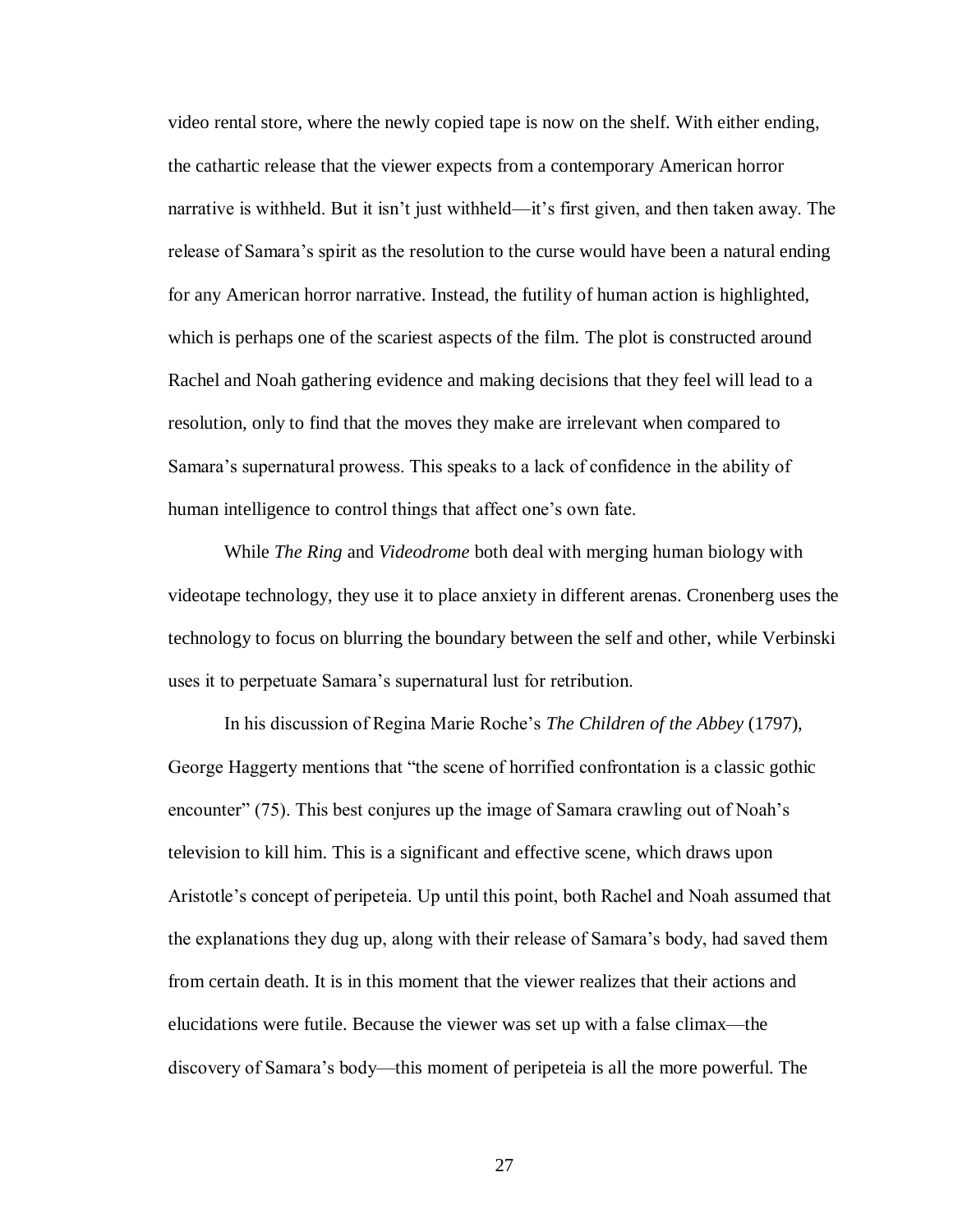video rental store, where the newly copied tape is now on the shelf. With either ending, the cathartic release that the viewer expects from a contemporary American horror narrative is withheld. But it isn't just withheld—it's first given, and then taken away. The release of Samara's spirit as the resolution to the curse would have been a natural ending for any American horror narrative. Instead, the futility of human action is highlighted, which is perhaps one of the scariest aspects of the film. The plot is constructed around Rachel and Noah gathering evidence and making decisions that they feel will lead to a resolution, only to find that the moves they make are irrelevant when compared to Samara's supernatural prowess. This speaks to a lack of confidence in the ability of human intelligence to control things that affect one's own fate.

While *The Ring* and *Videodrome* both deal with merging human biology with videotape technology, they use it to place anxiety in different arenas. Cronenberg uses the technology to focus on blurring the boundary between the self and other, while Verbinski uses it to perpetuate Samara's supernatural lust for retribution.

In his discussion of Regina Marie Roche's *The Children of the Abbey* (1797), George Haggerty mentions that "the scene of horrified confrontation is a classic gothic encounter" (75). This best conjures up the image of Samara crawling out of Noah's television to kill him. This is a significant and effective scene, which draws upon Aristotle's concept of peripeteia. Up until this point, both Rachel and Noah assumed that the explanations they dug up, along with their release of Samara's body, had saved them from certain death. It is in this moment that the viewer realizes that their actions and elucidations were futile. Because the viewer was set up with a false climax—the discovery of Samara's body—this moment of peripeteia is all the more powerful. The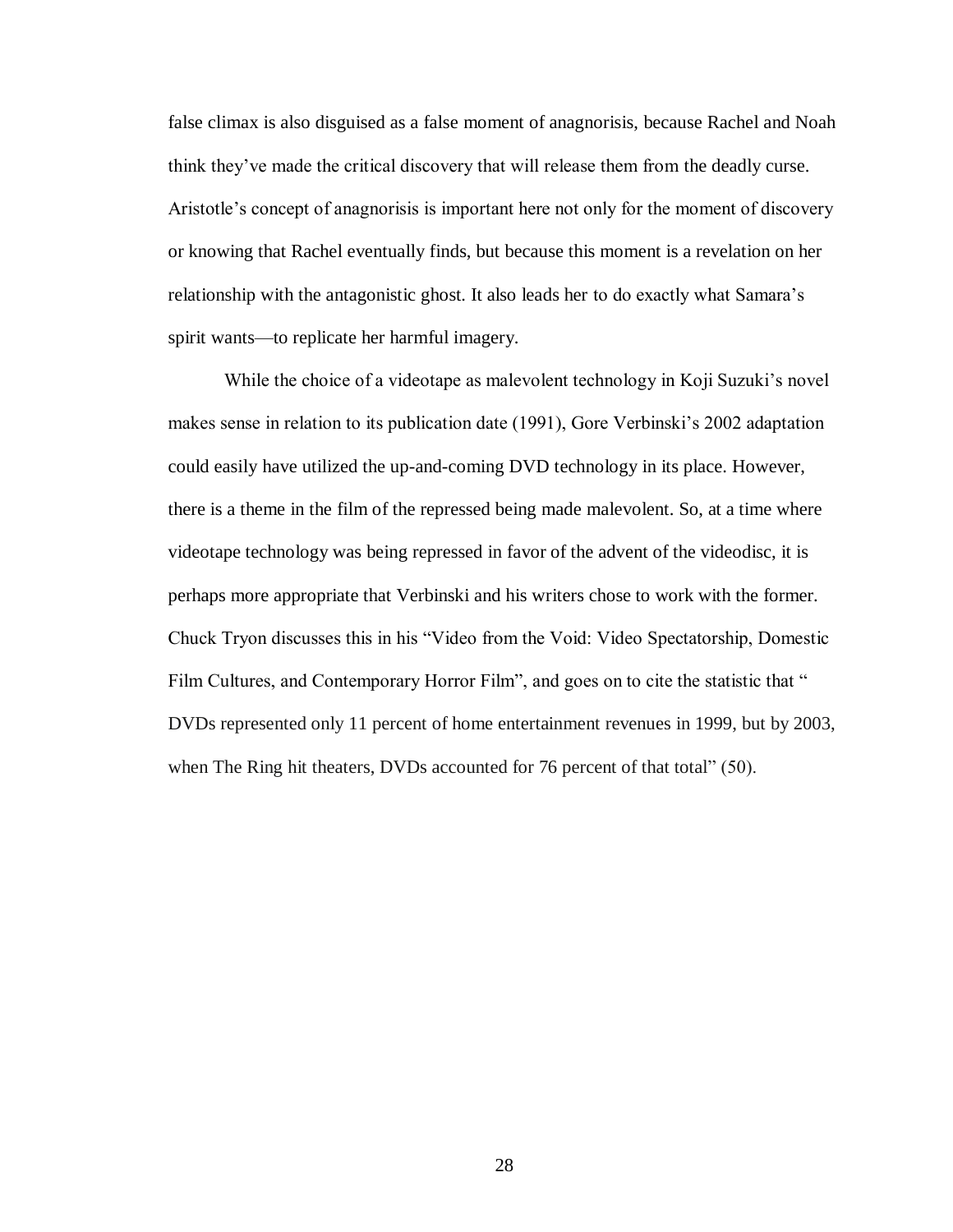false climax is also disguised as a false moment of anagnorisis, because Rachel and Noah think they've made the critical discovery that will release them from the deadly curse. Aristotle's concept of anagnorisis is important here not only for the moment of discovery or knowing that Rachel eventually finds, but because this moment is a revelation on her relationship with the antagonistic ghost. It also leads her to do exactly what Samara's spirit wants—to replicate her harmful imagery.

While the choice of a videotape as malevolent technology in Koji Suzuki's novel makes sense in relation to its publication date (1991), Gore Verbinski's 2002 adaptation could easily have utilized the up-and-coming DVD technology in its place. However, there is a theme in the film of the repressed being made malevolent. So, at a time where videotape technology was being repressed in favor of the advent of the videodisc, it is perhaps more appropriate that Verbinski and his writers chose to work with the former. Chuck Tryon discusses this in his "Video from the Void: Video Spectatorship, Domestic Film Cultures, and Contemporary Horror Film", and goes on to cite the statistic that " DVDs represented only 11 percent of home entertainment revenues in 1999, but by 2003, when The Ring hit theaters, DVDs accounted for 76 percent of that total" (50).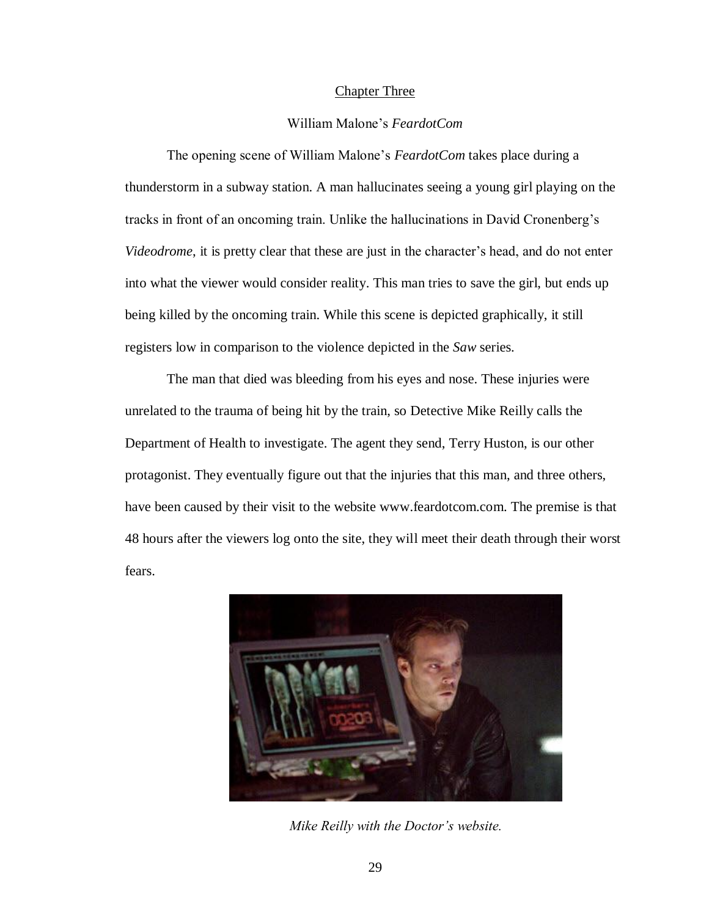## Chapter Three

### William Malone's *FeardotCom*

The opening scene of William Malone's *FeardotCom* takes place during a thunderstorm in a subway station. A man hallucinates seeing a young girl playing on the tracks in front of an oncoming train. Unlike the hallucinations in David Cronenberg's *Videodrome*, it is pretty clear that these are just in the character's head, and do not enter into what the viewer would consider reality. This man tries to save the girl, but ends up being killed by the oncoming train. While this scene is depicted graphically, it still registers low in comparison to the violence depicted in the *Saw* series.

The man that died was bleeding from his eyes and nose. These injuries were unrelated to the trauma of being hit by the train, so Detective Mike Reilly calls the Department of Health to investigate. The agent they send, Terry Huston, is our other protagonist. They eventually figure out that the injuries that this man, and three others, have been caused by their visit to the website www.feardotcom.com. The premise is that 48 hours after the viewers log onto the site, they will meet their death through their worst fears.

*Mike Reilly with the Doctor's website.*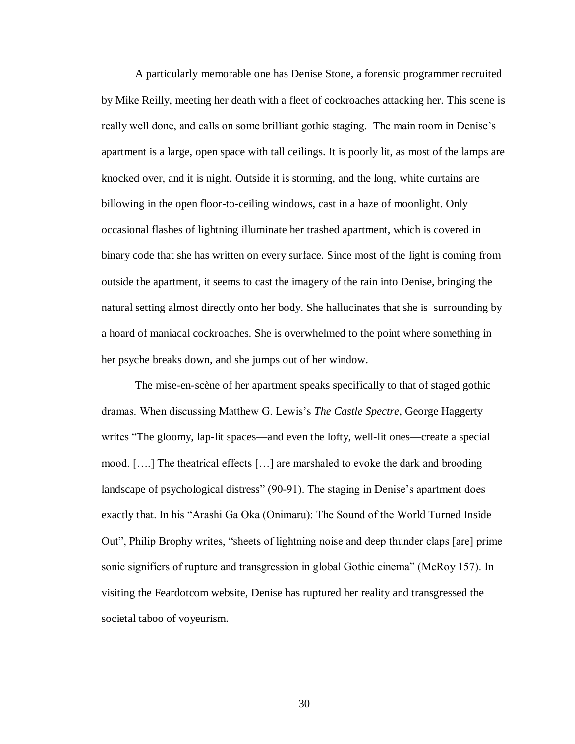A particularly memorable one has Denise Stone, a forensic programmer recruited by Mike Reilly, meeting her death with a fleet of cockroaches attacking her. This scene is really well done, and calls on some brilliant gothic staging.  The main room in Denise's apartment is a large, open space with tall ceilings. It is poorly lit, as most of the lamps are knocked over, and it is night. Outside it is storming, and the long, white curtains are billowing in the open floor-to-ceiling windows, cast in a haze of moonlight. Only occasional flashes of lightning illuminate her trashed apartment, which is covered in binary code that she has written on every surface. Since most of the light is coming from outside the apartment, it seems to cast the imagery of the rain into Denise, bringing the natural setting almost directly onto her body. She hallucinates that she is  surrounding by a hoard of maniacal cockroaches. She is overwhelmed to the point where something in her psyche breaks down, and she jumps out of her window.

The mise-en-scène of her apartment speaks specifically to that of staged gothic dramas. When discussing Matthew G. Lewis's *The Castle Spectre*, George Haggerty writes "The gloomy, lap-lit spaces—and even the lofty, well-lit ones—create a special mood. [….] The theatrical effects […] are marshaled to evoke the dark and brooding landscape of psychological distress" (90-91). The staging in Denise's apartment does exactly that. In his "Arashi Ga Oka (Onimaru): The Sound of the World Turned Inside Out", Philip Brophy writes, "sheets of lightning noise and deep thunder claps [are] prime sonic signifiers of rupture and transgression in global Gothic cinema" (McRoy 157). In visiting the Feardotcom website, Denise has ruptured her reality and transgressed the societal taboo of voyeurism.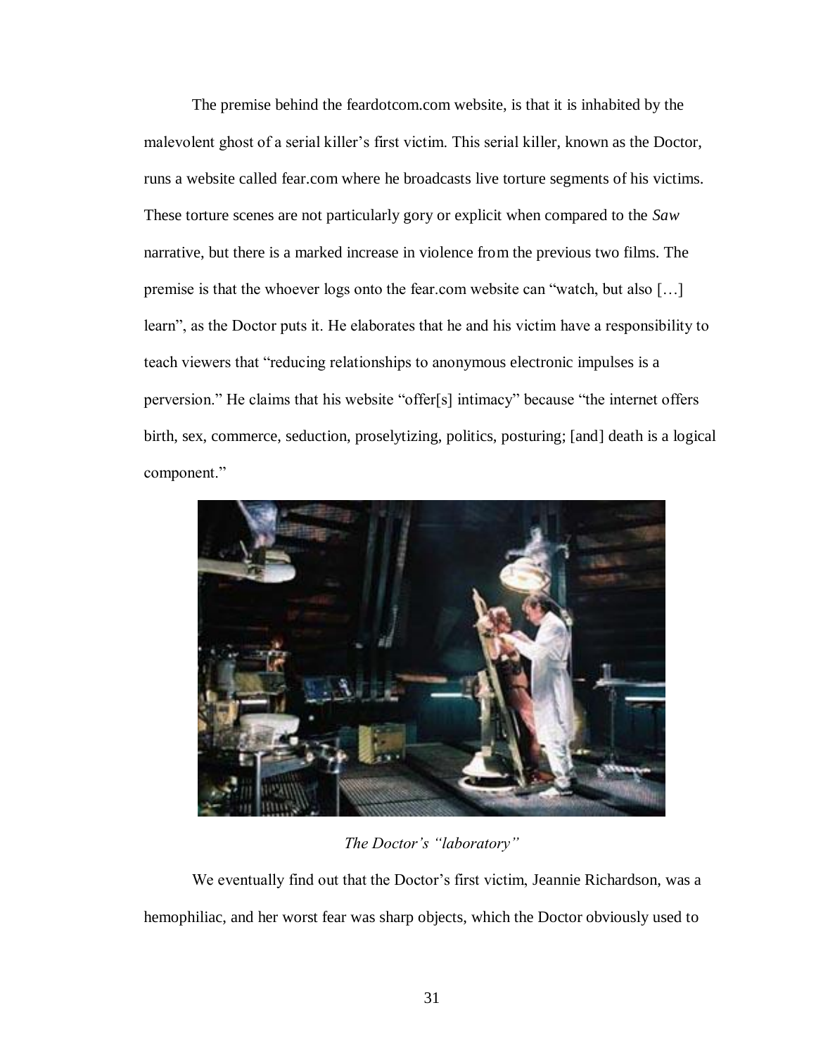The premise behind the feardotcom.com website, is that it is inhabited by the malevolent ghost of a serial killer's first victim. This serial killer, known as the Doctor, runs a website called fear.com where he broadcasts live torture segments of his victims. These torture scenes are not particularly gory or explicit when compared to the *Saw* narrative, but there is a marked increase in violence from the previous two films. The premise is that the whoever logs onto the fear.com website can "watch, but also […] learn", as the Doctor puts it. He elaborates that he and his victim have a responsibility to teach viewers that "reducing relationships to anonymous electronic impulses is a perversion." He claims that his website "offer[s] intimacy" because "the internet offers birth, sex, commerce, seduction, proselytizing, politics, posturing; [and] death is a logical component."

*The Doctor's "laboratory"*

We eventually find out that the Doctor's first victim, Jeannie Richardson, was a hemophiliac, and her worst fear was sharp objects, which the Doctor obviously used to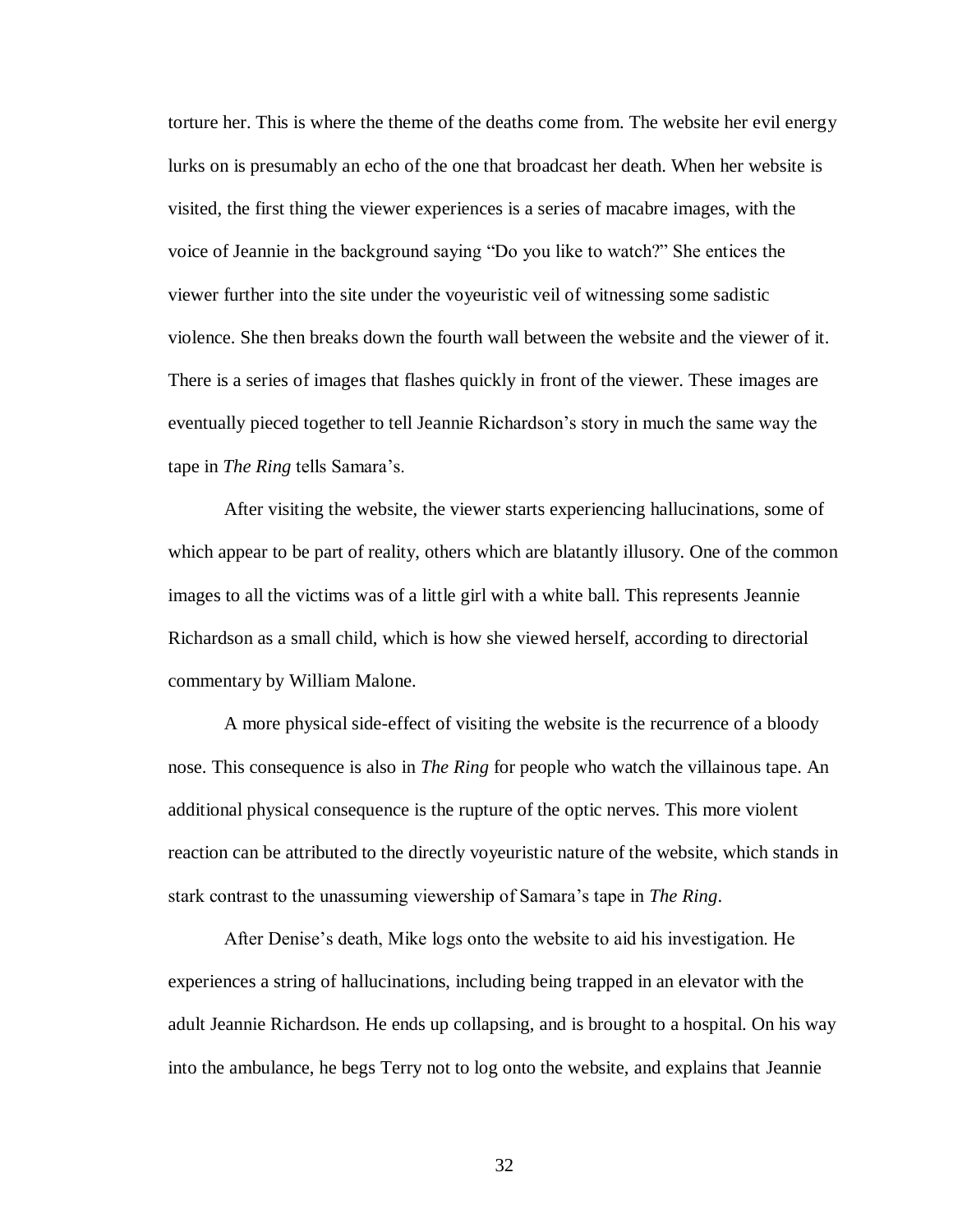torture her. This is where the theme of the deaths come from. The website her evil energy lurks on is presumably an echo of the one that broadcast her death. When her website is visited, the first thing the viewer experiences is a series of macabre images, with the voice of Jeannie in the background saying “Do you like to watch?” She entices the viewer further into the site under the voyeuristic veil of witnessing some sadistic violence. She then breaks down the fourth wall between the website and the viewer of it. There is a series of images that flashes quickly in front of the viewer. These images are eventually pieced together to tell Jeannie Richardson’s story in much the same way the tape in *The Ring* tells Samara’s.

After visiting the website, the viewer starts experiencing hallucinations, some of which appear to be part of reality, others which are blatantly illusory. One of the common images to all the victims was of a little girl with a white ball. This represents Jeannie Richardson as a small child, which is how she viewed herself, according to directorial commentary by William Malone.

A more physical side-effect of visiting the website is the recurrence of a bloody nose. This consequence is also in *The Ring* for people who watch the villainous tape. An additional physical consequence is the rupture of the optic nerves. This more violent reaction can be attributed to the directly voyeuristic nature of the website, which stands in stark contrast to the unassuming viewership of Samara’s tape in *The Ring*.

After Denise’s death, Mike logs onto the website to aid his investigation. He experiences a string of hallucinations, including being trapped in an elevator with the adult Jeannie Richardson. He ends up collapsing, and is brought to a hospital. On his way into the ambulance, he begs Terry not to log onto the website, and explains that Jeannie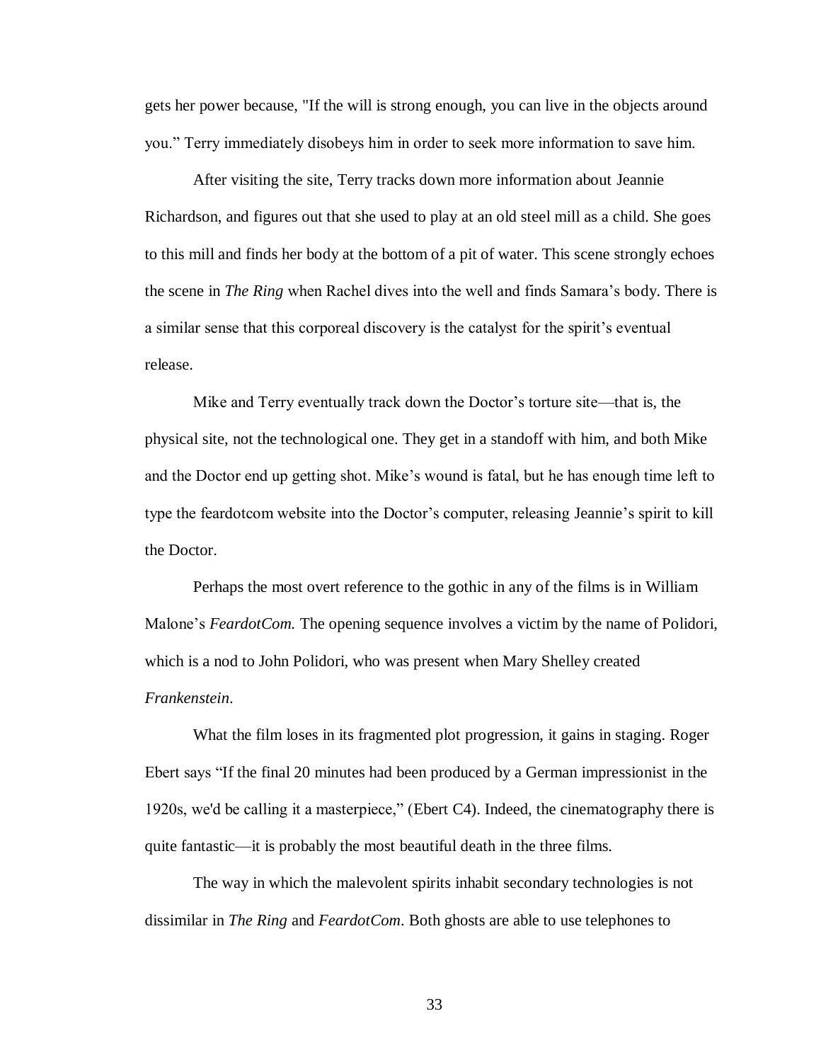gets her power because, "If the will is strong enough, you can live in the objects around you." Terry immediately disobeys him in order to seek more information to save him.

After visiting the site, Terry tracks down more information about Jeannie Richardson, and figures out that she used to play at an old steel mill as a child. She goes to this mill and finds her body at the bottom of a pit of water. This scene strongly echoes the scene in *The Ring* when Rachel dives into the well and finds Samara's body. There is a similar sense that this corporeal discovery is the catalyst for the spirit's eventual release.

Mike and Terry eventually track down the Doctor's torture site—that is, the physical site, not the technological one. They get in a standoff with him, and both Mike and the Doctor end up getting shot. Mike's wound is fatal, but he has enough time left to type the feardotcom website into the Doctor's computer, releasing Jeannie's spirit to kill the Doctor.

Perhaps the most overt reference to the gothic in any of the films is in William Malone's *FeardotCom.* The opening sequence involves a victim by the name of Polidori, which is a nod to John Polidori, who was present when Mary Shelley created *Frankenstein*.

What the film loses in its fragmented plot progression, it gains in staging. Roger Ebert says "If the final 20 minutes had been produced by a German impressionist in the 1920s, we'd be calling it a masterpiece," (Ebert C4). Indeed, the cinematography there is quite fantastic—it is probably the most beautiful death in the three films.

The way in which the malevolent spirits inhabit secondary technologies is not dissimilar in *The Ring* and *FeardotCom*. Both ghosts are able to use telephones to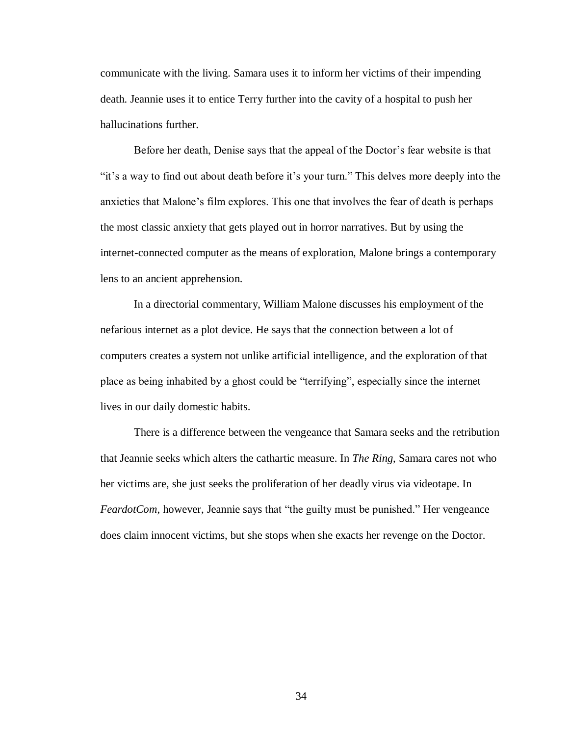communicate with the living. Samara uses it to inform her victims of their impending death. Jeannie uses it to entice Terry further into the cavity of a hospital to push her hallucinations further.

Before her death, Denise says that the appeal of the Doctor's fear website is that "it's a way to find out about death before it's your turn." This delves more deeply into the anxieties that Malone's film explores. This one that involves the fear of death is perhaps the most classic anxiety that gets played out in horror narratives. But by using the internet-connected computer as the means of exploration, Malone brings a contemporary lens to an ancient apprehension.

In a directorial commentary, William Malone discusses his employment of the nefarious internet as a plot device. He says that the connection between a lot of computers creates a system not unlike artificial intelligence, and the exploration of that place as being inhabited by a ghost could be "terrifying", especially since the internet lives in our daily domestic habits.

There is a difference between the vengeance that Samara seeks and the retribution that Jeannie seeks which alters the cathartic measure. In *The Ring*, Samara cares not who her victims are, she just seeks the proliferation of her deadly virus via videotape. In *FeardotCom*, however, Jeannie says that "the guilty must be punished." Her vengeance does claim innocent victims, but she stops when she exacts her revenge on the Doctor.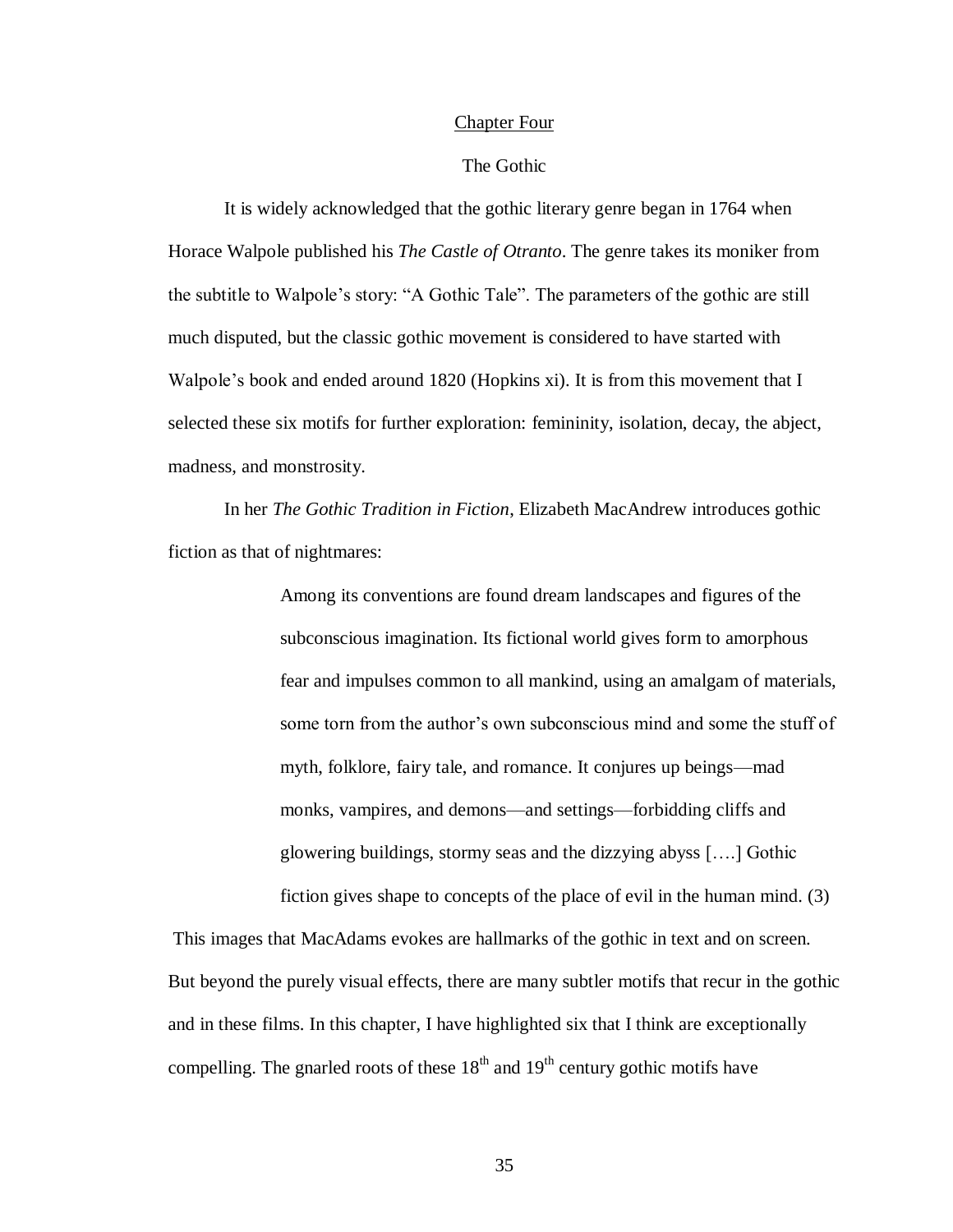## Chapter Four

### The Gothic

It is widely acknowledged that the gothic literary genre began in 1764 when Horace Walpole published his *The Castle of Otranto*. The genre takes its moniker from the subtitle to Walpole's story: "A Gothic Tale". The parameters of the gothic are still much disputed, but the classic gothic movement is considered to have started with Walpole's book and ended around 1820 (Hopkins xi). It is from this movement that I selected these six motifs for further exploration: femininity, isolation, decay, the abject, madness, and monstrosity.

In her *The Gothic Tradition in Fiction*, Elizabeth MacAndrew introduces gothic fiction as that of nightmares:

> Among its conventions are found dream landscapes and figures of the subconscious imagination. Its fictional world gives form to amorphous fear and impulses common to all mankind, using an amalgam of materials, some torn from the author's own subconscious mind and some the stuff of myth, folklore, fairy tale, and romance. It conjures up beings—mad monks, vampires, and demons—and settings—forbidding cliffs and glowering buildings, stormy seas and the dizzying abyss [….] Gothic fiction gives shape to concepts of the place of evil in the human mind. (3)

This images that MacAdams evokes are hallmarks of the gothic in text and on screen. But beyond the purely visual effects, there are many subtler motifs that recur in the gothic and in these films. In this chapter, I have highlighted six that I think are exceptionally compelling. The gnarled roots of these 18th and 19th century gothic motifs have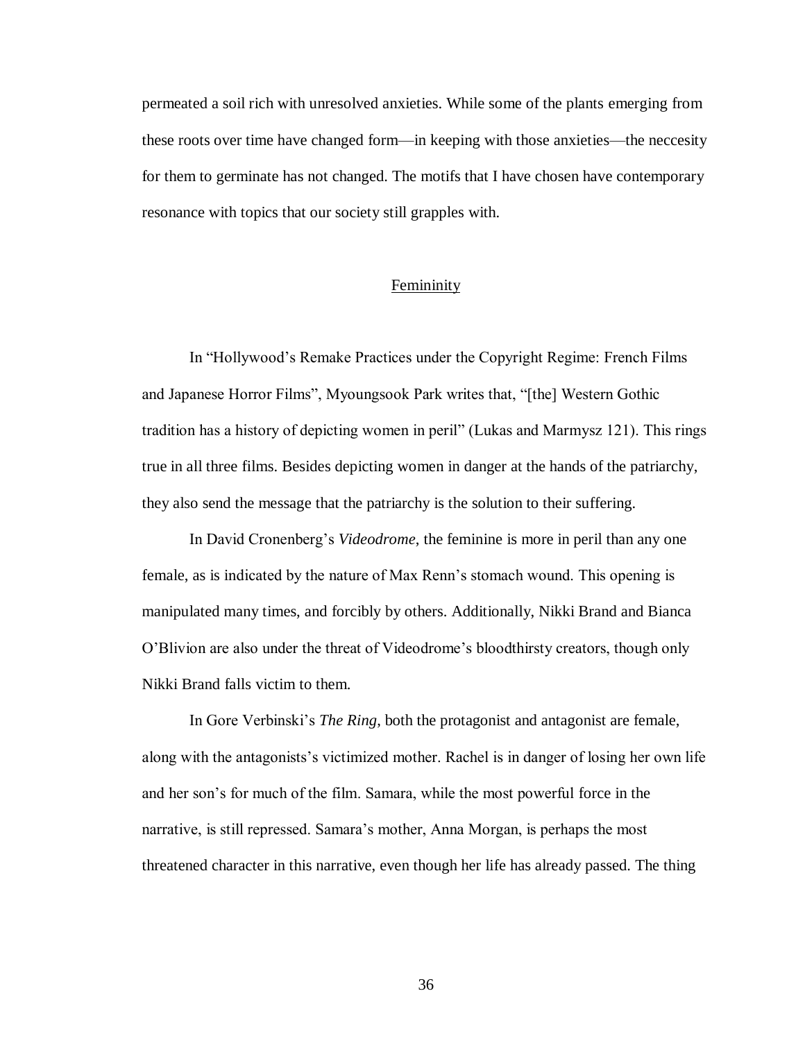permeated a soil rich with unresolved anxieties. While some of the plants emerging from these roots over time have changed form—in keeping with those anxieties—the neccesity for them to germinate has not changed. The motifs that I have chosen have contemporary resonance with topics that our society still grapples with.

## Femininity

In "Hollywood's Remake Practices under the Copyright Regime: French Films and Japanese Horror Films", Myoungsook Park writes that, "[the] Western Gothic tradition has a history of depicting women in peril" (Lukas and Marmysz 121). This rings true in all three films. Besides depicting women in danger at the hands of the patriarchy, they also send the message that the patriarchy is the solution to their suffering.

In David Cronenberg's *Videodrome*, the feminine is more in peril than any one female, as is indicated by the nature of Max Renn's stomach wound. This opening is manipulated many times, and forcibly by others. Additionally, Nikki Brand and Bianca O'Blivion are also under the threat of Videodrome's bloodthirsty creators, though only Nikki Brand falls victim to them.

In Gore Verbinski's *The Ring*, both the protagonist and antagonist are female, along with the antagonists's victimized mother. Rachel is in danger of losing her own life and her son's for much of the film. Samara, while the most powerful force in the narrative, is still repressed. Samara's mother, Anna Morgan, is perhaps the most threatened character in this narrative, even though her life has already passed. The thing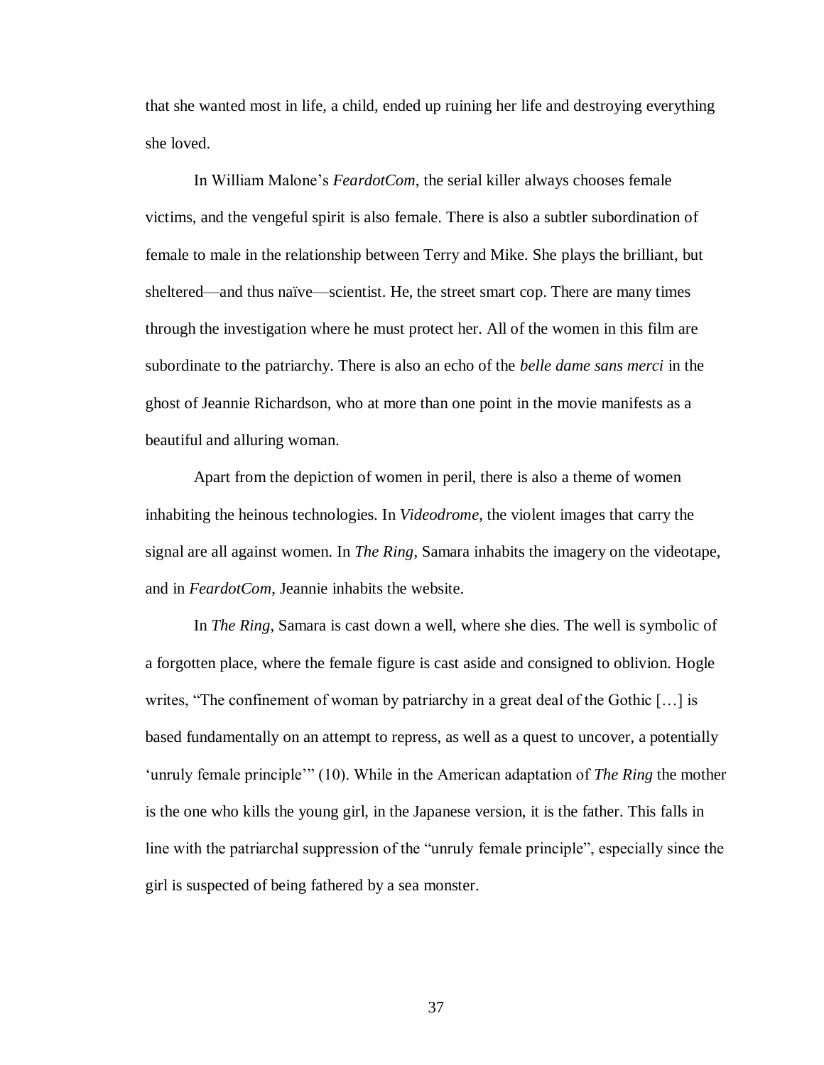that she wanted most in life, a child, ended up ruining her life and destroying everything she loved.

In William Malone's *FeardotCom*, the serial killer always chooses female victims, and the vengeful spirit is also female. There is also a subtler subordination of female to male in the relationship between Terry and Mike. She plays the brilliant, but sheltered—and thus naïve—scientist. He, the street smart cop. There are many times through the investigation where he must protect her. All of the women in this film are subordinate to the patriarchy. There is also an echo of the *belle dame sans merci* in the ghost of Jeannie Richardson, who at more than one point in the movie manifests as a beautiful and alluring woman.

Apart from the depiction of women in peril, there is also a theme of women inhabiting the heinous technologies. In *Videodrome*, the violent images that carry the signal are all against women. In *The Ring*, Samara inhabits the imagery on the videotape, and in *FeardotCom*, Jeannie inhabits the website.

In *The Ring*, Samara is cast down a well, where she dies. The well is symbolic of a forgotten place, where the female figure is cast aside and consigned to oblivion. Hogle writes, "The confinement of woman by patriarchy in a great deal of the Gothic […] is based fundamentally on an attempt to repress, as well as a quest to uncover, a potentially 'unruly female principle'" (10). While in the American adaptation of *The Ring* the mother is the one who kills the young girl, in the Japanese version, it is the father. This falls in line with the patriarchal suppression of the "unruly female principle", especially since the girl is suspected of being fathered by a sea monster.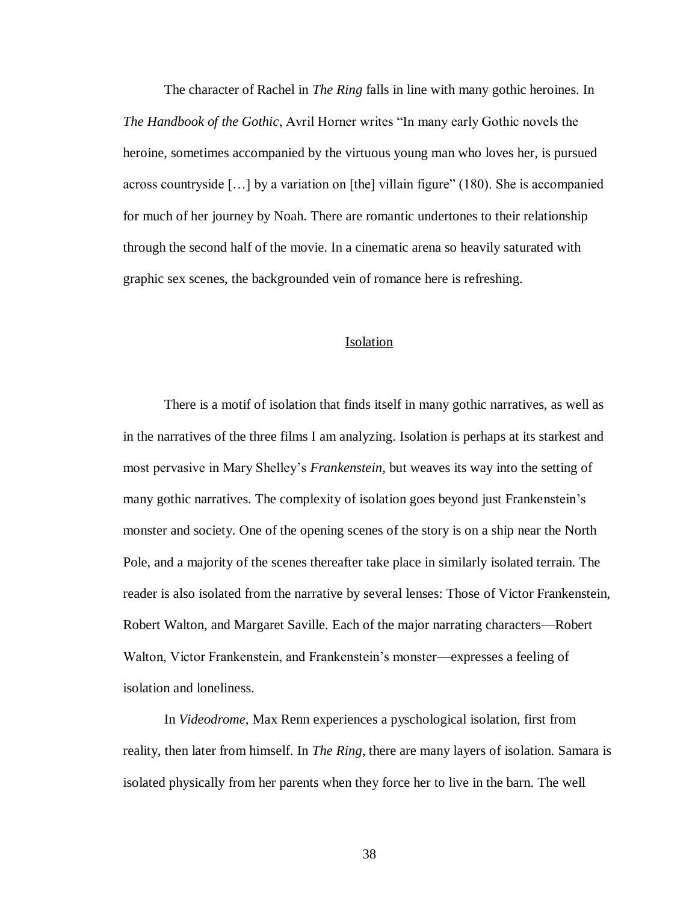The character of Rachel in *The Ring* falls in line with many gothic heroines. In *The Handbook of the Gothic*, Avril Horner writes "In many early Gothic novels the heroine, sometimes accompanied by the virtuous young man who loves her, is pursued across countryside […] by a variation on [the] villain figure" (180). She is accompanied for much of her journey by Noah. There are romantic undertones to their relationship through the second half of the movie. In a cinematic arena so heavily saturated with graphic sex scenes, the backgrounded vein of romance here is refreshing.

## Isolation

There is a motif of isolation that finds itself in many gothic narratives, as well as in the narratives of the three films I am analyzing. Isolation is perhaps at its starkest and most pervasive in Mary Shelley's *Frankenstein,* but weaves its way into the setting of many gothic narratives. The complexity of isolation goes beyond just Frankenstein's monster and society. One of the opening scenes of the story is on a ship near the North Pole, and a majority of the scenes thereafter take place in similarly isolated terrain. The reader is also isolated from the narrative by several lenses: Those of Victor Frankenstein, Robert Walton, and Margaret Saville. Each of the major narrating characters—Robert Walton, Victor Frankenstein, and Frankenstein's monster—expresses a feeling of isolation and loneliness.

In *Videodrome*, Max Renn experiences a pyschological isolation, first from reality, then later from himself. In *The Ring*, there are many layers of isolation. Samara is isolated physically from her parents when they force her to live in the barn. The well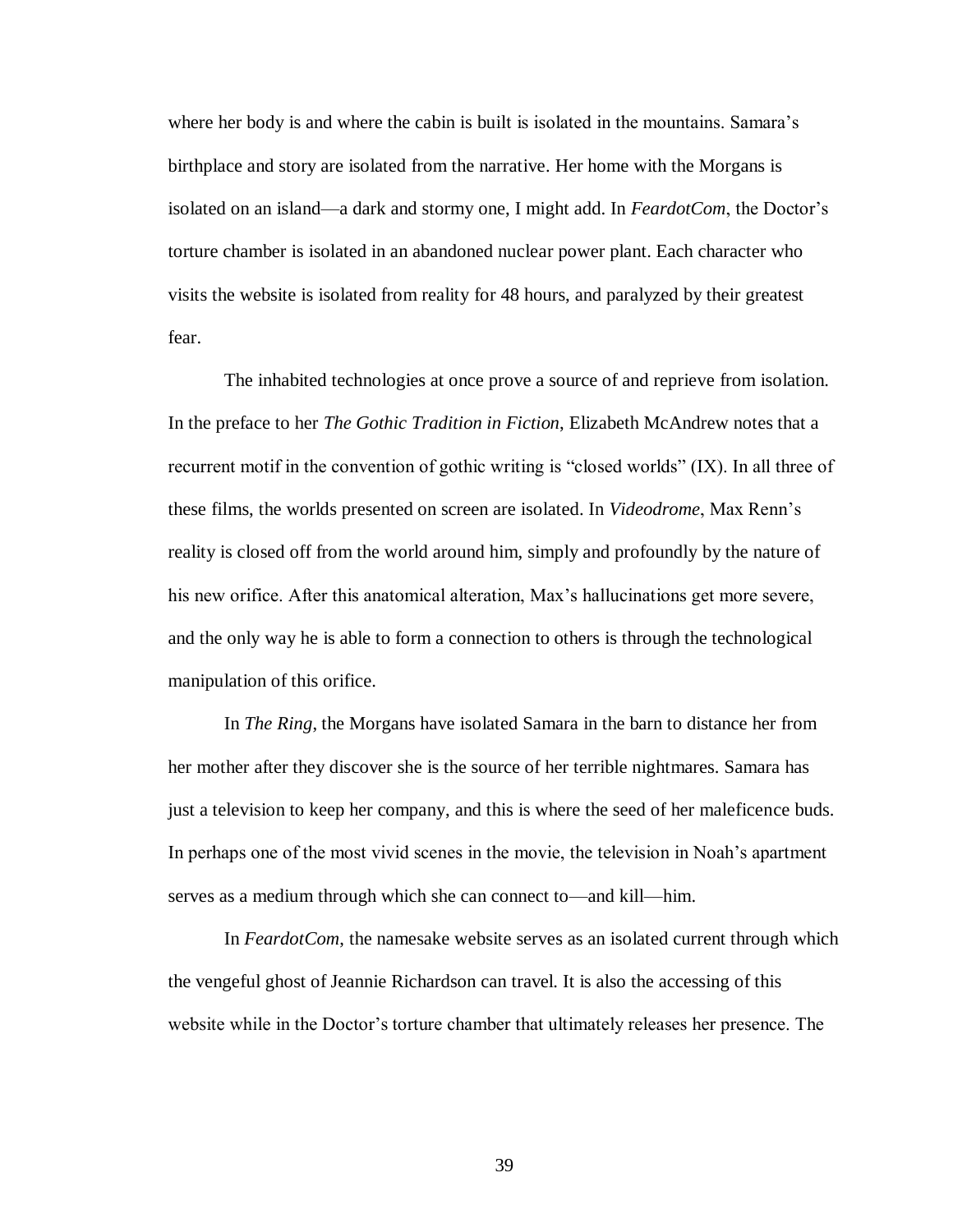where her body is and where the cabin is built is isolated in the mountains. Samara's birthplace and story are isolated from the narrative. Her home with the Morgans is isolated on an island—a dark and stormy one, I might add. In *FeardotCom*, the Doctor's torture chamber is isolated in an abandoned nuclear power plant. Each character who visits the website is isolated from reality for 48 hours, and paralyzed by their greatest fear.

The inhabited technologies at once prove a source of and reprieve from isolation. In the preface to her *The Gothic Tradition in Fiction*, Elizabeth McAndrew notes that a recurrent motif in the convention of gothic writing is "closed worlds" (IX). In all three of these films, the worlds presented on screen are isolated. In *Videodrome*, Max Renn's reality is closed off from the world around him, simply and profoundly by the nature of his new orifice. After this anatomical alteration, Max's hallucinations get more severe, and the only way he is able to form a connection to others is through the technological manipulation of this orifice.

In *The Ring*, the Morgans have isolated Samara in the barn to distance her from her mother after they discover she is the source of her terrible nightmares. Samara has just a television to keep her company, and this is where the seed of her maleficence buds. In perhaps one of the most vivid scenes in the movie, the television in Noah's apartment serves as a medium through which she can connect to—and kill—him.

In *FeardotCom*, the namesake website serves as an isolated current through which the vengeful ghost of Jeannie Richardson can travel. It is also the accessing of this website while in the Doctor's torture chamber that ultimately releases her presence. The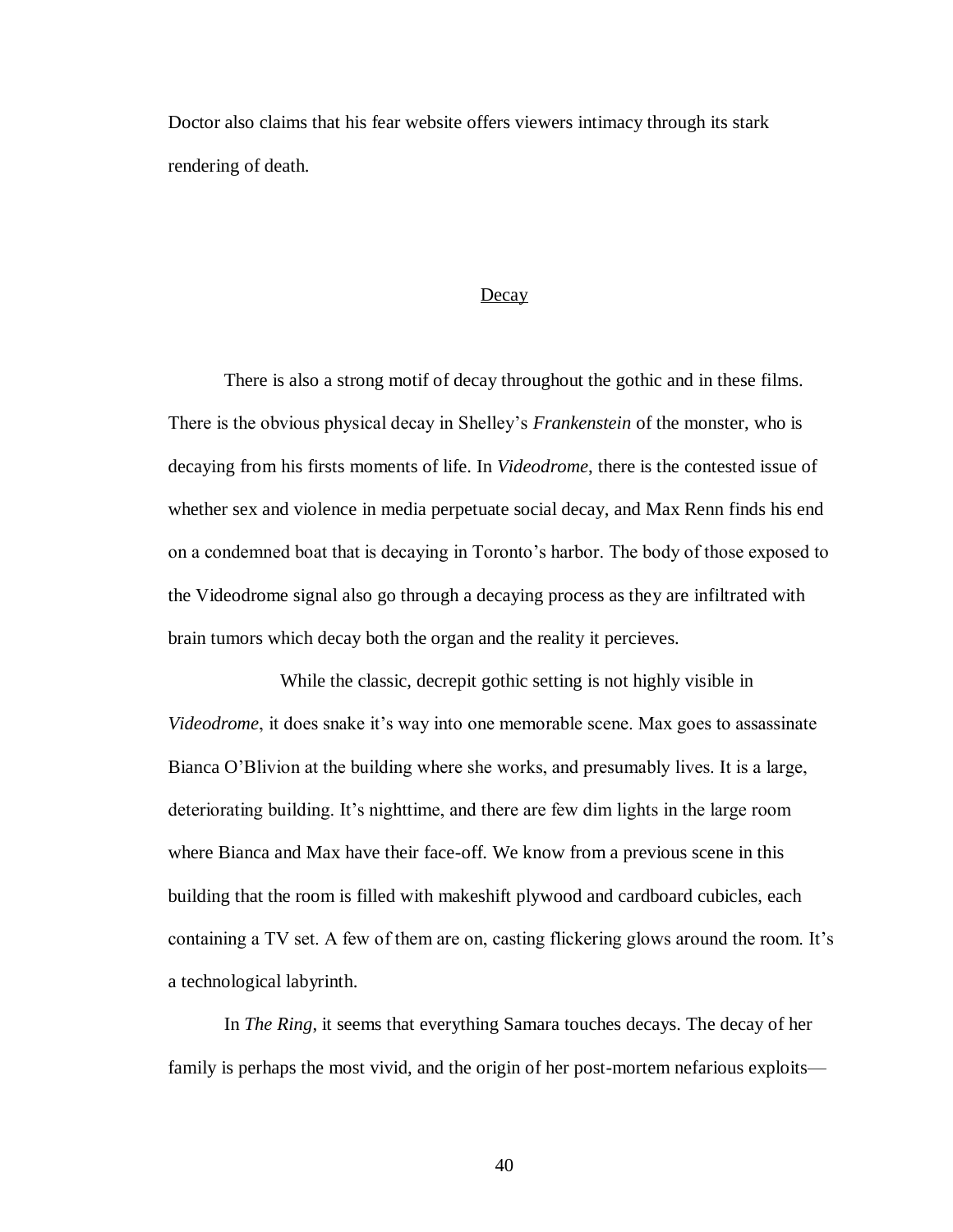Doctor also claims that his fear website offers viewers intimacy through its stark rendering of death.

## Decay

There is also a strong motif of decay throughout the gothic and in these films. There is the obvious physical decay in Shelley's *Frankenstein* of the monster, who is decaying from his firsts moments of life. In *Videodrome*, there is the contested issue of whether sex and violence in media perpetuate social decay, and Max Renn finds his end on a condemned boat that is decaying in Toronto's harbor. The body of those exposed to the Videodrome signal also go through a decaying process as they are infiltrated with brain tumors which decay both the organ and the reality it percieves.

While the classic, decrepit gothic setting is not highly visible in *Videodrome*, it does snake it's way into one memorable scene. Max goes to assassinate Bianca O'Blivion at the building where she works, and presumably lives. It is a large, deteriorating building. It's nighttime, and there are few dim lights in the large room where Bianca and Max have their face-off. We know from a previous scene in this building that the room is filled with makeshift plywood and cardboard cubicles, each containing a TV set. A few of them are on, casting flickering glows around the room. It's a technological labyrinth.

In *The Ring*, it seems that everything Samara touches decays. The decay of her family is perhaps the most vivid, and the origin of her post-mortem nefarious exploits—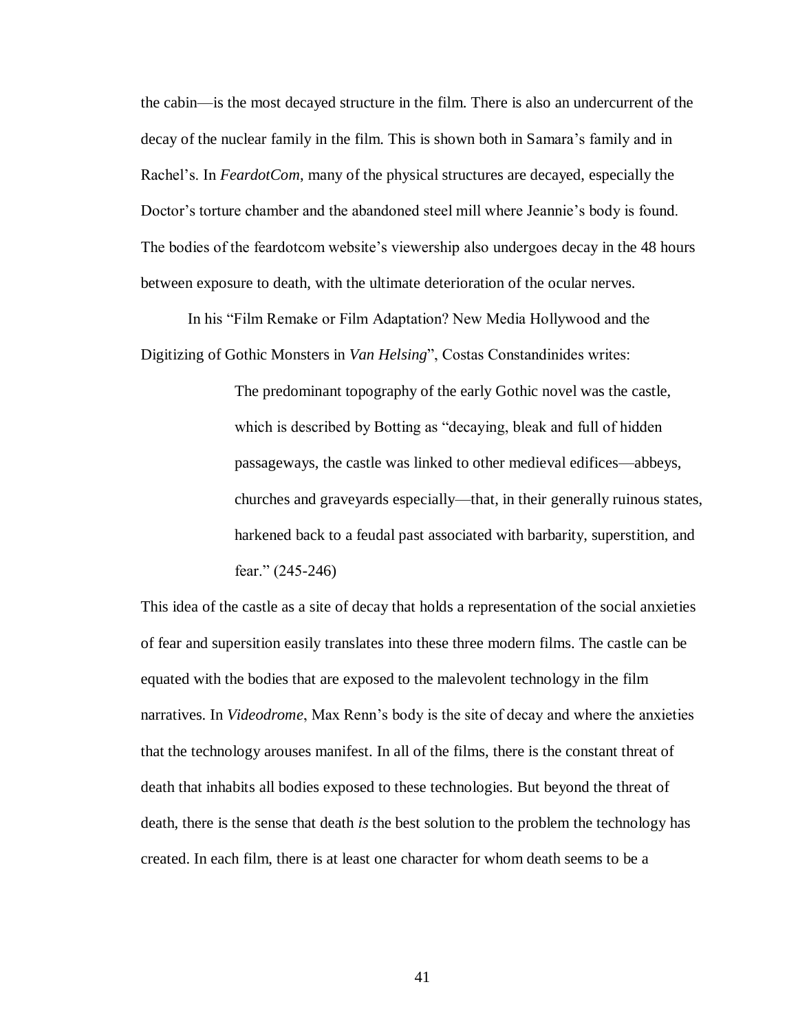the cabin—is the most decayed structure in the film. There is also an undercurrent of the decay of the nuclear family in the film. This is shown both in Samara's family and in Rachel's. In *FeardotCom*, many of the physical structures are decayed, especially the Doctor's torture chamber and the abandoned steel mill where Jeannie's body is found. The bodies of the feardotcom website's viewership also undergoes decay in the 48 hours between exposure to death, with the ultimate deterioration of the ocular nerves.

In his "Film Remake or Film Adaptation? New Media Hollywood and the Digitizing of Gothic Monsters in *Van Helsing*", Costas Constandinides writes:

> The predominant topography of the early Gothic novel was the castle, which is described by Botting as "decaying, bleak and full of hidden passageways, the castle was linked to other medieval edifices—abbeys, churches and graveyards especially—that, in their generally ruinous states, harkened back to a feudal past associated with barbarity, superstition, and fear." (245-246)

This idea of the castle as a site of decay that holds a representation of the social anxieties of fear and supersition easily translates into these three modern films. The castle can be equated with the bodies that are exposed to the malevolent technology in the film narratives. In *Videodrome*, Max Renn's body is the site of decay and where the anxieties that the technology arouses manifest. In all of the films, there is the constant threat of death that inhabits all bodies exposed to these technologies. But beyond the threat of death, there is the sense that death *is* the best solution to the problem the technology has created. In each film, there is at least one character for whom death seems to be a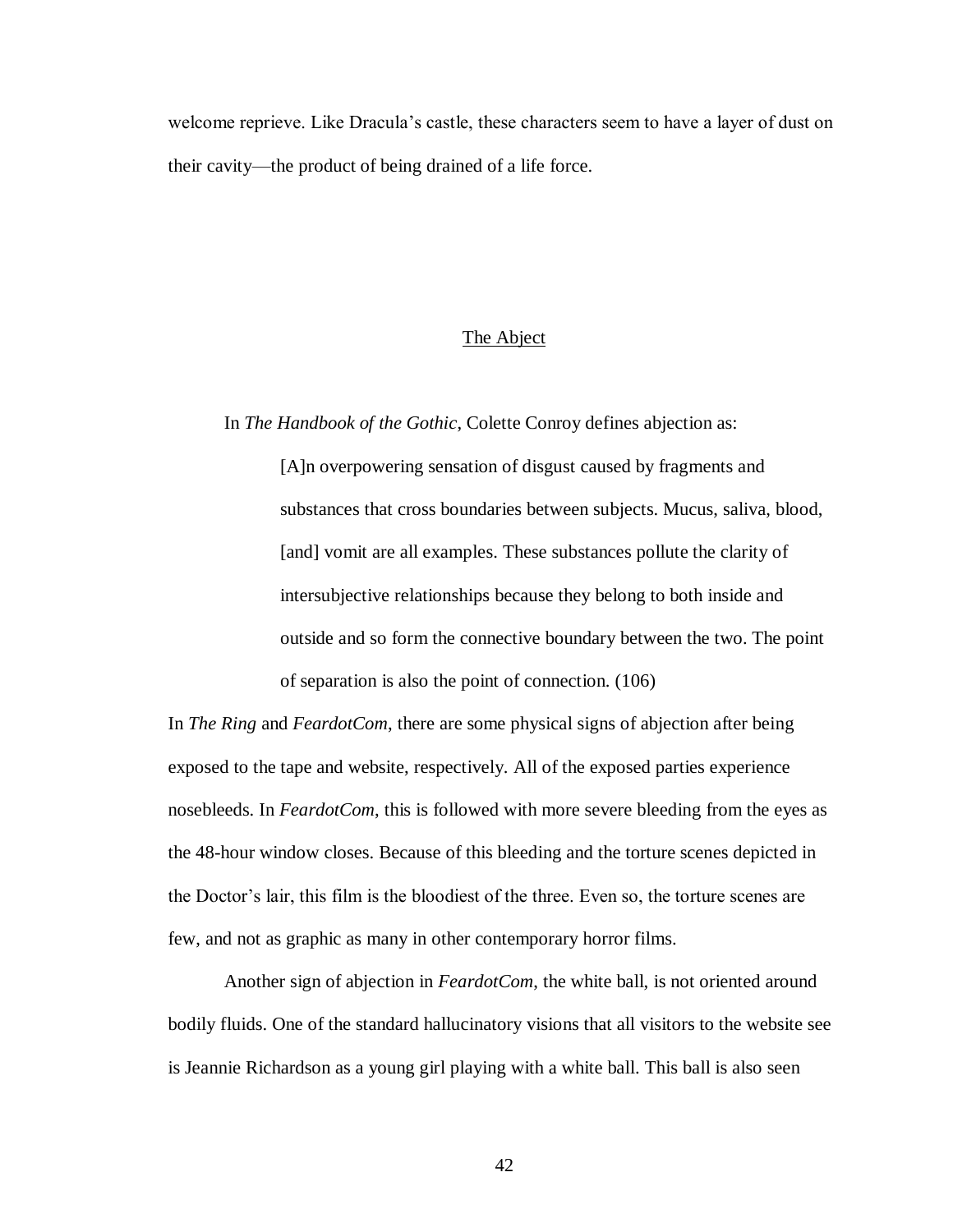welcome reprieve. Like Dracula's castle, these characters seem to have a layer of dust on their cavity—the product of being drained of a life force.

## The Abject

In *The Handbook of the Gothic*, Colette Conroy defines abjection as:

> [A]n overpowering sensation of disgust caused by fragments and substances that cross boundaries between subjects. Mucus, saliva, blood, [and] vomit are all examples. These substances pollute the clarity of intersubjective relationships because they belong to both inside and outside and so form the connective boundary between the two. The point of separation is also the point of connection. (106)

In *The Ring* and *FeardotCom*, there are some physical signs of abjection after being exposed to the tape and website, respectively. All of the exposed parties experience nosebleeds. In *FeardotCom*, this is followed with more severe bleeding from the eyes as the 48-hour window closes. Because of this bleeding and the torture scenes depicted in the Doctor's lair, this film is the bloodiest of the three. Even so, the torture scenes are few, and not as graphic as many in other contemporary horror films.

Another sign of abjection in *FeardotCom*, the white ball, is not oriented around bodily fluids. One of the standard hallucinatory visions that all visitors to the website see is Jeannie Richardson as a young girl playing with a white ball. This ball is also seen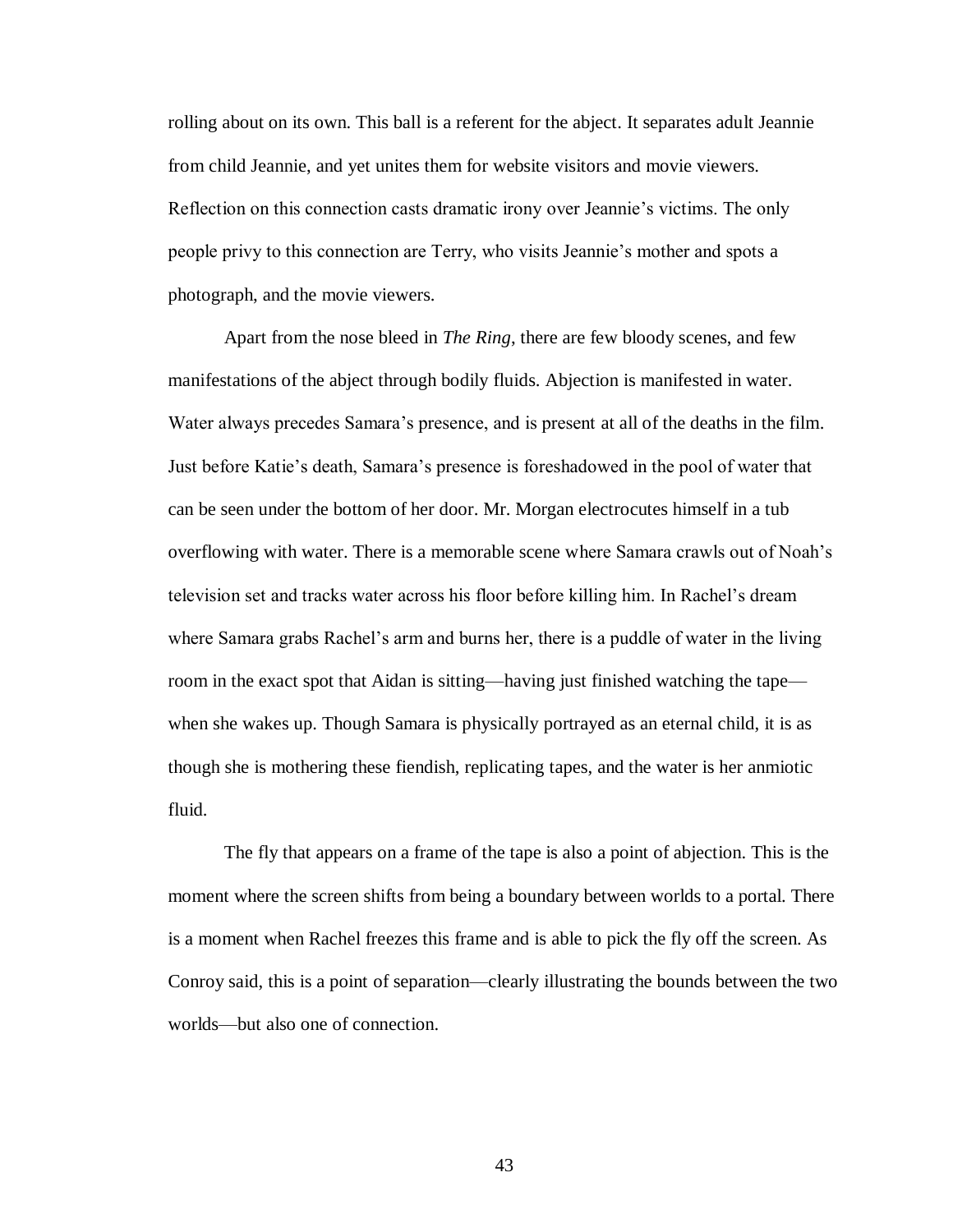rolling about on its own. This ball is a referent for the abject. It separates adult Jeannie from child Jeannie, and yet unites them for website visitors and movie viewers. Reflection on this connection casts dramatic irony over Jeannie's victims. The only people privy to this connection are Terry, who visits Jeannie's mother and spots a photograph, and the movie viewers.

Apart from the nose bleed in *The Ring*, there are few bloody scenes, and few manifestations of the abject through bodily fluids. Abjection is manifested in water. Water always precedes Samara's presence, and is present at all of the deaths in the film. Just before Katie's death, Samara's presence is foreshadowed in the pool of water that can be seen under the bottom of her door. Mr. Morgan electrocutes himself in a tub overflowing with water. There is a memorable scene where Samara crawls out of Noah's television set and tracks water across his floor before killing him. In Rachel's dream where Samara grabs Rachel's arm and burns her, there is a puddle of water in the living room in the exact spot that Aidan is sitting—having just finished watching the tape—when she wakes up. Though Samara is physically portrayed as an eternal child, it is as though she is mothering these fiendish, replicating tapes, and the water is her anmiotic fluid.

The fly that appears on a frame of the tape is also a point of abjection. This is the moment where the screen shifts from being a boundary between worlds to a portal. There is a moment when Rachel freezes this frame and is able to pick the fly off the screen. As Conroy said, this is a point of separation—clearly illustrating the bounds between the two worlds—but also one of connection.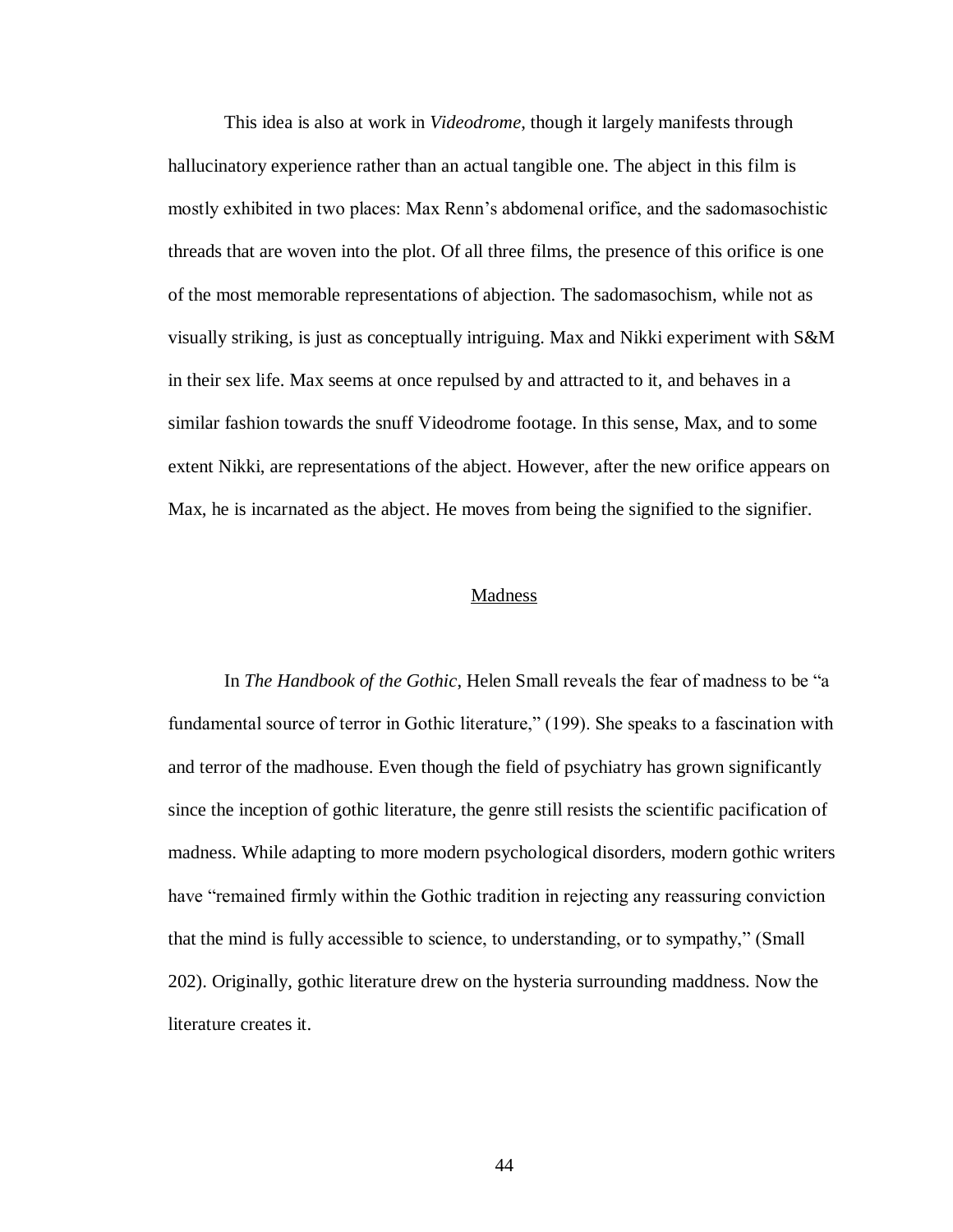This idea is also at work in *Videodrome*, though it largely manifests through hallucinatory experience rather than an actual tangible one. The abject in this film is mostly exhibited in two places: Max Renn's abdomenal orifice, and the sadomasochistic threads that are woven into the plot. Of all three films, the presence of this orifice is one of the most memorable representations of abjection. The sadomasochism, while not as visually striking, is just as conceptually intriguing. Max and Nikki experiment with S&M in their sex life. Max seems at once repulsed by and attracted to it, and behaves in a similar fashion towards the snuff Videodrome footage. In this sense, Max, and to some extent Nikki, are representations of the abject. However, after the new orifice appears on Max, he is incarnated as the abject. He moves from being the signified to the signifier.

## Madness

In *The Handbook of the Gothic*, Helen Small reveals the fear of madness to be "a fundamental source of terror in Gothic literature," (199). She speaks to a fascination with and terror of the madhouse. Even though the field of psychiatry has grown significantly since the inception of gothic literature, the genre still resists the scientific pacification of madness. While adapting to more modern psychological disorders, modern gothic writers have "remained firmly within the Gothic tradition in rejecting any reassuring conviction that the mind is fully accessible to science, to understanding, or to sympathy," (Small 202). Originally, gothic literature drew on the hysteria surrounding maddness. Now the literature creates it.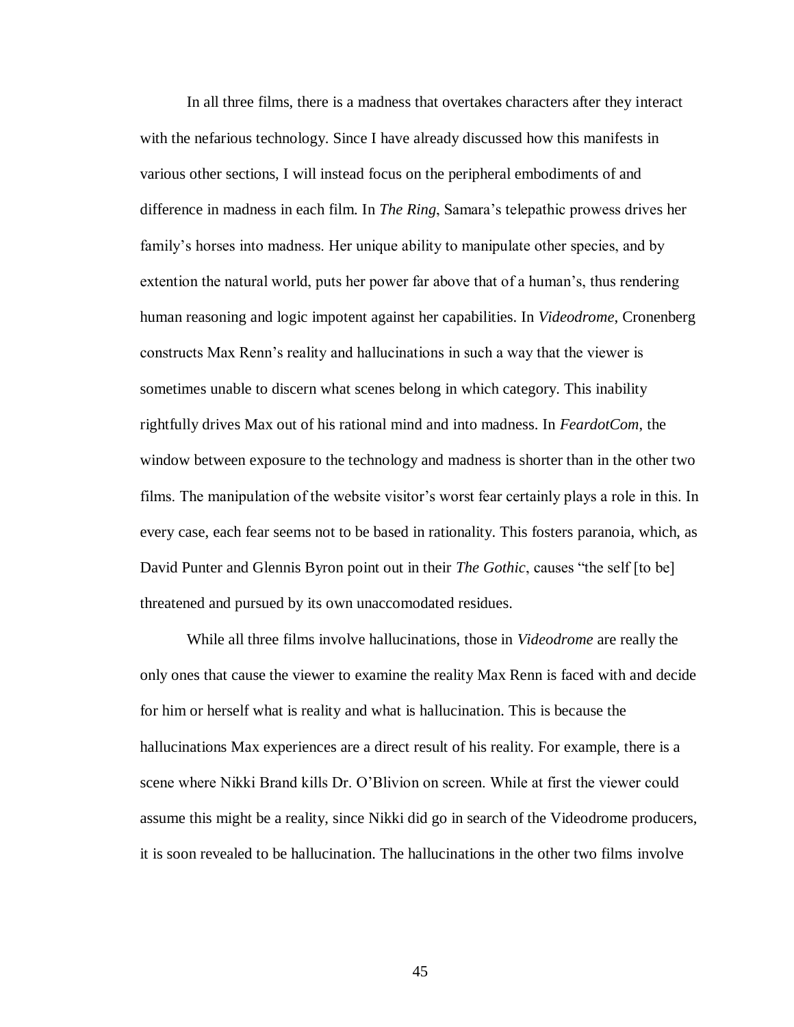In all three films, there is a madness that overtakes characters after they interact with the nefarious technology. Since I have already discussed how this manifests in various other sections, I will instead focus on the peripheral embodiments of and difference in madness in each film. In *The Ring*, Samara's telepathic prowess drives her family's horses into madness. Her unique ability to manipulate other species, and by extention the natural world, puts her power far above that of a human's, thus rendering human reasoning and logic impotent against her capabilities. In *Videodrome*, Cronenberg constructs Max Renn's reality and hallucinations in such a way that the viewer is sometimes unable to discern what scenes belong in which category. This inability rightfully drives Max out of his rational mind and into madness. In *FeardotCom*, the window between exposure to the technology and madness is shorter than in the other two films. The manipulation of the website visitor's worst fear certainly plays a role in this. In every case, each fear seems not to be based in rationality. This fosters paranoia, which, as David Punter and Glennis Byron point out in their *The Gothic*, causes "the self [to be] threatened and pursued by its own unaccomodated residues.

While all three films involve hallucinations, those in *Videodrome* are really the only ones that cause the viewer to examine the reality Max Renn is faced with and decide for him or herself what is reality and what is hallucination. This is because the hallucinations Max experiences are a direct result of his reality. For example, there is a scene where Nikki Brand kills Dr. O'Blivion on screen. While at first the viewer could assume this might be a reality, since Nikki did go in search of the Videodrome producers, it is soon revealed to be hallucination. The hallucinations in the other two films involve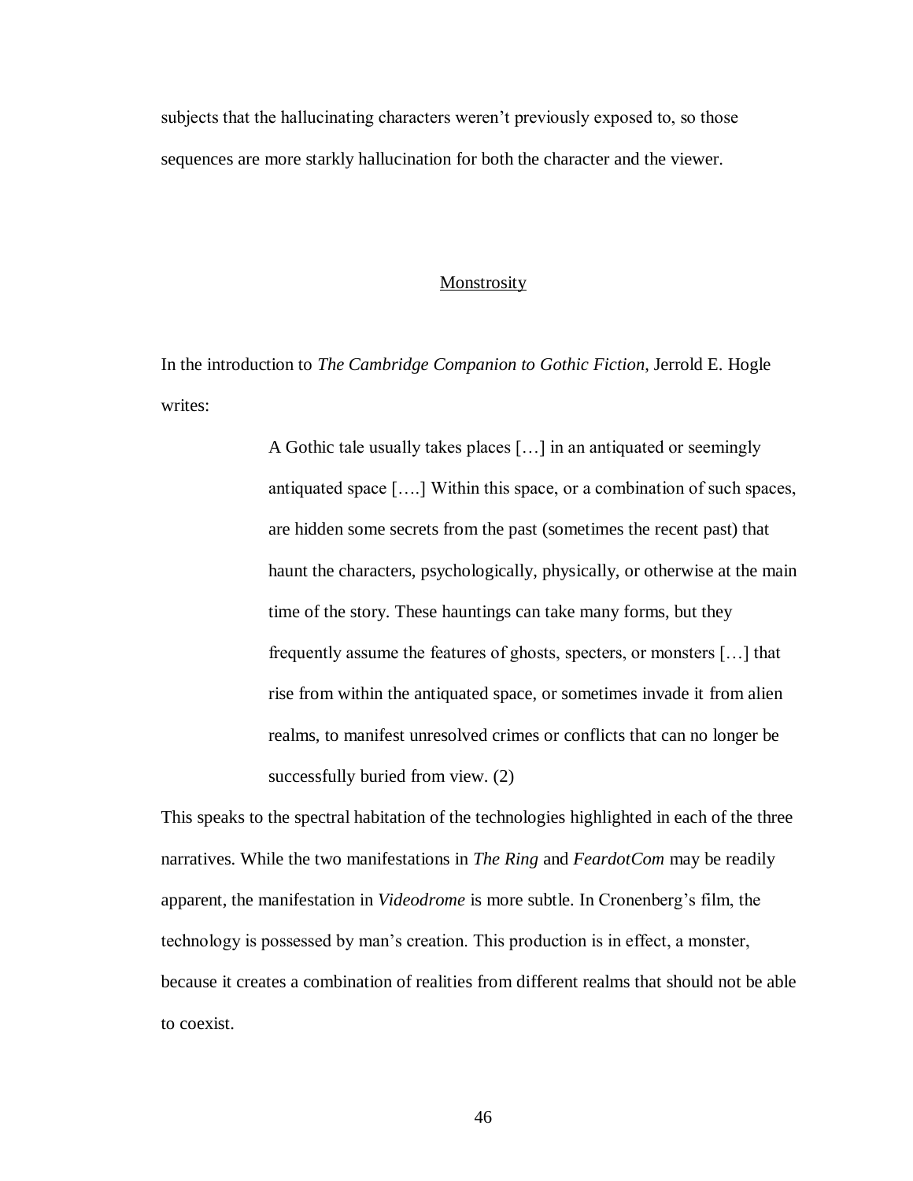subjects that the hallucinating characters weren't previously exposed to, so those sequences are more starkly hallucination for both the character and the viewer.

## Monstrosity

In the introduction to *The Cambridge Companion to Gothic Fiction*, Jerrold E. Hogle writes:

> A Gothic tale usually takes places […] in an antiquated or seemingly antiquated space [….] Within this space, or a combination of such spaces, are hidden some secrets from the past (sometimes the recent past) that haunt the characters, psychologically, physically, or otherwise at the main time of the story. These hauntings can take many forms, but they frequently assume the features of ghosts, specters, or monsters […] that rise from within the antiquated space, or sometimes invade it from alien realms, to manifest unresolved crimes or conflicts that can no longer be successfully buried from view. (2)

This speaks to the spectral habitation of the technologies highlighted in each of the three narratives. While the two manifestations in *The Ring* and *FeardotCom* may be readily apparent, the manifestation in *Videodrome* is more subtle. In Cronenberg's film, the technology is possessed by man's creation. This production is in effect, a monster, because it creates a combination of realities from different realms that should not be able to coexist.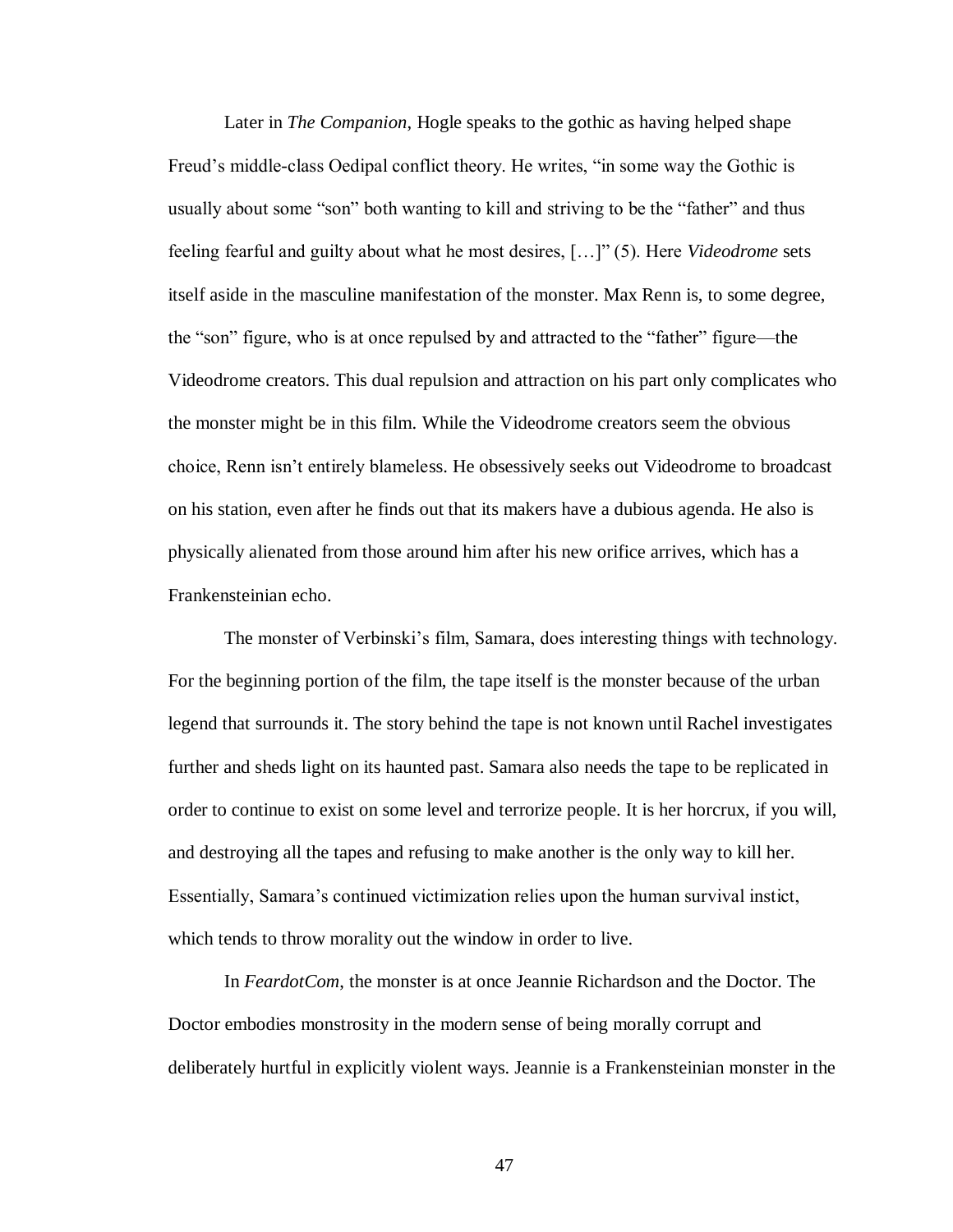Later in *The Companion*, Hogle speaks to the gothic as having helped shape Freud's middle-class Oedipal conflict theory. He writes, "in some way the Gothic is usually about some "son" both wanting to kill and striving to be the "father" and thus feeling fearful and guilty about what he most desires, […]" (5). Here *Videodrome* sets itself aside in the masculine manifestation of the monster. Max Renn is, to some degree, the "son" figure, who is at once repulsed by and attracted to the "father" figure—the Videodrome creators. This dual repulsion and attraction on his part only complicates who the monster might be in this film. While the Videodrome creators seem the obvious choice, Renn isn't entirely blameless. He obsessively seeks out Videodrome to broadcast on his station, even after he finds out that its makers have a dubious agenda. He also is physically alienated from those around him after his new orifice arrives, which has a Frankensteinian echo.

The monster of Verbinski's film, Samara, does interesting things with technology. For the beginning portion of the film, the tape itself is the monster because of the urban legend that surrounds it. The story behind the tape is not known until Rachel investigates further and sheds light on its haunted past. Samara also needs the tape to be replicated in order to continue to exist on some level and terrorize people. It is her horcrux, if you will, and destroying all the tapes and refusing to make another is the only way to kill her. Essentially, Samara's continued victimization relies upon the human survival instict, which tends to throw morality out the window in order to live.

In *FeardotCom*, the monster is at once Jeannie Richardson and the Doctor. The Doctor embodies monstrosity in the modern sense of being morally corrupt and deliberately hurtful in explicitly violent ways. Jeannie is a Frankensteinian monster in the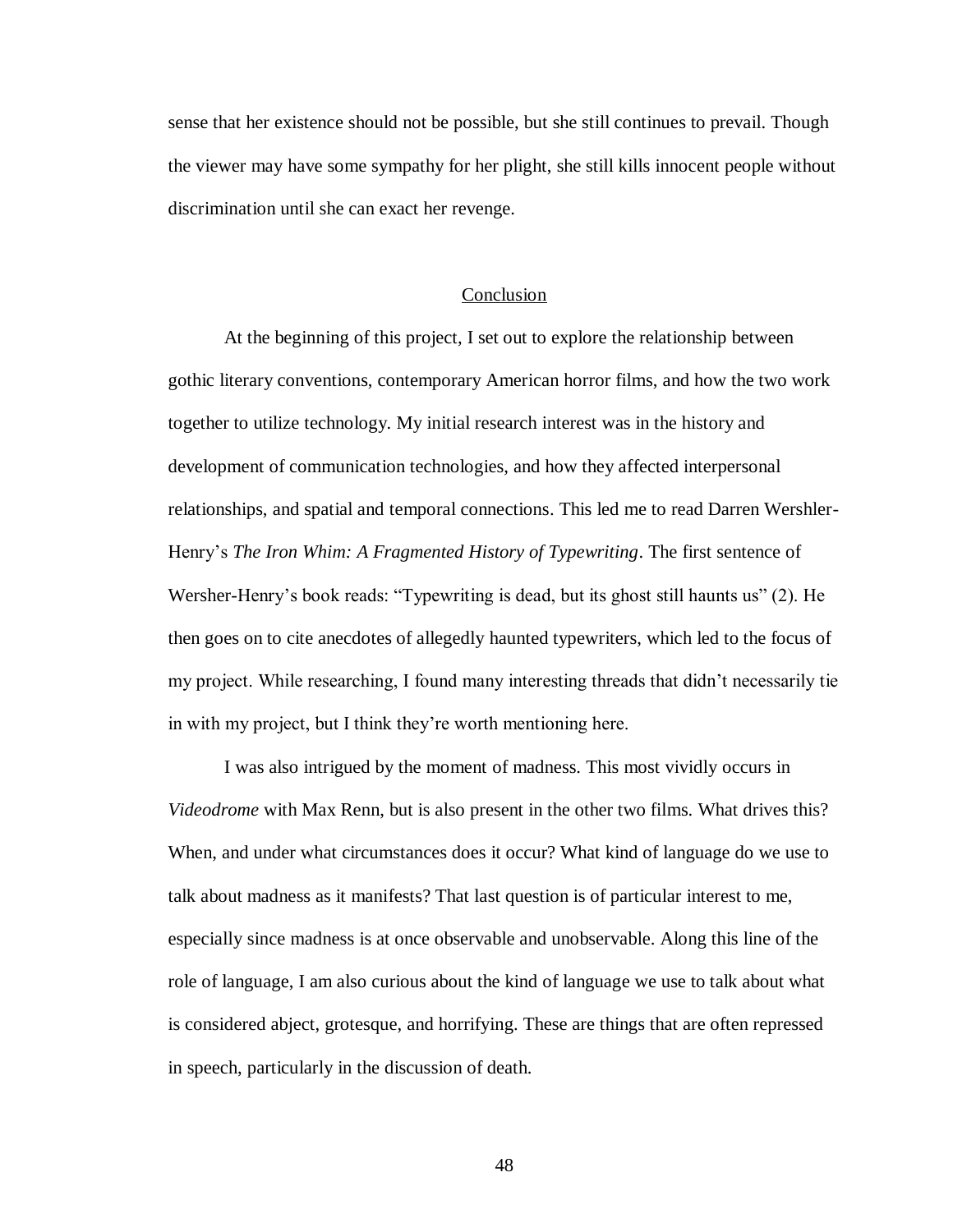sense that her existence should not be possible, but she still continues to prevail. Though the viewer may have some sympathy for her plight, she still kills innocent people without discrimination until she can exact her revenge.

## Conclusion

At the beginning of this project, I set out to explore the relationship between gothic literary conventions, contemporary American horror films, and how the two work together to utilize technology. My initial research interest was in the history and development of communication technologies, and how they affected interpersonal relationships, and spatial and temporal connections. This led me to read Darren Wershler-Henry's *The Iron Whim: A Fragmented History of Typewriting*. The first sentence of Wersher-Henry's book reads: "Typewriting is dead, but its ghost still haunts us" (2). He then goes on to cite anecdotes of allegedly haunted typewriters, which led to the focus of my project. While researching, I found many interesting threads that didn't necessarily tie in with my project, but I think they're worth mentioning here.

I was also intrigued by the moment of madness. This most vividly occurs in *Videodrome* with Max Renn, but is also present in the other two films. What drives this? When, and under what circumstances does it occur? What kind of language do we use to talk about madness as it manifests? That last question is of particular interest to me, especially since madness is at once observable and unobservable. Along this line of the role of language, I am also curious about the kind of language we use to talk about what is considered abject, grotesque, and horrifying. These are things that are often repressed in speech, particularly in the discussion of death.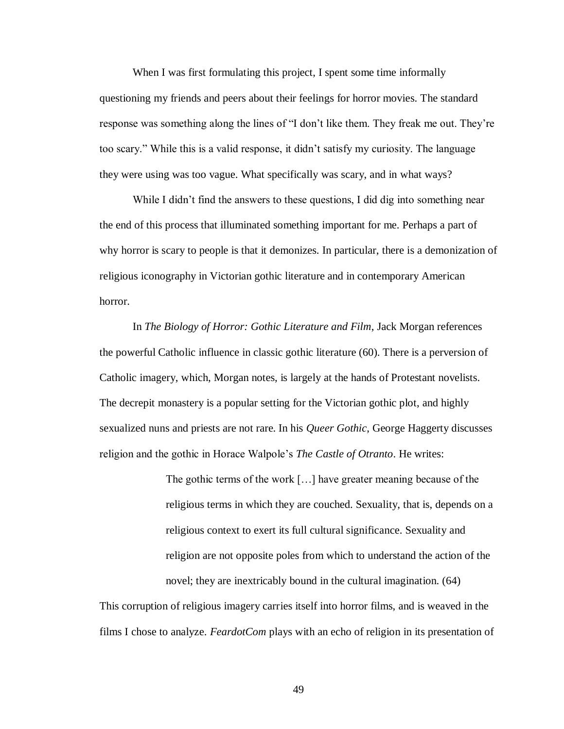When I was first formulating this project, I spent some time informally questioning my friends and peers about their feelings for horror movies. The standard response was something along the lines of "I don't like them. They freak me out. They're too scary." While this is a valid response, it didn't satisfy my curiosity. The language they were using was too vague. What specifically was scary, and in what ways?

While I didn't find the answers to these questions, I did dig into something near the end of this process that illuminated something important for me. Perhaps a part of why horror is scary to people is that it demonizes. In particular, there is a demonization of religious iconography in Victorian gothic literature and in contemporary American horror.

In *The Biology of Horror: Gothic Literature and Film*, Jack Morgan references the powerful Catholic influence in classic gothic literature (60). There is a perversion of Catholic imagery, which, Morgan notes, is largely at the hands of Protestant novelists. The decrepit monastery is a popular setting for the Victorian gothic plot, and highly sexualized nuns and priests are not rare. In his *Queer Gothic*, George Haggerty discusses religion and the gothic in Horace Walpole's *The Castle of Otranto*. He writes:

> The gothic terms of the work […] have greater meaning because of the religious terms in which they are couched. Sexuality, that is, depends on a religious context to exert its full cultural significance. Sexuality and religion are not opposite poles from which to understand the action of the novel; they are inextricably bound in the cultural imagination. (64)

This corruption of religious imagery carries itself into horror films, and is weaved in the films I chose to analyze. *FeardotCom* plays with an echo of religion in its presentation of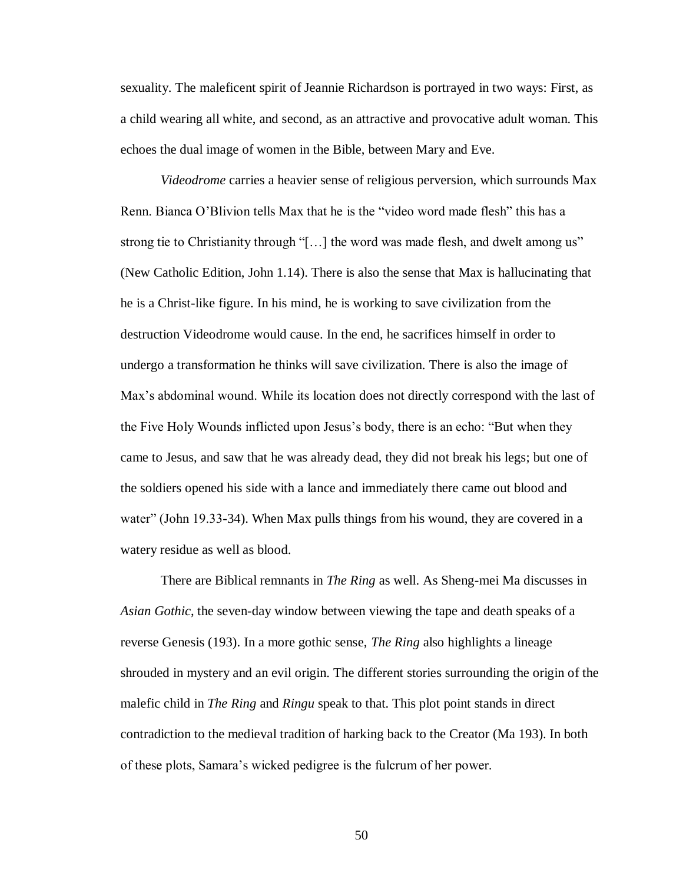sexuality. The maleficent spirit of Jeannie Richardson is portrayed in two ways: First, as a child wearing all white, and second, as an attractive and provocative adult woman. This echoes the dual image of women in the Bible, between Mary and Eve.

*Videodrome* carries a heavier sense of religious perversion, which surrounds Max Renn. Bianca O'Blivion tells Max that he is the "video word made flesh" this has a strong tie to Christianity through "[…] the word was made flesh, and dwelt among us" (New Catholic Edition, John 1.14). There is also the sense that Max is hallucinating that he is a Christ-like figure. In his mind, he is working to save civilization from the destruction Videodrome would cause. In the end, he sacrifices himself in order to undergo a transformation he thinks will save civilization. There is also the image of Max's abdominal wound. While its location does not directly correspond with the last of the Five Holy Wounds inflicted upon Jesus's body, there is an echo: "But when they came to Jesus, and saw that he was already dead, they did not break his legs; but one of the soldiers opened his side with a lance and immediately there came out blood and water" (John 19.33-34). When Max pulls things from his wound, they are covered in a watery residue as well as blood.

There are Biblical remnants in *The Ring* as well. As Sheng-mei Ma discusses in *Asian Gothic*, the seven-day window between viewing the tape and death speaks of a reverse Genesis (193). In a more gothic sense, *The Ring* also highlights a lineage shrouded in mystery and an evil origin. The different stories surrounding the origin of the malefic child in *The Ring* and *Ringu* speak to that. This plot point stands in direct contradiction to the medieval tradition of harking back to the Creator (Ma 193). In both of these plots, Samara's wicked pedigree is the fulcrum of her power.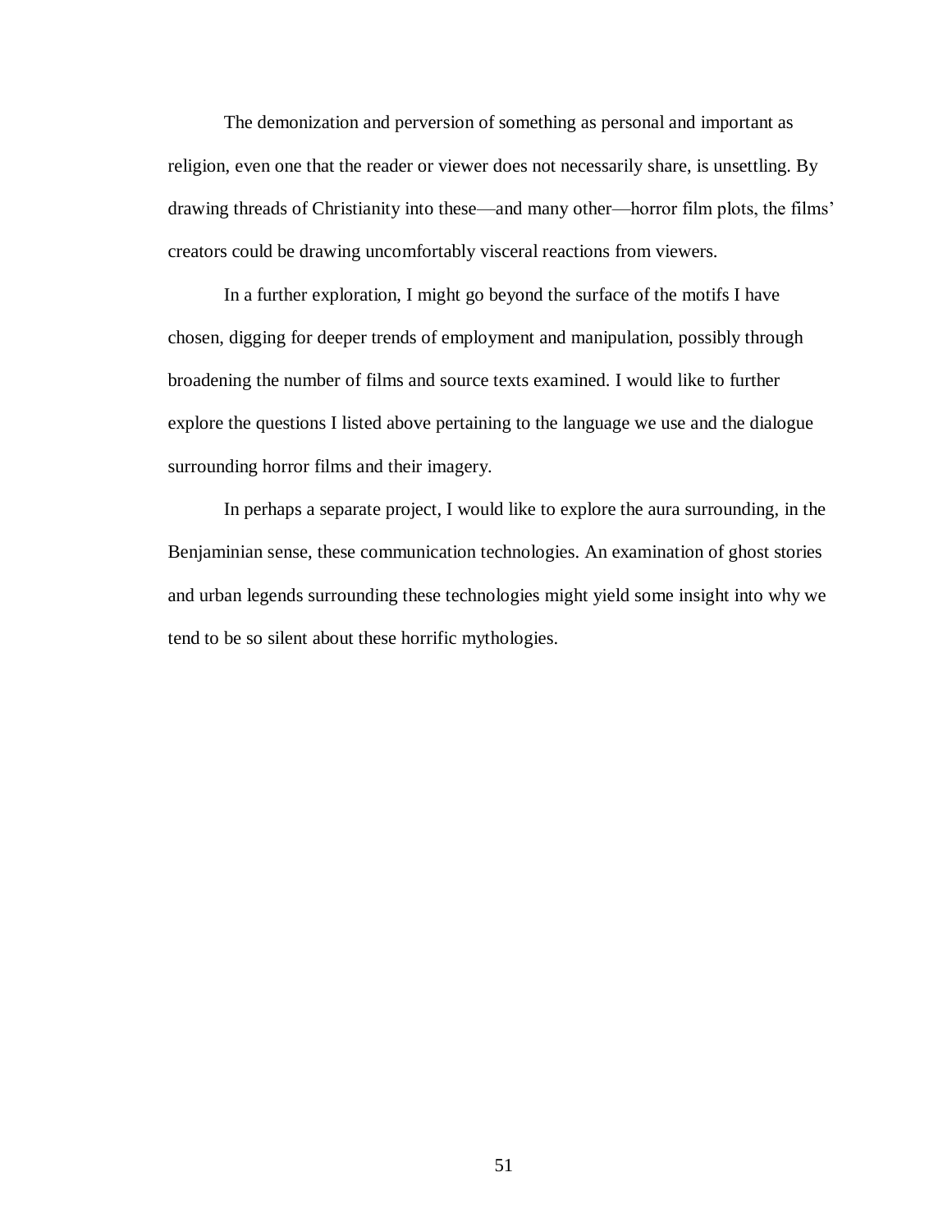The demonization and perversion of something as personal and important as religion, even one that the reader or viewer does not necessarily share, is unsettling. By drawing threads of Christianity into these—and many other—horror film plots, the films' creators could be drawing uncomfortably visceral reactions from viewers.

In a further exploration, I might go beyond the surface of the motifs I have chosen, digging for deeper trends of employment and manipulation, possibly through broadening the number of films and source texts examined. I would like to further explore the questions I listed above pertaining to the language we use and the dialogue surrounding horror films and their imagery.

In perhaps a separate project, I would like to explore the aura surrounding, in the Benjaminian sense, these communication technologies. An examination of ghost stories and urban legends surrounding these technologies might yield some insight into why we tend to be so silent about these horrific mythologies.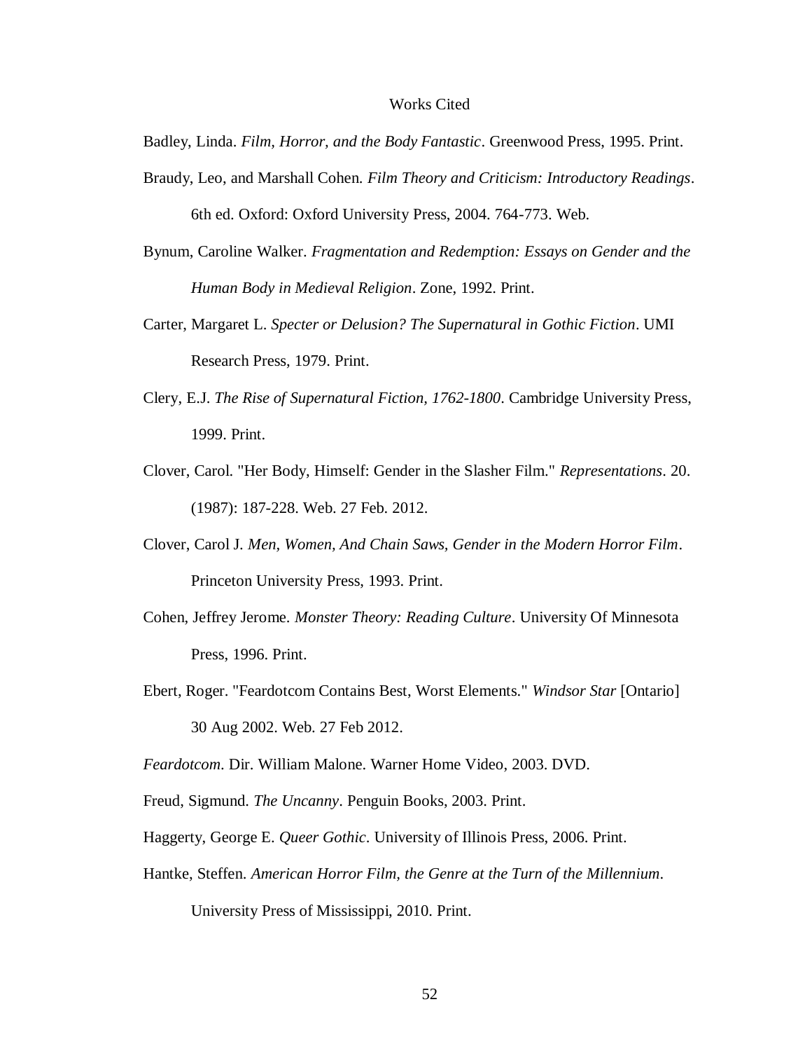# Works Cited

Badley, Linda. *Film, Horror, and the Body Fantastic*. Greenwood Press, 1995. Print.

Braudy, Leo, and Marshall Cohen. *Film Theory and Criticism: Introductory Readings*. 6th ed. Oxford: Oxford University Press, 2004. 764-773. Web.

Bynum, Caroline Walker. *Fragmentation and Redemption: Essays on Gender and the Human Body in Medieval Religion*. Zone, 1992. Print.

Carter, Margaret L. *Specter or Delusion? The Supernatural in Gothic Fiction*. UMI Research Press, 1979. Print.

Clery, E.J. *The Rise of Supernatural Fiction, 1762-1800*. Cambridge University Press, 1999. Print.

Clover, Carol. "Her Body, Himself: Gender in the Slasher Film." *Representations*. 20. (1987): 187-228. Web. 27 Feb. 2012.

Clover, Carol J. *Men, Women, And Chain Saws, Gender in the Modern Horror Film*. Princeton University Press, 1993. Print.

Cohen, Jeffrey Jerome. *Monster Theory: Reading Culture*. University Of Minnesota Press, 1996. Print.

Ebert, Roger. "Feardotcom Contains Best, Worst Elements." *Windsor Star* [Ontario] 30 Aug 2002. Web. 27 Feb 2012.

*Feardotcom*. Dir. William Malone. Warner Home Video, 2003. DVD.

Freud, Sigmund. *The Uncanny*. Penguin Books, 2003. Print.

Haggerty, George E. *Queer Gothic*. University of Illinois Press, 2006. Print.

Hantke, Steffen. *American Horror Film, the Genre at the Turn of the Millennium*. University Press of Mississippi, 2010. Print.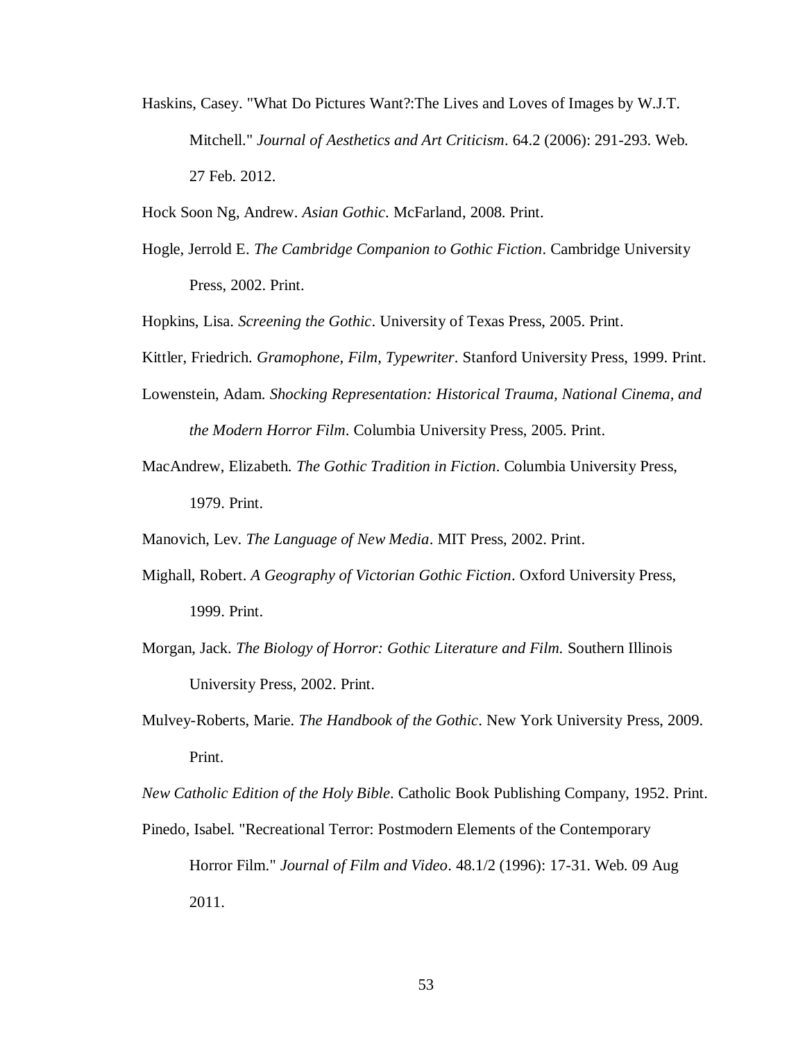Haskins, Casey. "What Do Pictures Want?:The Lives and Loves of Images by W.J.T. Mitchell." *Journal of Aesthetics and Art Criticism*. 64.2 (2006): 291-293. Web. 27 Feb. 2012.

Hock Soon Ng, Andrew. *Asian Gothic*. McFarland, 2008. Print.

Hogle, Jerrold E. *The Cambridge Companion to Gothic Fiction*. Cambridge University Press, 2002. Print.

Hopkins, Lisa. *Screening the Gothic*. University of Texas Press, 2005. Print.

Kittler, Friedrich. *Gramophone, Film, Typewriter*. Stanford University Press, 1999. Print.

Lowenstein, Adam. *Shocking Representation: Historical Trauma, National Cinema, and the Modern Horror Film*. Columbia University Press, 2005. Print.

MacAndrew, Elizabeth. *The Gothic Tradition in Fiction*. Columbia University Press, 1979. Print.

Manovich, Lev. *The Language of New Media*. MIT Press, 2002. Print.

Mighall, Robert. *A Geography of Victorian Gothic Fiction*. Oxford University Press, 1999. Print.

Morgan, Jack. *The Biology of Horror: Gothic Literature and Film.* Southern Illinois University Press, 2002. Print.

Mulvey-Roberts, Marie. *The Handbook of the Gothic*. New York University Press, 2009. Print.

*New Catholic Edition of the Holy Bible*. Catholic Book Publishing Company, 1952. Print.

Pinedo, Isabel. "Recreational Terror: Postmodern Elements of the Contemporary Horror Film." *Journal of Film and Video*. 48.1/2 (1996): 17-31. Web. 09 Aug 2011.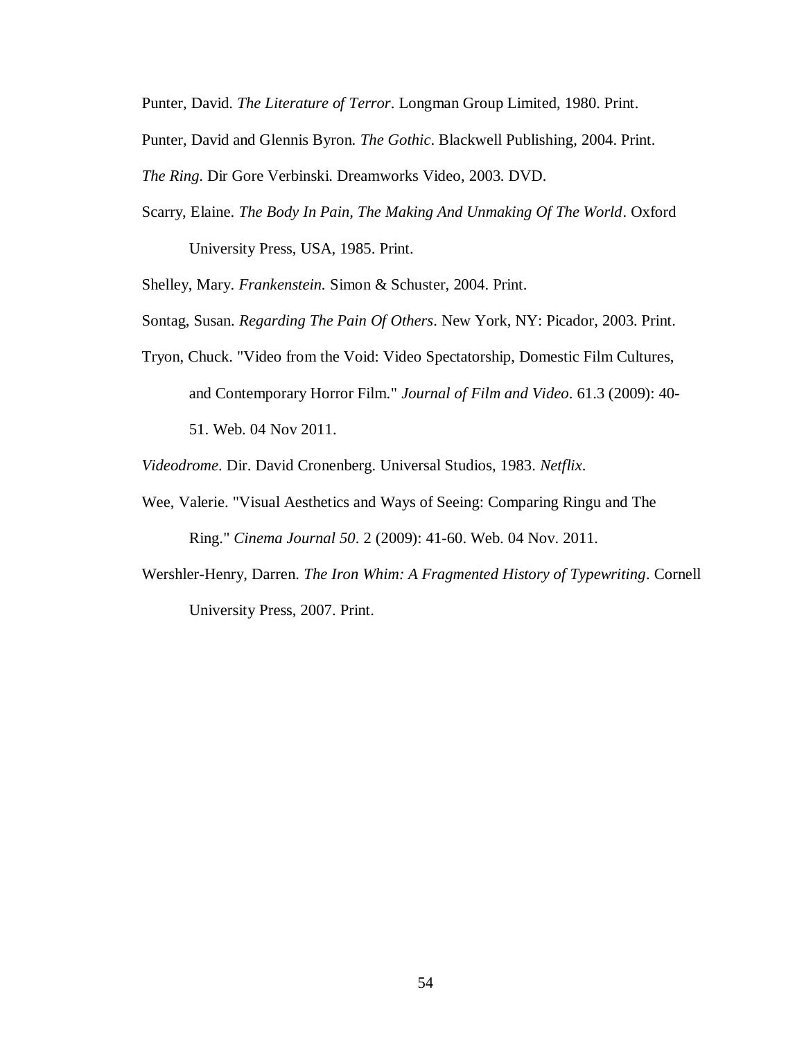Punter, David. *The Literature of Terror*. Longman Group Limited, 1980. Print.

Punter, David and Glennis Byron. *The Gothic*. Blackwell Publishing, 2004. Print.

*The Ring*. Dir Gore Verbinski. Dreamworks Video, 2003. DVD.

Scarry, Elaine. *The Body In Pain, The Making And Unmaking Of The World*. Oxford University Press, USA, 1985. Print.

Shelley, Mary. *Frankenstein*. Simon & Schuster, 2004. Print.

Sontag, Susan. *Regarding The Pain Of Others*. New York, NY: Picador, 2003. Print.

Tryon, Chuck. "Video from the Void: Video Spectatorship, Domestic Film Cultures, and Contemporary Horror Film." *Journal of Film and Video*. 61.3 (2009): 40-51. Web. 04 Nov 2011.

*Videodrome*. Dir. David Cronenberg. Universal Studios, 1983. *Netflix*.

Wee, Valerie. "Visual Aesthetics and Ways of Seeing: Comparing Ringu and The Ring." *Cinema Journal 50*. 2 (2009): 41-60. Web. 04 Nov. 2011.

Wershler-Henry, Darren. *The Iron Whim: A Fragmented History of Typewriting*. Cornell University Press, 2007. Print.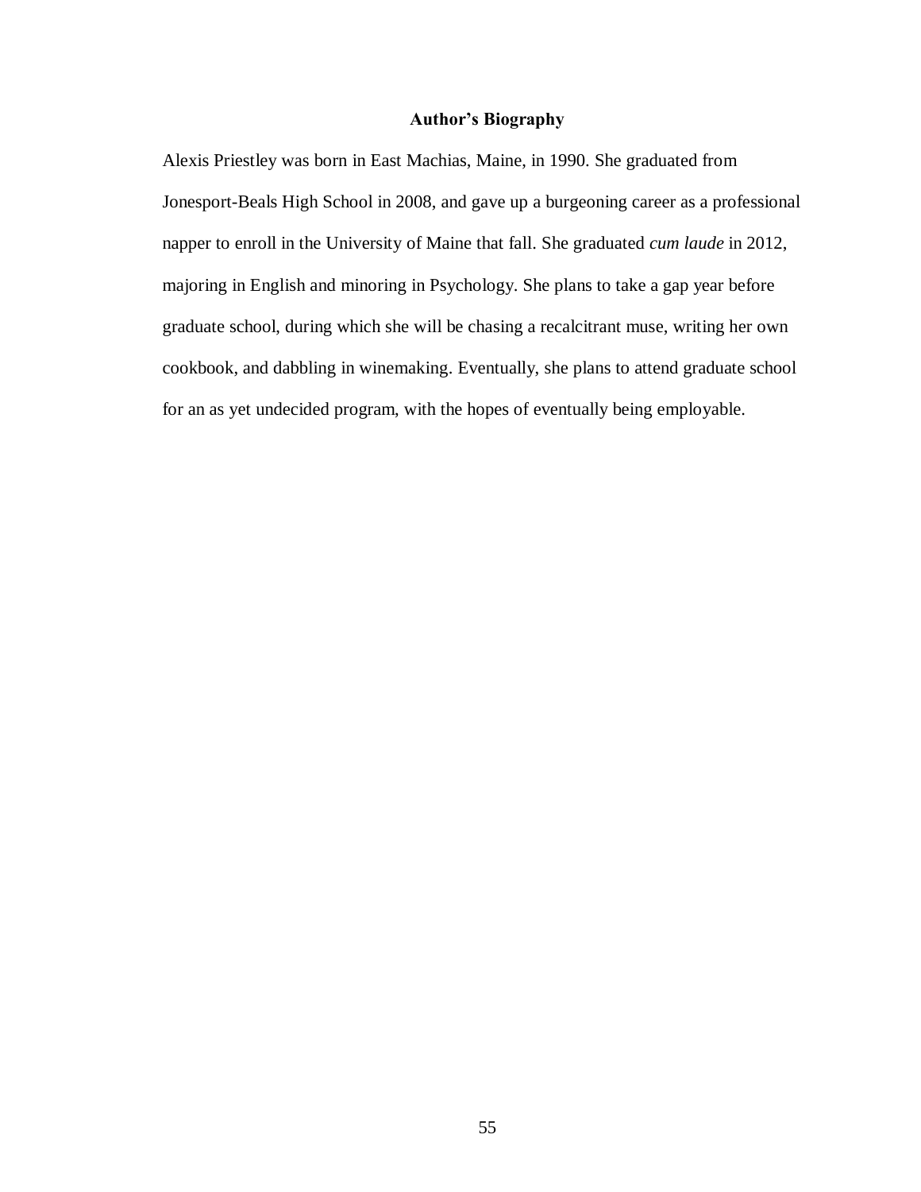## Author's Biography

Alexis Priestley was born in East Machias, Maine, in 1990. She graduated from Jonesport-Beals High School in 2008, and gave up a burgeoning career as a professional napper to enroll in the University of Maine that fall. She graduated *cum laude* in 2012, majoring in English and minoring in Psychology. She plans to take a gap year before graduate school, during which she will be chasing a recalcitrant muse, writing her own cookbook, and dabbling in winemaking. Eventually, she plans to attend graduate school for an as yet undecided program, with the hopes of eventually being employable.